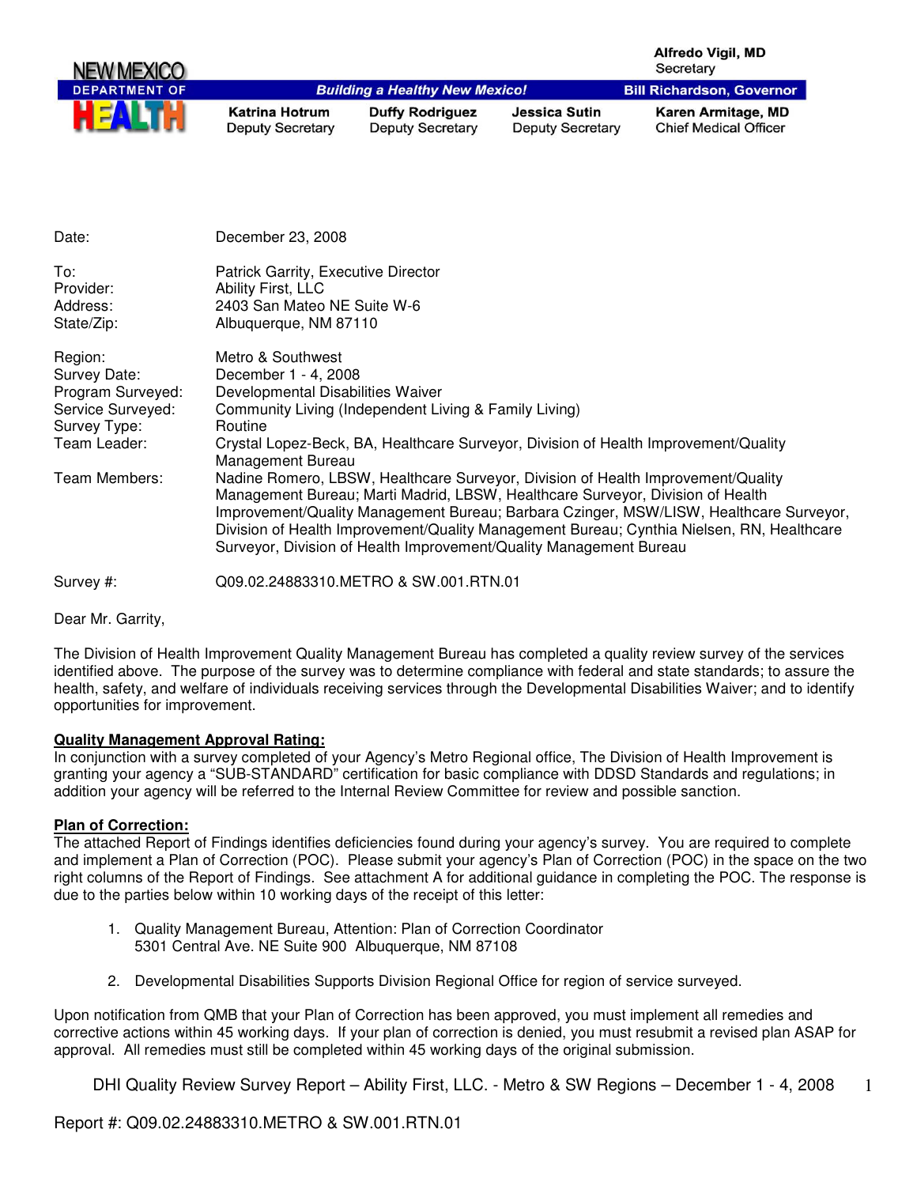NEW MEXICO DEPARTMENT OF HEALTH

Building a Healthy New Mexico!

Alfredo Vigil, MD
Secretary

Bill Richardson, Governor

Katrina Hotrum
Deputy Secretary

Duffy Rodriguez
Deputy Secretary

Jessica Sutin
Deputy Secretary

Karen Armitage, MD
Chief Medical Officer

| | |
|---|---|
| Date: | December 23, 2008 |
| To: | Patrick Garrity, Executive Director |
| Provider: | Ability First, LLC |
| Address: | 2403 San Mateo NE Suite W-6 |
| State/Zip: | Albuquerque, NM 87110 |
| Region: | Metro & Southwest |
| Survey Date: | December 1 - 4, 2008 |
| Program Surveyed: | Developmental Disabilities Waiver |
| Service Surveyed: | Community Living (Independent Living & Family Living) |
| Survey Type: | Routine |
| Team Leader: | Crystal Lopez-Beck, BA, Healthcare Surveyor, Division of Health Improvement/Quality Management Bureau |
| Team Members: | Nadine Romero, LBSW, Healthcare Surveyor, Division of Health Improvement/Quality Management Bureau; Marti Madrid, LBSW, Healthcare Surveyor, Division of Health Improvement/Quality Management Bureau; Barbara Czinger, MSW/LISW, Healthcare Surveyor, Division of Health Improvement/Quality Management Bureau; Cynthia Nielsen, RN, Healthcare Surveyor, Division of Health Improvement/Quality Management Bureau |
| Survey #: | Q09.02.24883310.METRO & SW.001.RTN.01 |

Dear Mr. Garrity,

The Division of Health Improvement Quality Management Bureau has completed a quality review survey of the services identified above. The purpose of the survey was to determine compliance with federal and state standards; to assure the health, safety, and welfare of individuals receiving services through the Developmental Disabilities Waiver; and to identify opportunities for improvement.

**Quality Management Approval Rating:**

In conjunction with a survey completed of your Agency's Metro Regional office, The Division of Health Improvement is granting your agency a "SUB-STANDARD" certification for basic compliance with DDSD Standards and regulations; in addition your agency will be referred to the Internal Review Committee for review and possible sanction.

**Plan of Correction:**

The attached Report of Findings identifies deficiencies found during your agency's survey. You are required to complete and implement a Plan of Correction (POC). Please submit your agency's Plan of Correction (POC) in the space on the two right columns of the Report of Findings. See attachment A for additional guidance in completing the POC. The response is due to the parties below within 10 working days of the receipt of this letter:

1. Quality Management Bureau, Attention: Plan of Correction Coordinator
   5301 Central Ave. NE Suite 900 Albuquerque, NM 87108

2. Developmental Disabilities Supports Division Regional Office for region of service surveyed.

Upon notification from QMB that your Plan of Correction has been approved, you must implement all remedies and corrective actions within 45 working days. If your plan of correction is denied, you must resubmit a revised plan ASAP for approval. All remedies must still be completed within 45 working days of the original submission.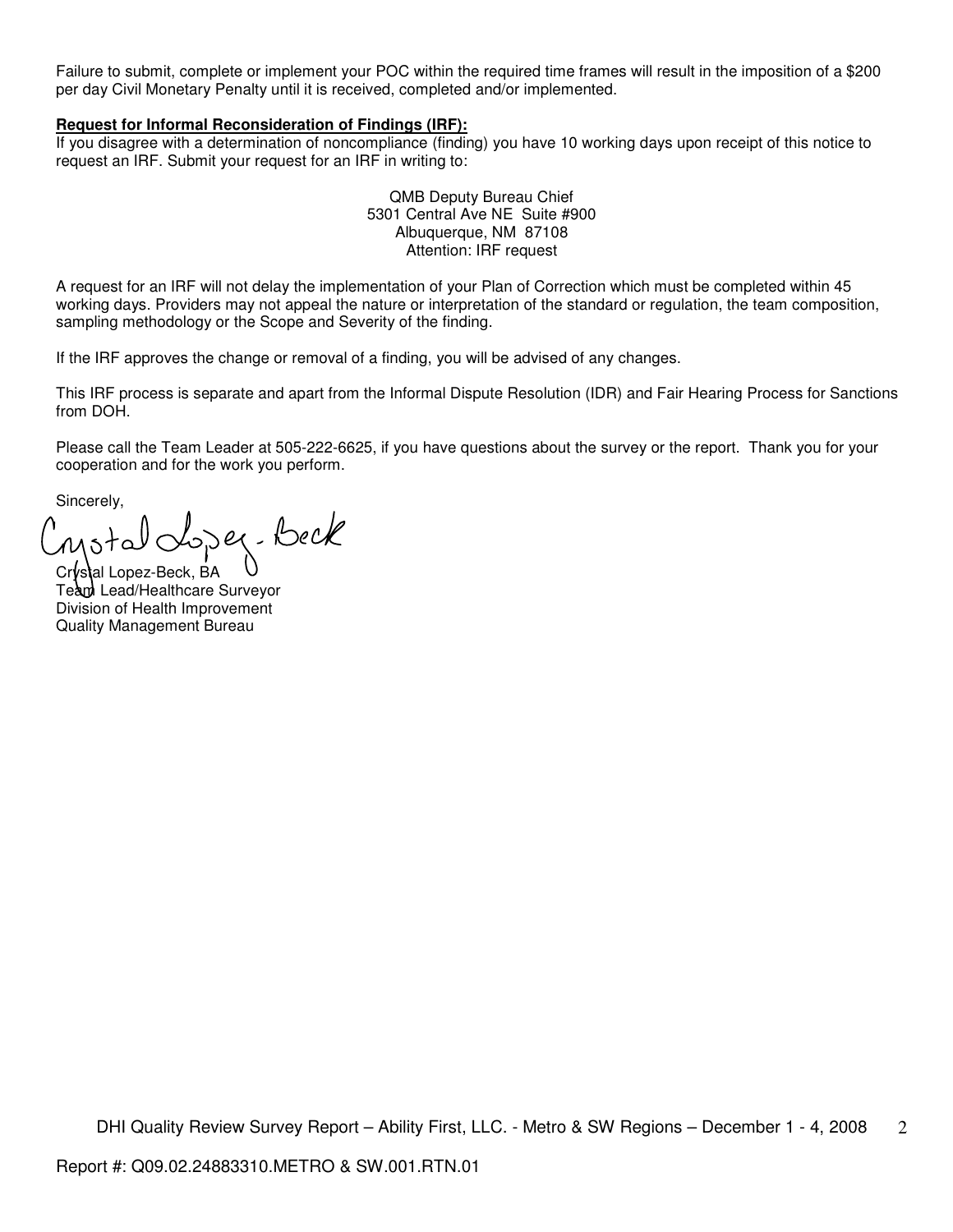Failure to submit, complete or implement your POC within the required time frames will result in the imposition of a $200 per day Civil Monetary Penalty until it is received, completed and/or implemented.

**Request for Informal Reconsideration of Findings (IRF):**

If you disagree with a determination of noncompliance (finding) you have 10 working days upon receipt of this notice to request an IRF. Submit your request for an IRF in writing to:

QMB Deputy Bureau Chief
5301 Central Ave NE Suite #900
Albuquerque, NM 87108
Attention: IRF request

A request for an IRF will not delay the implementation of your Plan of Correction which must be completed within 45 working days. Providers may not appeal the nature or interpretation of the standard or regulation, the team composition, sampling methodology or the Scope and Severity of the finding.

If the IRF approves the change or removal of a finding, you will be advised of any changes.

This IRF process is separate and apart from the Informal Dispute Resolution (IDR) and Fair Hearing Process for Sanctions from DOH.

Please call the Team Leader at 505-222-6625, if you have questions about the survey or the report. Thank you for your cooperation and for the work you perform.

Sincerely,

Crystal Lopez-Beck

Crystal Lopez-Beck, BA
Team Lead/Healthcare Surveyor
Division of Health Improvement
Quality Management Bureau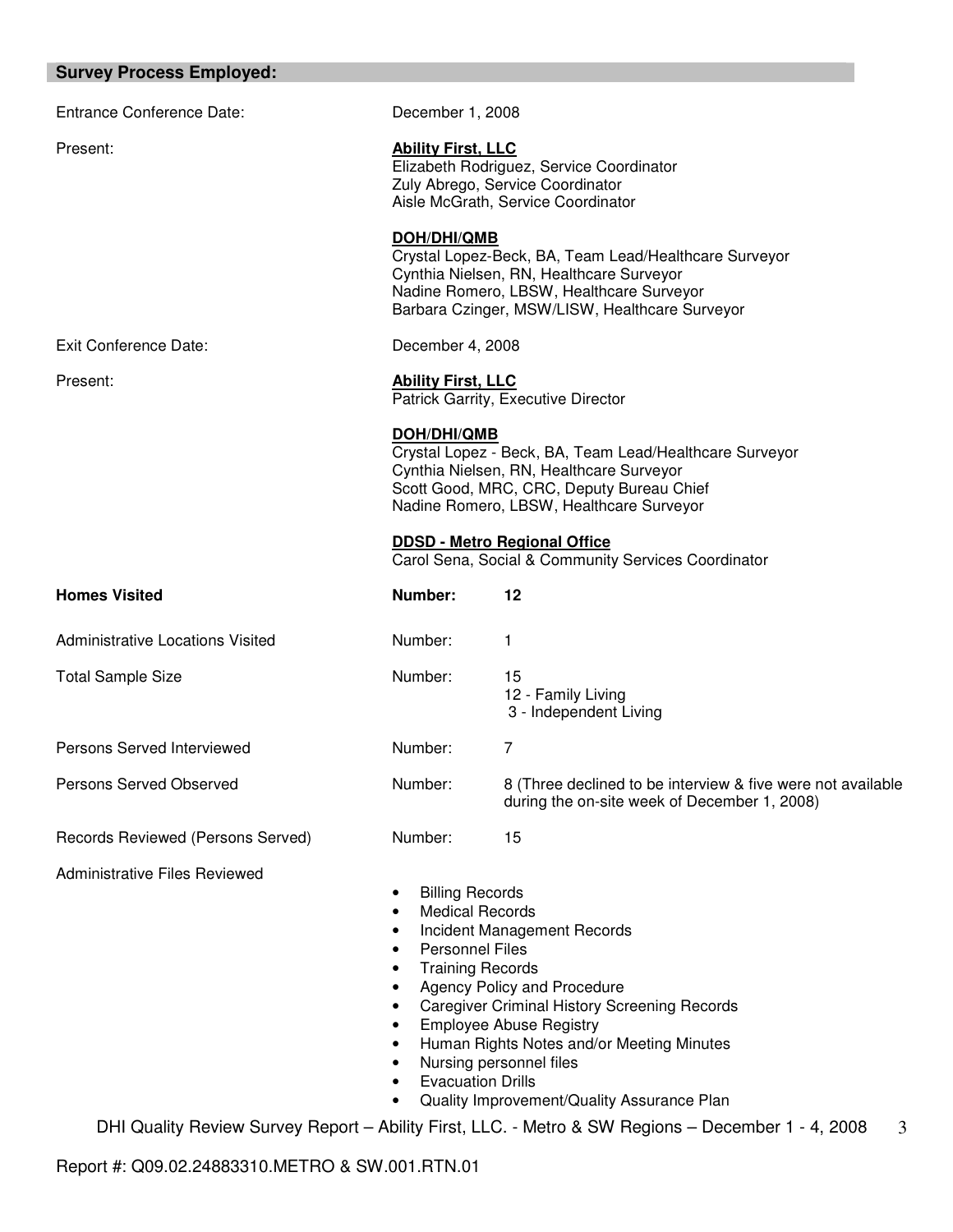## Survey Process Employed:

Entrance Conference Date: December 1, 2008

Present:

**Ability First, LLC**
Elizabeth Rodriguez, Service Coordinator
Zuly Abrego, Service Coordinator
Aisle McGrath, Service Coordinator

**DOH/DHI/QMB**
Crystal Lopez-Beck, BA, Team Lead/Healthcare Surveyor
Cynthia Nielsen, RN, Healthcare Surveyor
Nadine Romero, LBSW, Healthcare Surveyor
Barbara Czinger, MSW/LISW, Healthcare Surveyor

Exit Conference Date: December 4, 2008

Present:

**Ability First, LLC**
Patrick Garrity, Executive Director

**DOH/DHI/QMB**
Crystal Lopez - Beck, BA, Team Lead/Healthcare Surveyor
Cynthia Nielsen, RN, Healthcare Surveyor
Scott Good, MRC, CRC, Deputy Bureau Chief
Nadine Romero, LBSW, Healthcare Surveyor

**DDSD - Metro Regional Office**
Carol Sena, Social & Community Services Coordinator

**Homes Visited** — **Number: 12**

Administrative Locations Visited — Number: 1

Total Sample Size — Number: 15
- 12 - Family Living
- 3 - Independent Living

Persons Served Interviewed — Number: 7

Persons Served Observed — Number: 8 (Three declined to be interview & five were not available during the on-site week of December 1, 2008)

Records Reviewed (Persons Served) — Number: 15

Administrative Files Reviewed

- Billing Records
- Medical Records
- Incident Management Records
- Personnel Files
- Training Records
- Agency Policy and Procedure
- Caregiver Criminal History Screening Records
- Employee Abuse Registry
- Human Rights Notes and/or Meeting Minutes
- Nursing personnel files
- Evacuation Drills
- Quality Improvement/Quality Assurance Plan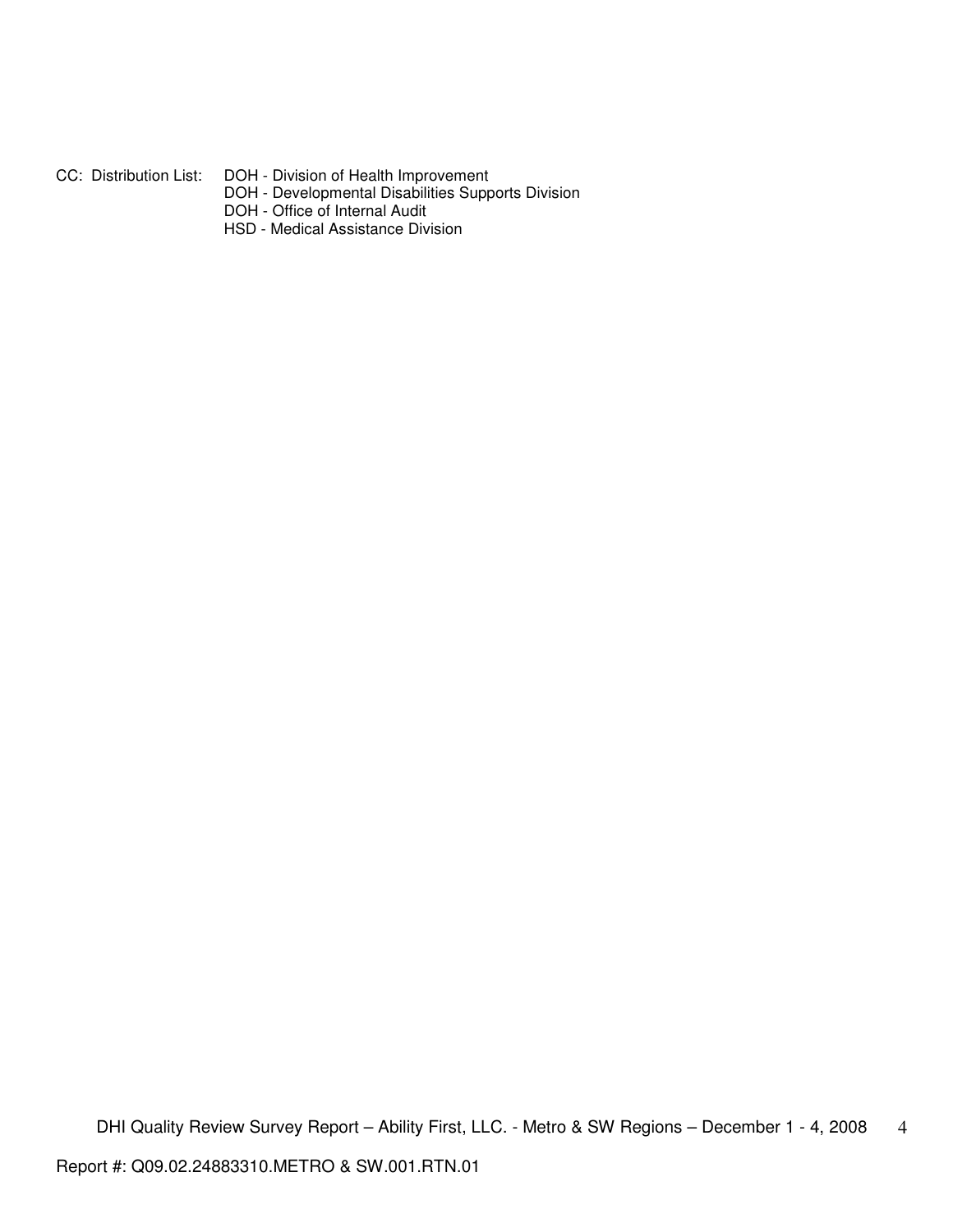CC: Distribution List: DOH - Division of Health Improvement
DOH - Developmental Disabilities Supports Division
DOH - Office of Internal Audit
HSD - Medical Assistance Division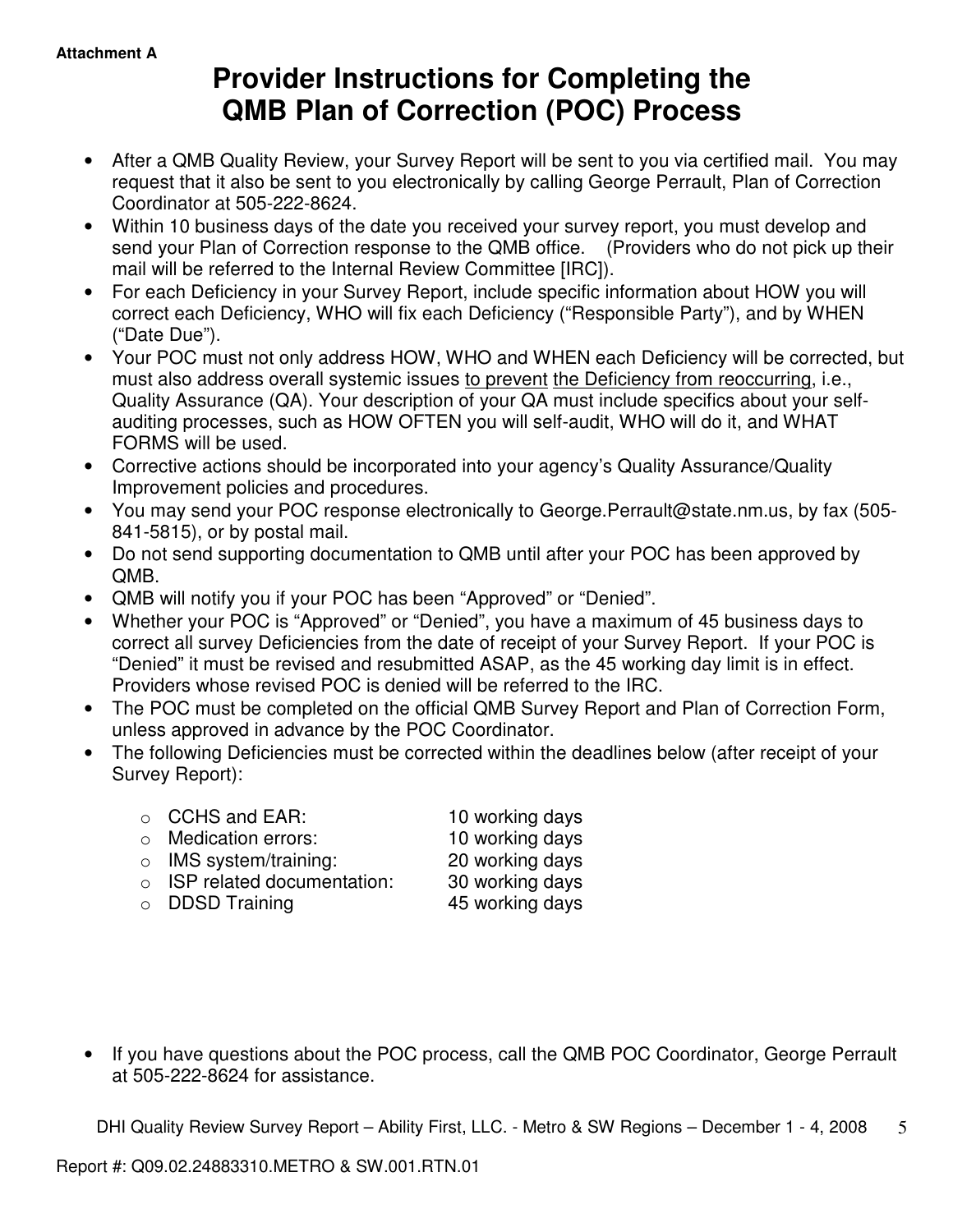**Attachment A**

# Provider Instructions for Completing the QMB Plan of Correction (POC) Process

- After a QMB Quality Review, your Survey Report will be sent to you via certified mail. You may request that it also be sent to you electronically by calling George Perrault, Plan of Correction Coordinator at 505-222-8624.
- Within 10 business days of the date you received your survey report, you must develop and send your Plan of Correction response to the QMB office. (Providers who do not pick up their mail will be referred to the Internal Review Committee [IRC]).
- For each Deficiency in your Survey Report, include specific information about HOW you will correct each Deficiency, WHO will fix each Deficiency ("Responsible Party"), and by WHEN ("Date Due").
- Your POC must not only address HOW, WHO and WHEN each Deficiency will be corrected, but must also address overall systemic issues <u>to prevent</u> <u>the Deficiency from reoccurring</u>, i.e., Quality Assurance (QA). Your description of your QA must include specifics about your self-auditing processes, such as HOW OFTEN you will self-audit, WHO will do it, and WHAT FORMS will be used.
- Corrective actions should be incorporated into your agency's Quality Assurance/Quality Improvement policies and procedures.
- You may send your POC response electronically to George.Perrault@state.nm.us, by fax (505-841-5815), or by postal mail.
- Do not send supporting documentation to QMB until after your POC has been approved by QMB.
- QMB will notify you if your POC has been "Approved" or "Denied".
- Whether your POC is "Approved" or "Denied", you have a maximum of 45 business days to correct all survey Deficiencies from the date of receipt of your Survey Report. If your POC is "Denied" it must be revised and resubmitted ASAP, as the 45 working day limit is in effect. Providers whose revised POC is denied will be referred to the IRC.
- The POC must be completed on the official QMB Survey Report and Plan of Correction Form, unless approved in advance by the POC Coordinator.
- The following Deficiencies must be corrected within the deadlines below (after receipt of your Survey Report):
  - CCHS and EAR: 10 working days
  - Medication errors: 10 working days
  - IMS system/training: 20 working days
  - ISP related documentation: 30 working days
  - DDSD Training 45 working days

- If you have questions about the POC process, call the QMB POC Coordinator, George Perrault at 505-222-8624 for assistance.

DHI Quality Review Survey Report – Ability First, LLC. - Metro & SW Regions – December 1 - 4, 2008

Report #: Q09.02.24883310.METRO & SW.001.RTN.01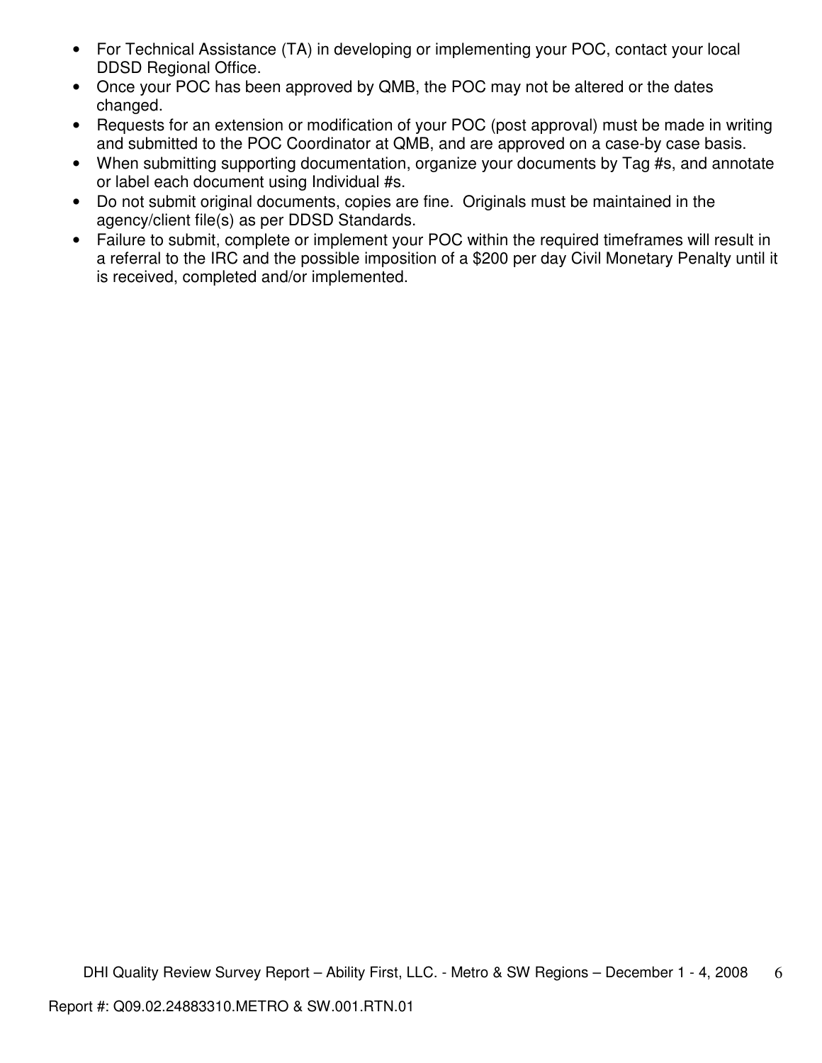- For Technical Assistance (TA) in developing or implementing your POC, contact your local DDSD Regional Office.
- Once your POC has been approved by QMB, the POC may not be altered or the dates changed.
- Requests for an extension or modification of your POC (post approval) must be made in writing and submitted to the POC Coordinator at QMB, and are approved on a case-by case basis.
- When submitting supporting documentation, organize your documents by Tag #s, and annotate or label each document using Individual #s.
- Do not submit original documents, copies are fine. Originals must be maintained in the agency/client file(s) as per DDSD Standards.
- Failure to submit, complete or implement your POC within the required timeframes will result in a referral to the IRC and the possible imposition of a $200 per day Civil Monetary Penalty until it is received, completed and/or implemented.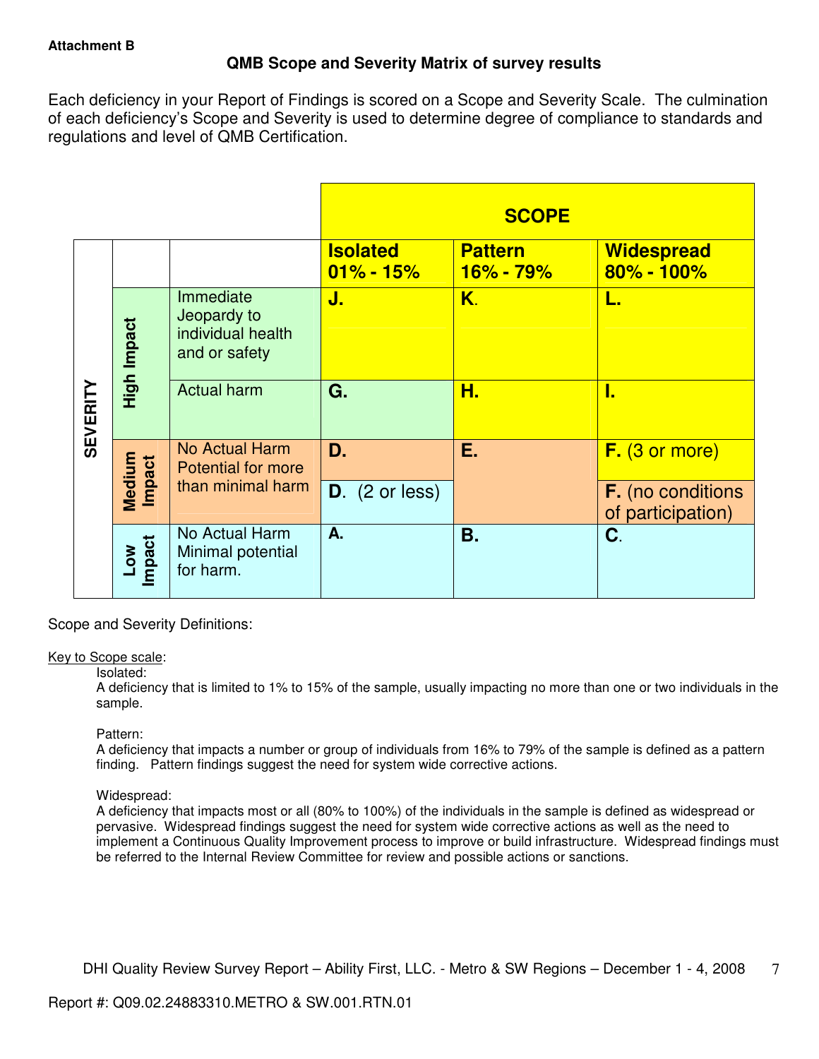**Attachment B**

## QMB Scope and Severity Matrix of survey results

Each deficiency in your Report of Findings is scored on a Scope and Severity Scale. The culmination of each deficiency's Scope and Severity is used to determine degree of compliance to standards and regulations and level of QMB Certification.

| SEVERITY | | | SCOPE | | |
|---|---|---|---|---|---|
| | | | **Isolated 01% - 15%** | **Pattern 16% - 79%** | **Widespread 80% - 100%** |
| | **High Impact** | Immediate Jeopardy to individual health and or safety | **J.** | **K.** | **L.** |
| | **High Impact** | Actual harm | **G.** | **H.** | **I.** |
| | **Medium Impact** | No Actual Harm Potential for more than minimal harm | **D.** | **E.** | **F.** (3 or more) |
| | **Medium Impact** | | **D.** (2 or less) | | **F.** (no conditions of participation) |
| | **Low Impact** | No Actual Harm Minimal potential for harm. | **A.** | **B.** | **C.** |

Scope and Severity Definitions:

Key to Scope scale:

Isolated:
A deficiency that is limited to 1% to 15% of the sample, usually impacting no more than one or two individuals in the sample.

Pattern:
A deficiency that impacts a number or group of individuals from 16% to 79% of the sample is defined as a pattern finding. Pattern findings suggest the need for system wide corrective actions.

Widespread:
A deficiency that impacts most or all (80% to 100%) of the individuals in the sample is defined as widespread or pervasive. Widespread findings suggest the need for system wide corrective actions as well as the need to implement a Continuous Quality Improvement process to improve or build infrastructure. Widespread findings must be referred to the Internal Review Committee for review and possible actions or sanctions.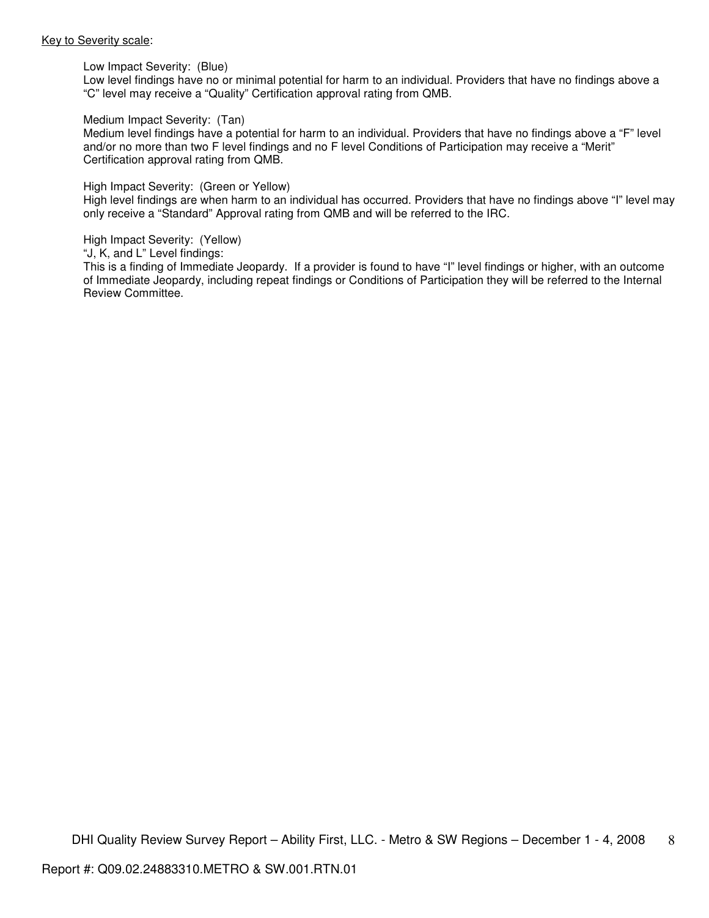<u>Key to Severity scale</u>:

Low Impact Severity: (Blue)
Low level findings have no or minimal potential for harm to an individual. Providers that have no findings above a "C" level may receive a "Quality" Certification approval rating from QMB.

Medium Impact Severity: (Tan)
Medium level findings have a potential for harm to an individual. Providers that have no findings above a "F" level and/or no more than two F level findings and no F level Conditions of Participation may receive a "Merit" Certification approval rating from QMB.

High Impact Severity: (Green or Yellow)
High level findings are when harm to an individual has occurred. Providers that have no findings above "I" level may only receive a "Standard" Approval rating from QMB and will be referred to the IRC.

High Impact Severity: (Yellow)
"J, K, and L" Level findings:
This is a finding of Immediate Jeopardy. If a provider is found to have "I" level findings or higher, with an outcome of Immediate Jeopardy, including repeat findings or Conditions of Participation they will be referred to the Internal Review Committee.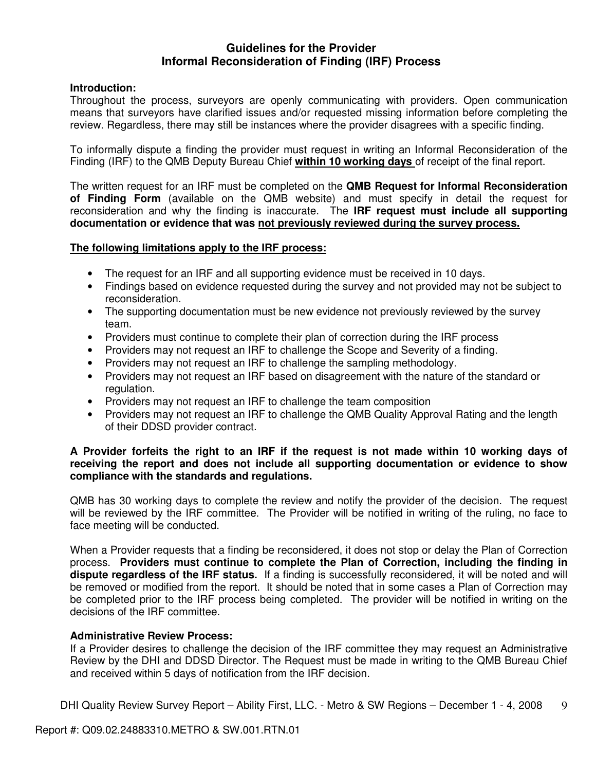## Guidelines for the Provider
## Informal Reconsideration of Finding (IRF) Process

**Introduction:**
Throughout the process, surveyors are openly communicating with providers. Open communication means that surveyors have clarified issues and/or requested missing information before completing the review. Regardless, there may still be instances where the provider disagrees with a specific finding.

To informally dispute a finding the provider must request in writing an Informal Reconsideration of the Finding (IRF) to the QMB Deputy Bureau Chief **<u>within 10 working days</u>** of receipt of the final report.

The written request for an IRF must be completed on the **QMB Request for Informal Reconsideration of Finding Form** (available on the QMB website) and must specify in detail the request for reconsideration and why the finding is inaccurate. The **IRF request must include all supporting documentation or evidence that was <u>not previously reviewed during the survey process.</u>**

**<u>The following limitations apply to the IRF process:</u>**

- The request for an IRF and all supporting evidence must be received in 10 days.
- Findings based on evidence requested during the survey and not provided may not be subject to reconsideration.
- The supporting documentation must be new evidence not previously reviewed by the survey team.
- Providers must continue to complete their plan of correction during the IRF process
- Providers may not request an IRF to challenge the Scope and Severity of a finding.
- Providers may not request an IRF to challenge the sampling methodology.
- Providers may not request an IRF based on disagreement with the nature of the standard or regulation.
- Providers may not request an IRF to challenge the team composition
- Providers may not request an IRF to challenge the QMB Quality Approval Rating and the length of their DDSD provider contract.

**A Provider forfeits the right to an IRF if the request is not made within 10 working days of receiving the report and does not include all supporting documentation or evidence to show compliance with the standards and regulations.**

QMB has 30 working days to complete the review and notify the provider of the decision. The request will be reviewed by the IRF committee. The Provider will be notified in writing of the ruling, no face to face meeting will be conducted.

When a Provider requests that a finding be reconsidered, it does not stop or delay the Plan of Correction process. **Providers must continue to complete the Plan of Correction, including the finding in dispute regardless of the IRF status.** If a finding is successfully reconsidered, it will be noted and will be removed or modified from the report. It should be noted that in some cases a Plan of Correction may be completed prior to the IRF process being completed. The provider will be notified in writing on the decisions of the IRF committee.

**Administrative Review Process:**
If a Provider desires to challenge the decision of the IRF committee they may request an Administrative Review by the DHI and DDSD Director. The Request must be made in writing to the QMB Bureau Chief and received within 5 days of notification from the IRF decision.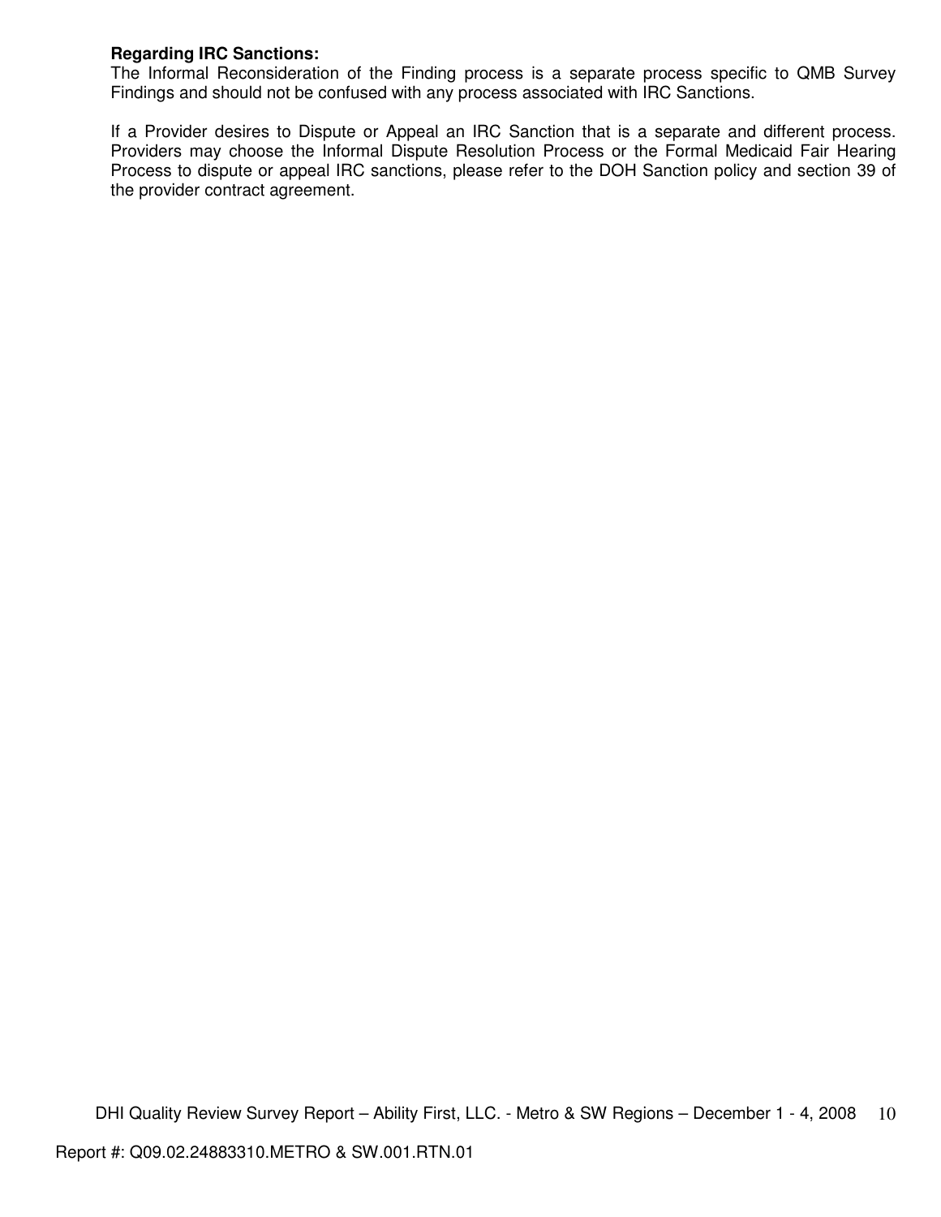**Regarding IRC Sanctions:**
The Informal Reconsideration of the Finding process is a separate process specific to QMB Survey Findings and should not be confused with any process associated with IRC Sanctions.

If a Provider desires to Dispute or Appeal an IRC Sanction that is a separate and different process. Providers may choose the Informal Dispute Resolution Process or the Formal Medicaid Fair Hearing Process to dispute or appeal IRC sanctions, please refer to the DOH Sanction policy and section 39 of the provider contract agreement.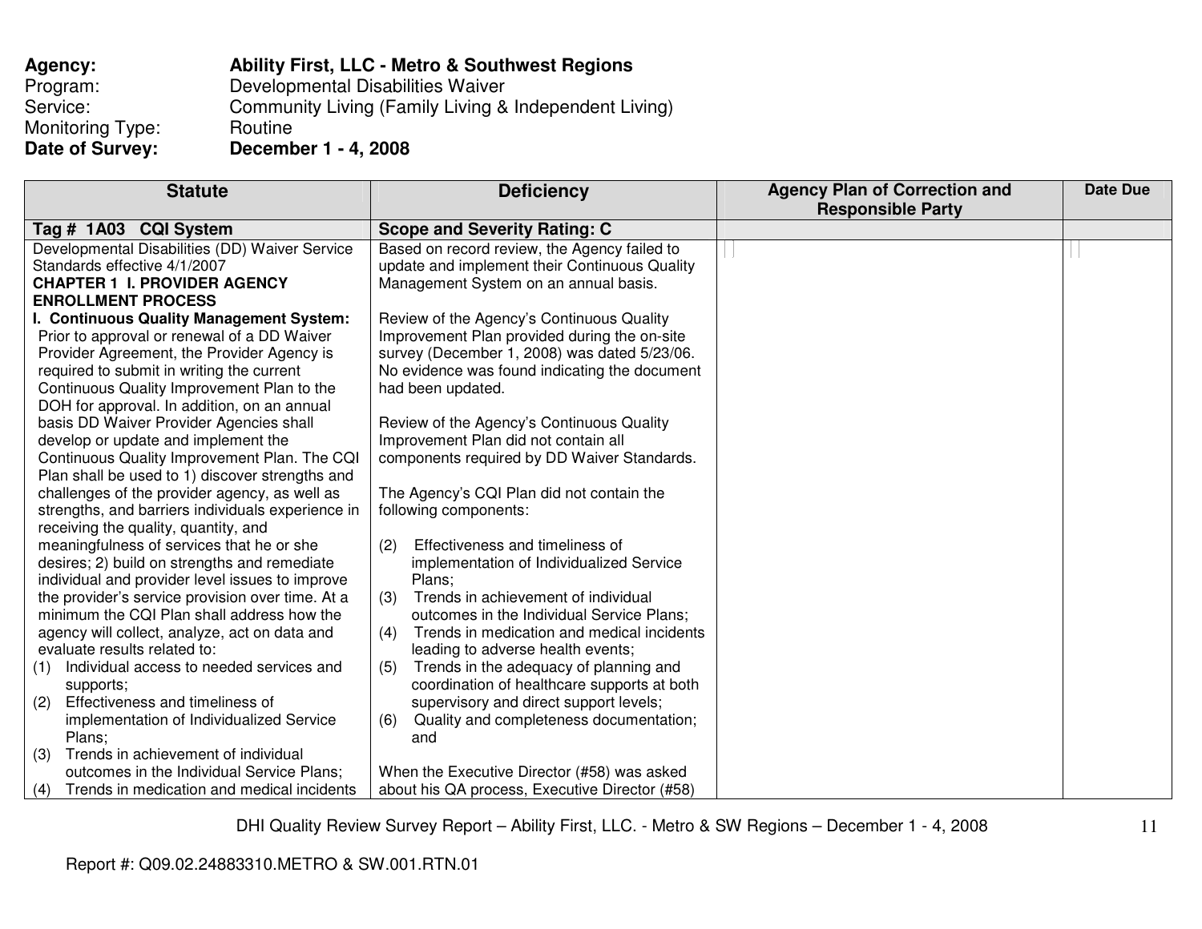**Agency:** **Ability First, LLC - Metro & Southwest Regions**
Program: Developmental Disabilities Waiver
Service: Community Living (Family Living & Independent Living)
Monitoring Type: Routine
**Date of Survey:** **December 1 - 4, 2008**

| Statute | Deficiency | Agency Plan of Correction and Responsible Party | Date Due |
|---|---|---|---|
| **Tag # 1A03 CQI System** | **Scope and Severity Rating: C** | | |
| Developmental Disabilities (DD) Waiver Service Standards effective 4/1/2007<br>**CHAPTER 1 I. PROVIDER AGENCY ENROLLMENT PROCESS**<br>**I. Continuous Quality Management System:** Prior to approval or renewal of a DD Waiver Provider Agreement, the Provider Agency is required to submit in writing the current Continuous Quality Improvement Plan to the DOH for approval. In addition, on an annual basis DD Waiver Provider Agencies shall develop or update and implement the Continuous Quality Improvement Plan. The CQI Plan shall be used to 1) discover strengths and challenges of the provider agency, as well as strengths, and barriers individuals experience in receiving the quality, quantity, and meaningfulness of services that he or she desires; 2) build on strengths and remediate individual and provider level issues to improve the provider's service provision over time. At a minimum the CQI Plan shall address how the agency will collect, analyze, act on data and evaluate results related to:<br>(1) Individual access to needed services and supports;<br>(2) Effectiveness and timeliness of implementation of Individualized Service Plans;<br>(3) Trends in achievement of individual outcomes in the Individual Service Plans;<br>(4) Trends in medication and medical incidents | Based on record review, the Agency failed to update and implement their Continuous Quality Management System on an annual basis.<br><br>Review of the Agency's Continuous Quality Improvement Plan provided during the on-site survey (December 1, 2008) was dated 5/23/06. No evidence was found indicating the document had been updated.<br><br>Review of the Agency's Continuous Quality Improvement Plan did not contain all components required by DD Waiver Standards.<br><br>The Agency's CQI Plan did not contain the following components:<br><br>(2) Effectiveness and timeliness of implementation of Individualized Service Plans;<br>(3) Trends in achievement of individual outcomes in the Individual Service Plans;<br>(4) Trends in medication and medical incidents leading to adverse health events;<br>(5) Trends in the adequacy of planning and coordination of healthcare supports at both supervisory and direct support levels;<br>(6) Quality and completeness documentation; and<br><br>When the Executive Director (#58) was asked about his QA process, Executive Director (#58) | | |

Report #: Q09.02.24883310.METRO & SW.001.RTN.01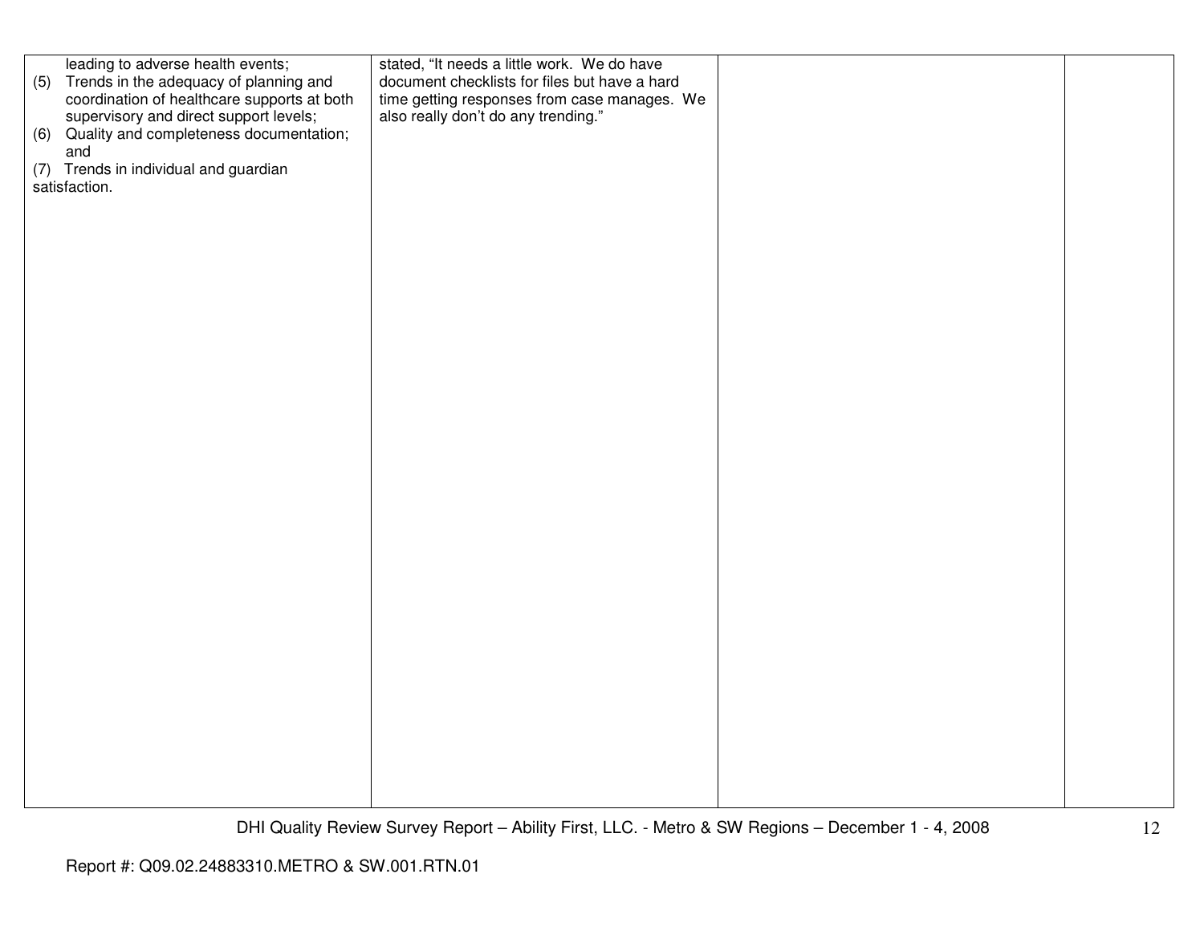| | | | |
|---|---|---|---|
| leading to adverse health events;<br>(5) Trends in the adequacy of planning and coordination of healthcare supports at both supervisory and direct support levels;<br>(6) Quality and completeness documentation; and<br>(7) Trends in individual and guardian satisfaction. | stated, "It needs a little work. We do have document checklists for files but have a hard time getting responses from case manages. We also really don't do any trending." | | |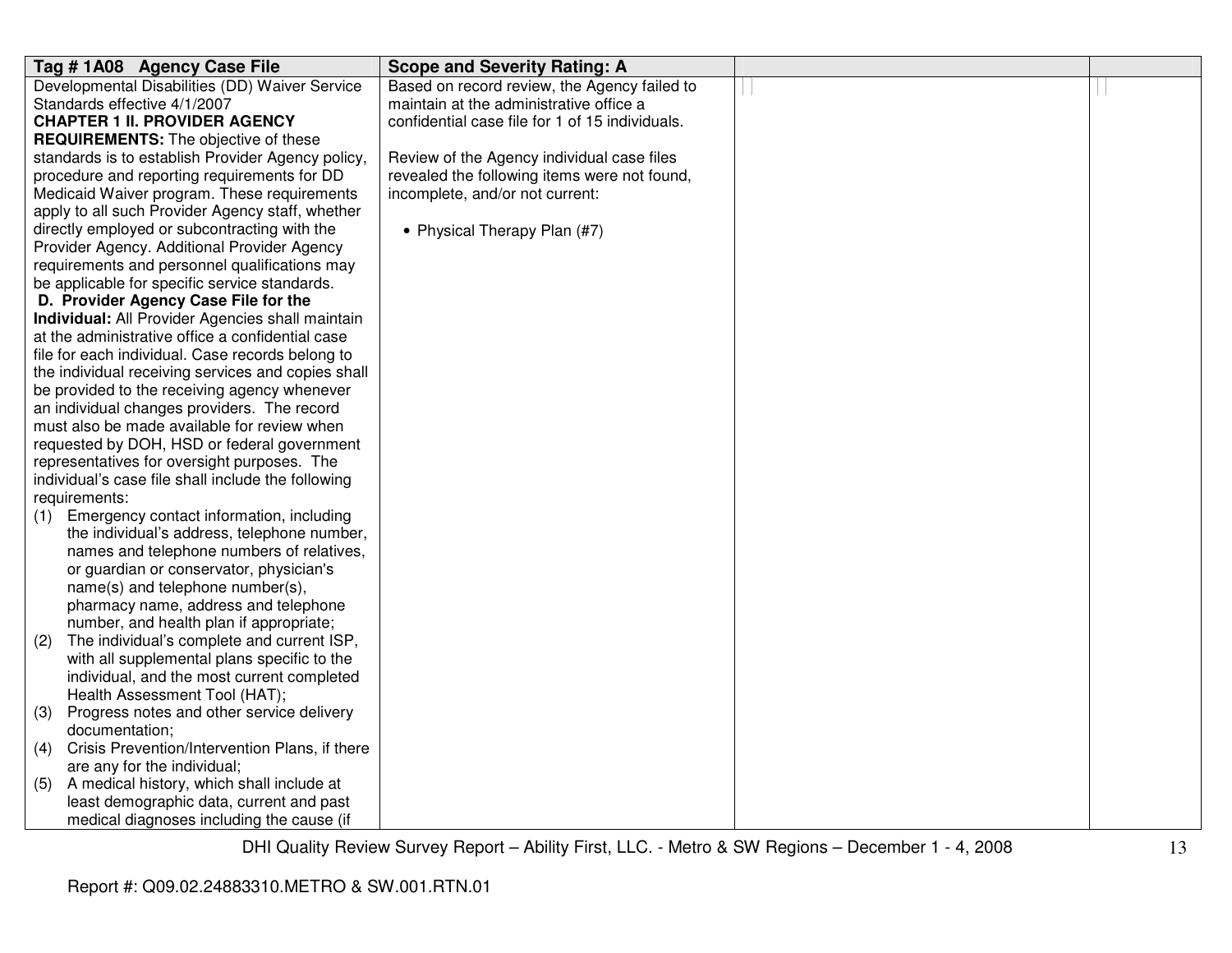| Tag # 1A08 Agency Case File | Scope and Severity Rating: A | | |
|---|---|---|---|
| Developmental Disabilities (DD) Waiver Service Standards effective 4/1/2007<br>**CHAPTER 1 II. PROVIDER AGENCY REQUIREMENTS:** The objective of these standards is to establish Provider Agency policy, procedure and reporting requirements for DD Medicaid Waiver program. These requirements apply to all such Provider Agency staff, whether directly employed or subcontracting with the Provider Agency. Additional Provider Agency requirements and personnel qualifications may be applicable for specific service standards.<br>**D. Provider Agency Case File for the Individual:** All Provider Agencies shall maintain at the administrative office a confidential case file for each individual. Case records belong to the individual receiving services and copies shall be provided to the receiving agency whenever an individual changes providers. The record must also be made available for review when requested by DOH, HSD or federal government representatives for oversight purposes. The individual's case file shall include the following requirements:<br>(1) Emergency contact information, including the individual's address, telephone number, names and telephone numbers of relatives, or guardian or conservator, physician's name(s) and telephone number(s), pharmacy name, address and telephone number, and health plan if appropriate;<br>(2) The individual's complete and current ISP, with all supplemental plans specific to the individual, and the most current completed Health Assessment Tool (HAT);<br>(3) Progress notes and other service delivery documentation;<br>(4) Crisis Prevention/Intervention Plans, if there are any for the individual;<br>(5) A medical history, which shall include at least demographic data, current and past medical diagnoses including the cause (if | Based on record review, the Agency failed to maintain at the administrative office a confidential case file for 1 of 15 individuals.<br><br>Review of the Agency individual case files revealed the following items were not found, incomplete, and/or not current:<br><br>• Physical Therapy Plan (#7) | | |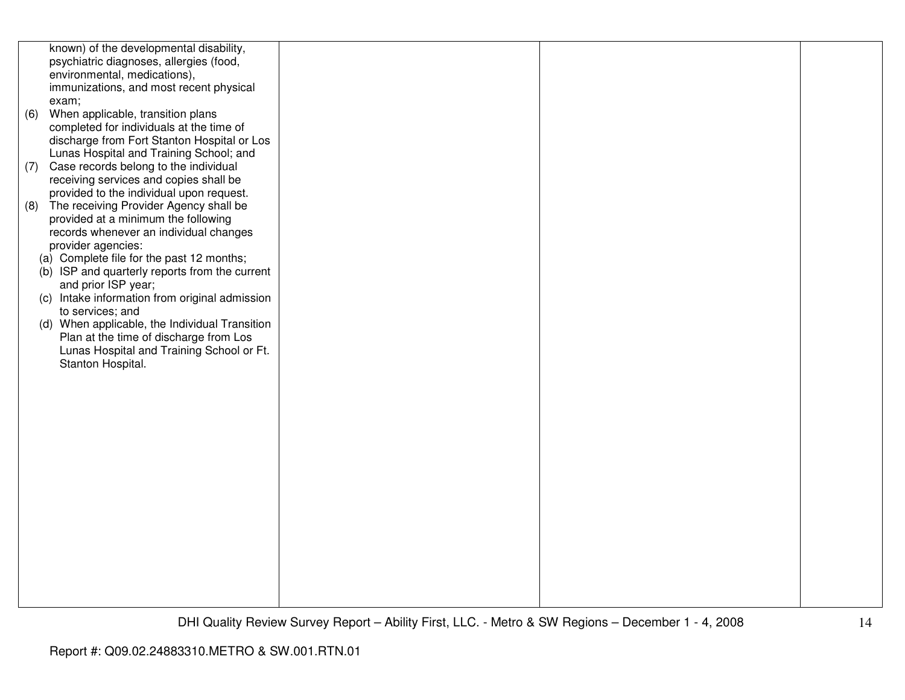| | | | |
|---|---|---|---|
| known) of the developmental disability, psychiatric diagnoses, allergies (food, environmental, medications), immunizations, and most recent physical exam;<br>(6) When applicable, transition plans completed for individuals at the time of discharge from Fort Stanton Hospital or Los Lunas Hospital and Training School; and<br>(7) Case records belong to the individual receiving services and copies shall be provided to the individual upon request.<br>(8) The receiving Provider Agency shall be provided at a minimum the following records whenever an individual changes provider agencies:<br>(a) Complete file for the past 12 months;<br>(b) ISP and quarterly reports from the current and prior ISP year;<br>(c) Intake information from original admission to services; and<br>(d) When applicable, the Individual Transition Plan at the time of discharge from Los Lunas Hospital and Training School or Ft. Stanton Hospital. | | | |

DHI Quality Review Survey Report – Ability First, LLC. - Metro & SW Regions – December 1 - 4, 2008

Report #: Q09.02.24883310.METRO & SW.001.RTN.01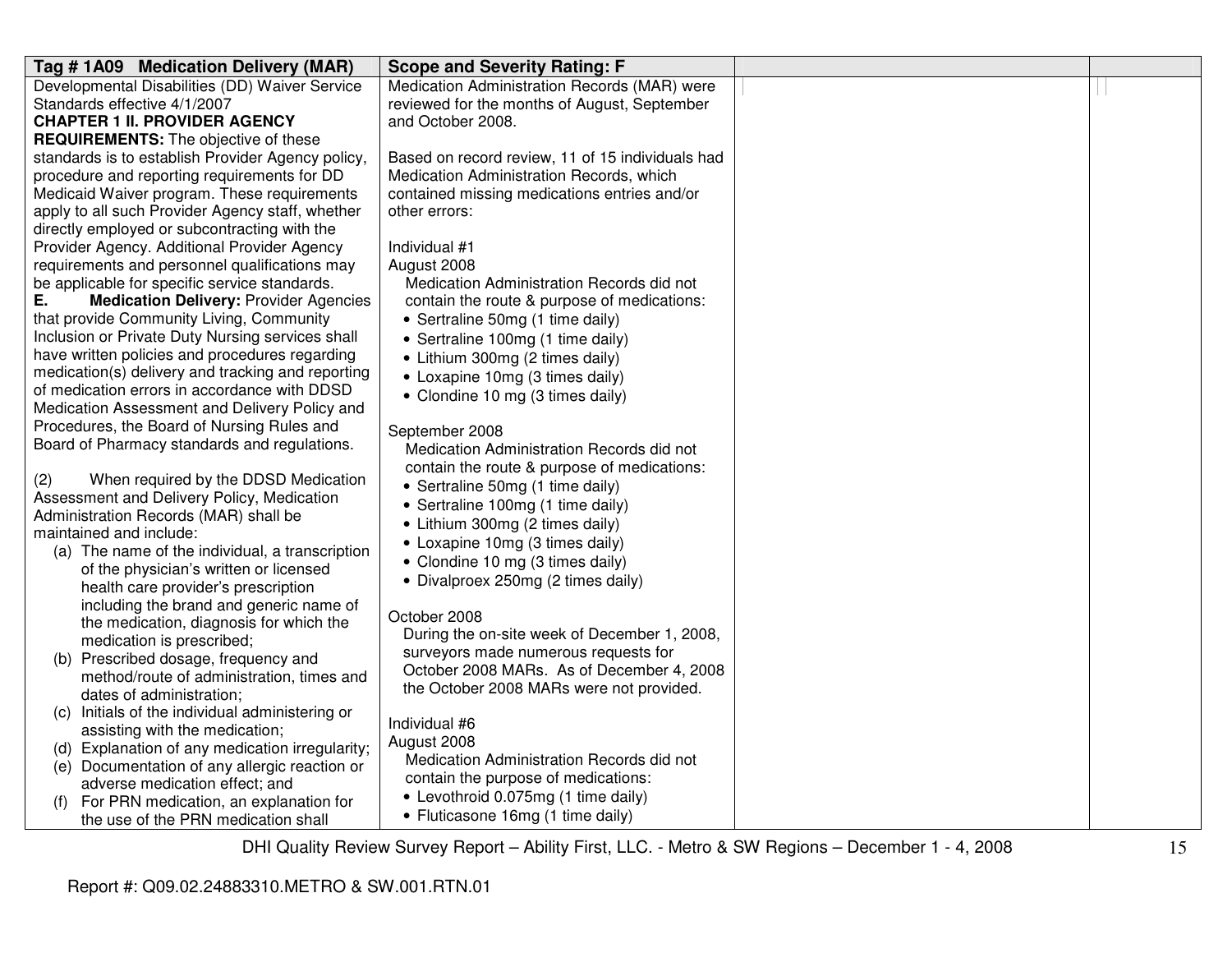| Tag # 1A09 Medication Delivery (MAR) | Scope and Severity Rating: F | | |
|---|---|---|---|
| Developmental Disabilities (DD) Waiver Service Standards effective 4/1/2007<br>**CHAPTER 1 II. PROVIDER AGENCY REQUIREMENTS:** The objective of these standards is to establish Provider Agency policy, procedure and reporting requirements for DD Medicaid Waiver program. These requirements apply to all such Provider Agency staff, whether directly employed or subcontracting with the Provider Agency. Additional Provider Agency requirements and personnel qualifications may be applicable for specific service standards.<br>**E. Medication Delivery:** Provider Agencies that provide Community Living, Community Inclusion or Private Duty Nursing services shall have written policies and procedures regarding medication(s) delivery and tracking and reporting of medication errors in accordance with DDSD Medication Assessment and Delivery Policy and Procedures, the Board of Nursing Rules and Board of Pharmacy standards and regulations.<br><br>(2) When required by the DDSD Medication Assessment and Delivery Policy, Medication Administration Records (MAR) shall be maintained and include:<br>(a) The name of the individual, a transcription of the physician's written or licensed health care provider's prescription including the brand and generic name of the medication, diagnosis for which the medication is prescribed;<br>(b) Prescribed dosage, frequency and method/route of administration, times and dates of administration;<br>(c) Initials of the individual administering or assisting with the medication;<br>(d) Explanation of any medication irregularity;<br>(e) Documentation of any allergic reaction or adverse medication effect; and<br>(f) For PRN medication, an explanation for the use of the PRN medication shall | Medication Administration Records (MAR) were reviewed for the months of August, September and October 2008.<br><br>Based on record review, 11 of 15 individuals had Medication Administration Records, which contained missing medications entries and/or other errors:<br><br>Individual #1<br>August 2008<br>Medication Administration Records did not contain the route & purpose of medications:<br>• Sertraline 50mg (1 time daily)<br>• Sertraline 100mg (1 time daily)<br>• Lithium 300mg (2 times daily)<br>• Loxapine 10mg (3 times daily)<br>• Clondine 10 mg (3 times daily)<br><br>September 2008<br>Medication Administration Records did not contain the route & purpose of medications:<br>• Sertraline 50mg (1 time daily)<br>• Sertraline 100mg (1 time daily)<br>• Lithium 300mg (2 times daily)<br>• Loxapine 10mg (3 times daily)<br>• Clondine 10 mg (3 times daily)<br>• Divalproex 250mg (2 times daily)<br><br>October 2008<br>During the on-site week of December 1, 2008, surveyors made numerous requests for October 2008 MARs. As of December 4, 2008 the October 2008 MARs were not provided.<br><br>Individual #6<br>August 2008<br>Medication Administration Records did not contain the purpose of medications:<br>• Levothroid 0.075mg (1 time daily)<br>• Fluticasone 16mg (1 time daily) | | |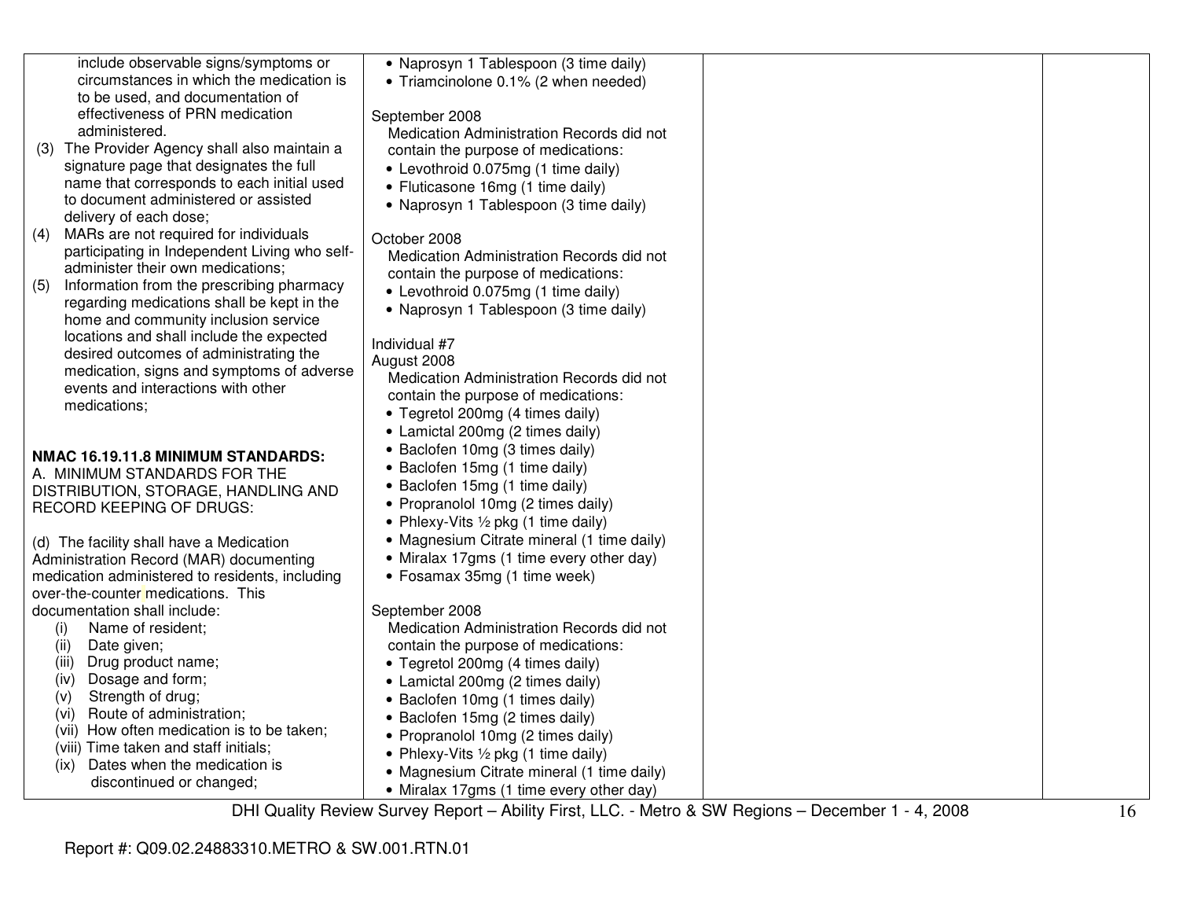| | | | |
|---|---|---|---|
| include observable signs/symptoms or circumstances in which the medication is to be used, and documentation of effectiveness of PRN medication administered.<br>(3) The Provider Agency shall also maintain a signature page that designates the full name that corresponds to each initial used to document administered or assisted delivery of each dose;<br>(4) MARs are not required for individuals participating in Independent Living who self-administer their own medications;<br>(5) Information from the prescribing pharmacy regarding medications shall be kept in the home and community inclusion service locations and shall include the expected desired outcomes of administrating the medication, signs and symptoms of adverse events and interactions with other medications;<br><br>**NMAC 16.19.11.8 MINIMUM STANDARDS:**<br>A. MINIMUM STANDARDS FOR THE DISTRIBUTION, STORAGE, HANDLING AND RECORD KEEPING OF DRUGS:<br><br>(d) The facility shall have a Medication Administration Record (MAR) documenting medication administered to residents, including over-the-counter medications. This documentation shall include:<br>(i) Name of resident;<br>(ii) Date given;<br>(iii) Drug product name;<br>(iv) Dosage and form;<br>(v) Strength of drug;<br>(vi) Route of administration;<br>(vii) How often medication is to be taken;<br>(viii) Time taken and staff initials;<br>(ix) Dates when the medication is discontinued or changed; | • Naprosyn 1 Tablespoon (3 time daily)<br>• Triamcinolone 0.1% (2 when needed)<br><br>September 2008<br>Medication Administration Records did not contain the purpose of medications:<br>• Levothroid 0.075mg (1 time daily)<br>• Fluticasone 16mg (1 time daily)<br>• Naprosyn 1 Tablespoon (3 time daily)<br><br>October 2008<br>Medication Administration Records did not contain the purpose of medications:<br>• Levothroid 0.075mg (1 time daily)<br>• Naprosyn 1 Tablespoon (3 time daily)<br><br>Individual #7<br>August 2008<br>Medication Administration Records did not contain the purpose of medications:<br>• Tegretol 200mg (4 times daily)<br>• Lamictal 200mg (2 times daily)<br>• Baclofen 10mg (3 times daily)<br>• Baclofen 15mg (1 time daily)<br>• Baclofen 15mg (1 time daily)<br>• Propranolol 10mg (2 times daily)<br>• Phlexy-Vits ½ pkg (1 time daily)<br>• Magnesium Citrate mineral (1 time daily)<br>• Miralax 17gms (1 time every other day)<br>• Fosamax 35mg (1 time week)<br><br>September 2008<br>Medication Administration Records did not contain the purpose of medications:<br>• Tegretol 200mg (4 times daily)<br>• Lamictal 200mg (2 times daily)<br>• Baclofen 10mg (1 times daily)<br>• Baclofen 15mg (2 times daily)<br>• Propranolol 10mg (2 times daily)<br>• Phlexy-Vits ½ pkg (1 time daily)<br>• Magnesium Citrate mineral (1 time daily)<br>• Miralax 17gms (1 time every other day) | | |

DHI Quality Review Survey Report – Ability First, LLC. - Metro & SW Regions – December 1 - 4, 2008

Report #: Q09.02.24883310.METRO & SW.001.RTN.01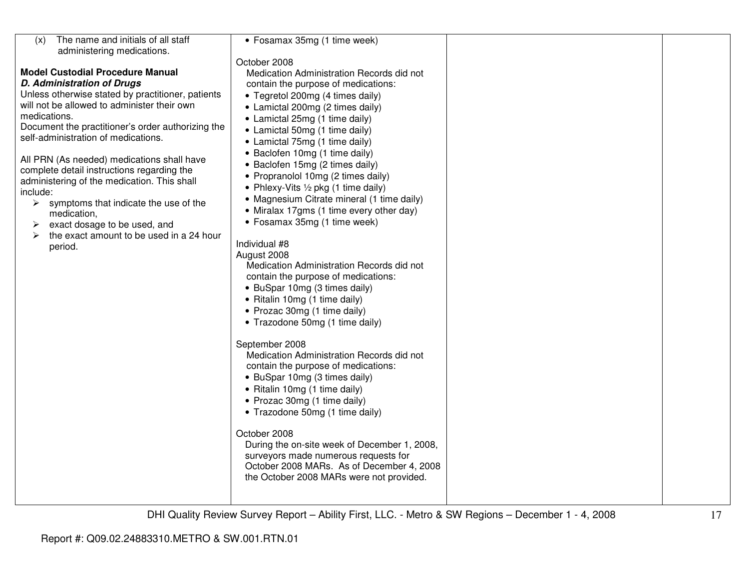| | | | |
|---|---|---|---|
| (x) The name and initials of all staff administering medications.<br><br>**Model Custodial Procedure Manual**<br>***D. Administration of Drugs***<br>Unless otherwise stated by practitioner, patients will not be allowed to administer their own medications.<br>Document the practitioner's order authorizing the self-administration of medications.<br><br>All PRN (As needed) medications shall have complete detail instructions regarding the administering of the medication. This shall include:<br>➢ symptoms that indicate the use of the medication,<br>➢ exact dosage to be used, and<br>➢ the exact amount to be used in a 24 hour period. | • Fosamax 35mg (1 time week)<br><br>October 2008<br>Medication Administration Records did not contain the purpose of medications:<br>• Tegretol 200mg (4 times daily)<br>• Lamictal 200mg (2 times daily)<br>• Lamictal 25mg (1 time daily)<br>• Lamictal 50mg (1 time daily)<br>• Lamictal 75mg (1 time daily)<br>• Baclofen 10mg (1 time daily)<br>• Baclofen 15mg (2 times daily)<br>• Propranolol 10mg (2 times daily)<br>• Phlexy-Vits ½ pkg (1 time daily)<br>• Magnesium Citrate mineral (1 time daily)<br>• Miralax 17gms (1 time every other day)<br>• Fosamax 35mg (1 time week)<br><br>Individual #8<br>August 2008<br>Medication Administration Records did not contain the purpose of medications:<br>• BuSpar 10mg (3 times daily)<br>• Ritalin 10mg (1 time daily)<br>• Prozac 30mg (1 time daily)<br>• Trazodone 50mg (1 time daily)<br><br>September 2008<br>Medication Administration Records did not contain the purpose of medications:<br>• BuSpar 10mg (3 times daily)<br>• Ritalin 10mg (1 time daily)<br>• Prozac 30mg (1 time daily)<br>• Trazodone 50mg (1 time daily)<br><br>October 2008<br>During the on-site week of December 1, 2008, surveyors made numerous requests for October 2008 MARs. As of December 4, 2008 the October 2008 MARs were not provided. | | |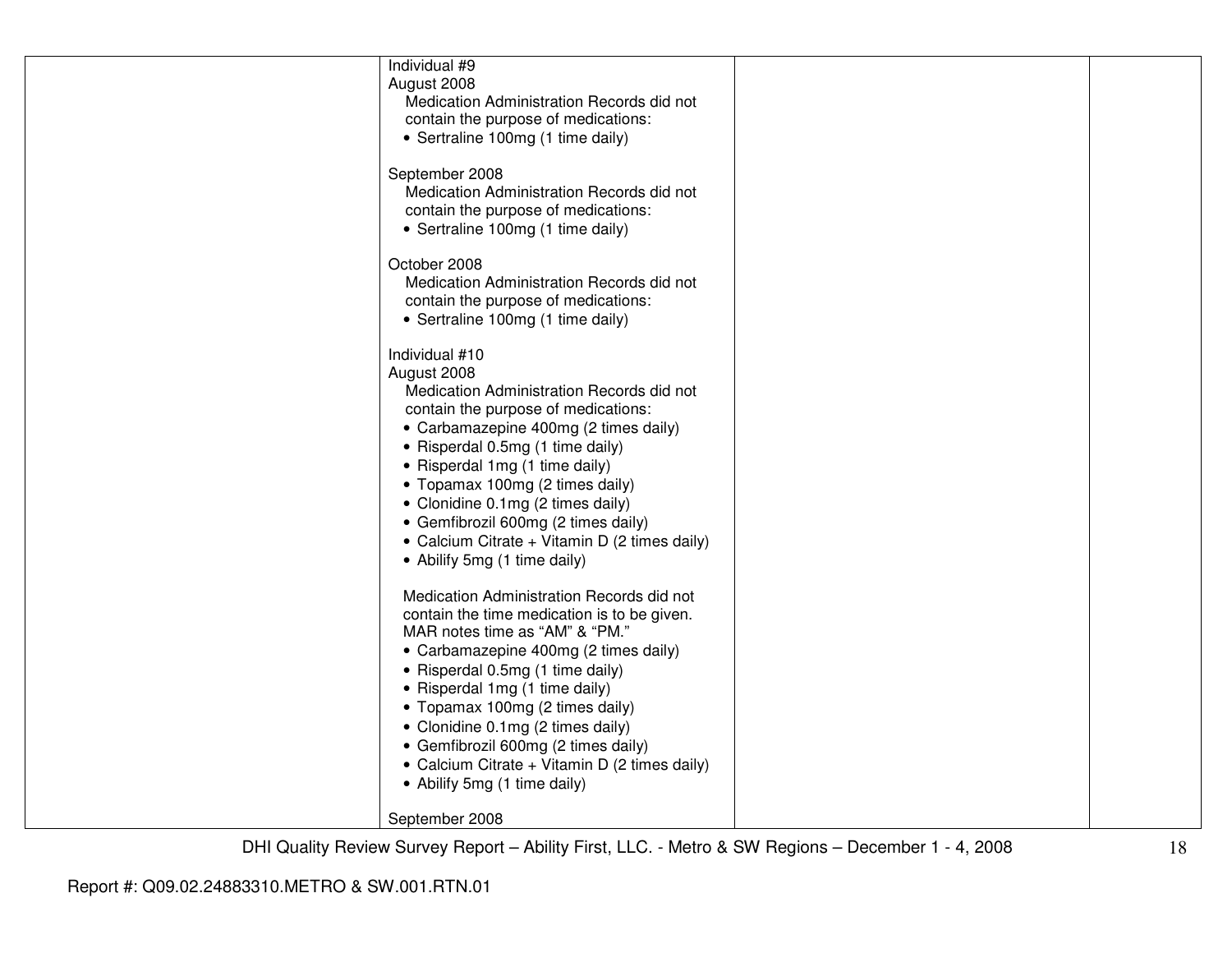| | | | |
|---|---|---|---|
| | Individual #9<br>August 2008<br>Medication Administration Records did not contain the purpose of medications:<br>• Sertraline 100mg (1 time daily)<br><br>September 2008<br>Medication Administration Records did not contain the purpose of medications:<br>• Sertraline 100mg (1 time daily)<br><br>October 2008<br>Medication Administration Records did not contain the purpose of medications:<br>• Sertraline 100mg (1 time daily)<br><br>Individual #10<br>August 2008<br>Medication Administration Records did not contain the purpose of medications:<br>• Carbamazepine 400mg (2 times daily)<br>• Risperdal 0.5mg (1 time daily)<br>• Risperdal 1mg (1 time daily)<br>• Topamax 100mg (2 times daily)<br>• Clonidine 0.1mg (2 times daily)<br>• Gemfibrozil 600mg (2 times daily)<br>• Calcium Citrate + Vitamin D (2 times daily)<br>• Abilify 5mg (1 time daily)<br><br>Medication Administration Records did not contain the time medication is to be given. MAR notes time as "AM" & "PM."<br>• Carbamazepine 400mg (2 times daily)<br>• Risperdal 0.5mg (1 time daily)<br>• Risperdal 1mg (1 time daily)<br>• Topamax 100mg (2 times daily)<br>• Clonidine 0.1mg (2 times daily)<br>• Gemfibrozil 600mg (2 times daily)<br>• Calcium Citrate + Vitamin D (2 times daily)<br>• Abilify 5mg (1 time daily)<br><br>September 2008 | | |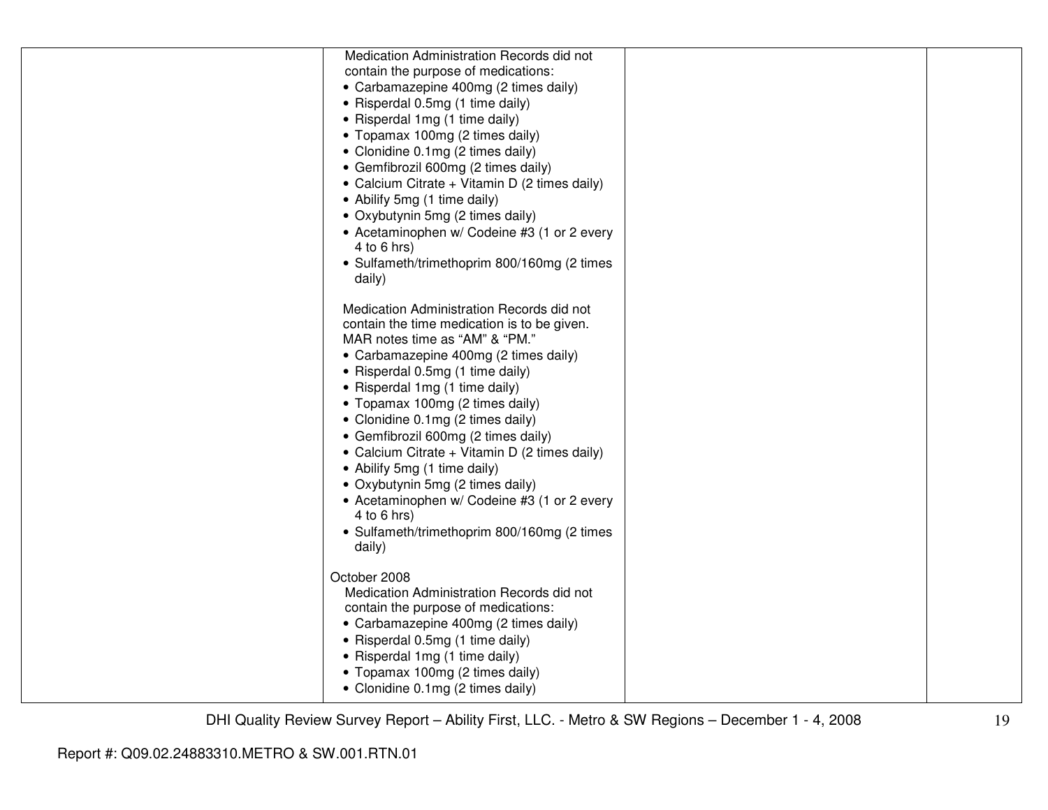| | | | |
|---|---|---|---|
| | Medication Administration Records did not contain the purpose of medications:<br>• Carbamazepine 400mg (2 times daily)<br>• Risperdal 0.5mg (1 time daily)<br>• Risperdal 1mg (1 time daily)<br>• Topamax 100mg (2 times daily)<br>• Clonidine 0.1mg (2 times daily)<br>• Gemfibrozil 600mg (2 times daily)<br>• Calcium Citrate + Vitamin D (2 times daily)<br>• Abilify 5mg (1 time daily)<br>• Oxybutynin 5mg (2 times daily)<br>• Acetaminophen w/ Codeine #3 (1 or 2 every 4 to 6 hrs)<br>• Sulfameth/trimethoprim 800/160mg (2 times daily)<br><br>Medication Administration Records did not contain the time medication is to be given. MAR notes time as "AM" & "PM."<br>• Carbamazepine 400mg (2 times daily)<br>• Risperdal 0.5mg (1 time daily)<br>• Risperdal 1mg (1 time daily)<br>• Topamax 100mg (2 times daily)<br>• Clonidine 0.1mg (2 times daily)<br>• Gemfibrozil 600mg (2 times daily)<br>• Calcium Citrate + Vitamin D (2 times daily)<br>• Abilify 5mg (1 time daily)<br>• Oxybutynin 5mg (2 times daily)<br>• Acetaminophen w/ Codeine #3 (1 or 2 every 4 to 6 hrs)<br>• Sulfameth/trimethoprim 800/160mg (2 times daily)<br><br>October 2008<br>Medication Administration Records did not contain the purpose of medications:<br>• Carbamazepine 400mg (2 times daily)<br>• Risperdal 0.5mg (1 time daily)<br>• Risperdal 1mg (1 time daily)<br>• Topamax 100mg (2 times daily)<br>• Clonidine 0.1mg (2 times daily) | | |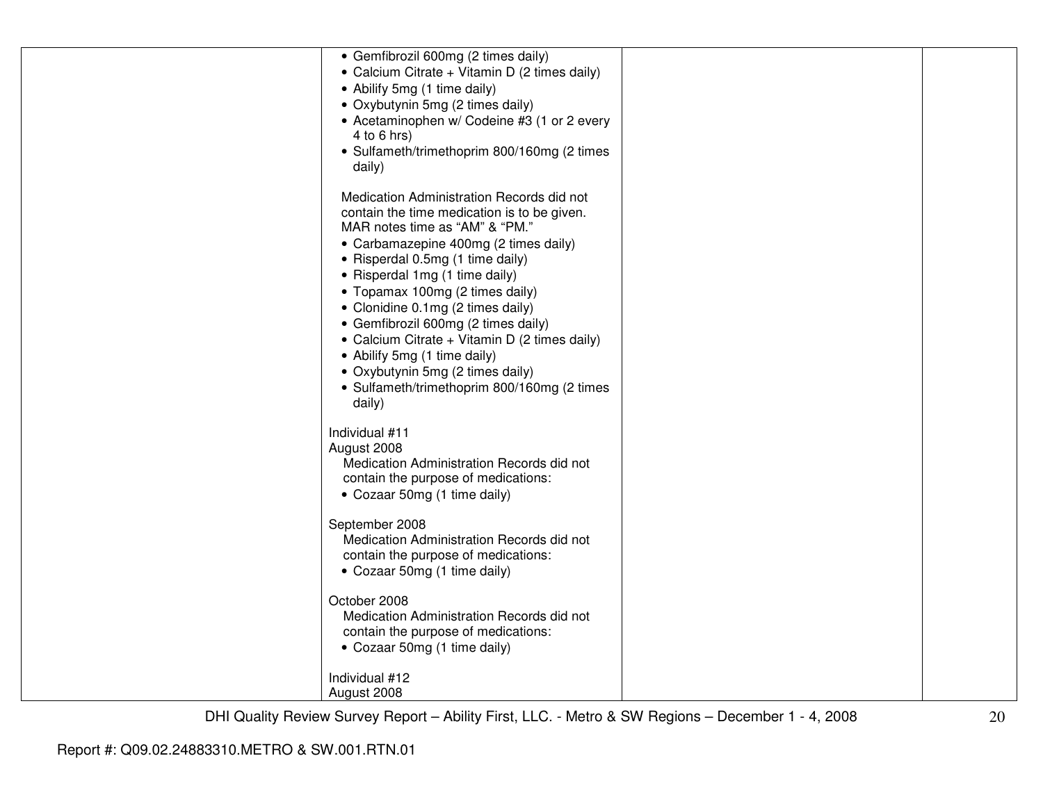| | | | |
|---|---|---|---|
| | • Gemfibrozil 600mg (2 times daily)<br>• Calcium Citrate + Vitamin D (2 times daily)<br>• Abilify 5mg (1 time daily)<br>• Oxybutynin 5mg (2 times daily)<br>• Acetaminophen w/ Codeine #3 (1 or 2 every 4 to 6 hrs)<br>• Sulfameth/trimethoprim 800/160mg (2 times daily)<br><br>Medication Administration Records did not contain the time medication is to be given. MAR notes time as "AM" & "PM."<br>• Carbamazepine 400mg (2 times daily)<br>• Risperdal 0.5mg (1 time daily)<br>• Risperdal 1mg (1 time daily)<br>• Topamax 100mg (2 times daily)<br>• Clonidine 0.1mg (2 times daily)<br>• Gemfibrozil 600mg (2 times daily)<br>• Calcium Citrate + Vitamin D (2 times daily)<br>• Abilify 5mg (1 time daily)<br>• Oxybutynin 5mg (2 times daily)<br>• Sulfameth/trimethoprim 800/160mg (2 times daily)<br><br>Individual #11<br>August 2008<br>Medication Administration Records did not contain the purpose of medications:<br>• Cozaar 50mg (1 time daily)<br><br>September 2008<br>Medication Administration Records did not contain the purpose of medications:<br>• Cozaar 50mg (1 time daily)<br><br>October 2008<br>Medication Administration Records did not contain the purpose of medications:<br>• Cozaar 50mg (1 time daily)<br><br>Individual #12<br>August 2008 | | |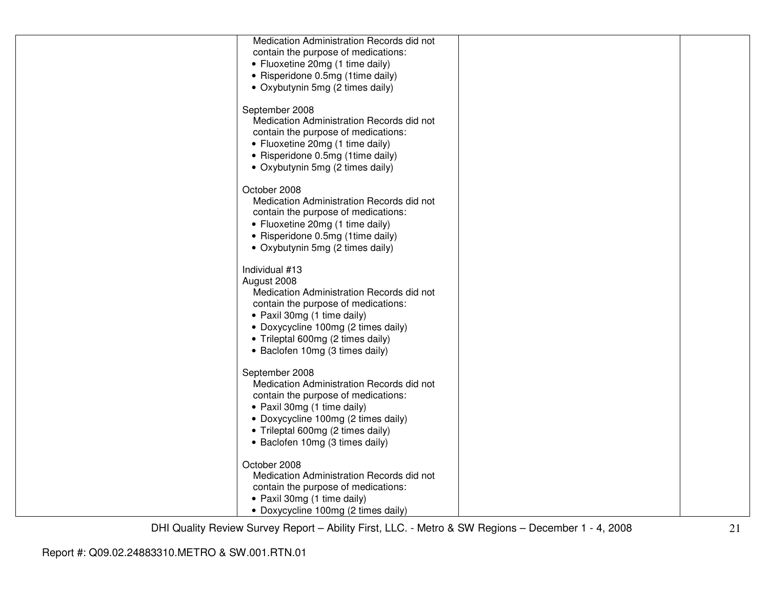| | | | |
|---|---|---|---|
| | Medication Administration Records did not contain the purpose of medications:<br>• Fluoxetine 20mg (1 time daily)<br>• Risperidone 0.5mg (1time daily)<br>• Oxybutynin 5mg (2 times daily)<br><br>September 2008<br>Medication Administration Records did not contain the purpose of medications:<br>• Fluoxetine 20mg (1 time daily)<br>• Risperidone 0.5mg (1time daily)<br>• Oxybutynin 5mg (2 times daily)<br><br>October 2008<br>Medication Administration Records did not contain the purpose of medications:<br>• Fluoxetine 20mg (1 time daily)<br>• Risperidone 0.5mg (1time daily)<br>• Oxybutynin 5mg (2 times daily)<br><br>Individual #13<br>August 2008<br>Medication Administration Records did not contain the purpose of medications:<br>• Paxil 30mg (1 time daily)<br>• Doxycycline 100mg (2 times daily)<br>• Trileptal 600mg (2 times daily)<br>• Baclofen 10mg (3 times daily)<br><br>September 2008<br>Medication Administration Records did not contain the purpose of medications:<br>• Paxil 30mg (1 time daily)<br>• Doxycycline 100mg (2 times daily)<br>• Trileptal 600mg (2 times daily)<br>• Baclofen 10mg (3 times daily)<br><br>October 2008<br>Medication Administration Records did not contain the purpose of medications:<br>• Paxil 30mg (1 time daily)<br>• Doxycycline 100mg (2 times daily) | | |

DHI Quality Review Survey Report – Ability First, LLC. - Metro & SW Regions – December 1 - 4, 2008

Report #: Q09.02.24883310.METRO & SW.001.RTN.01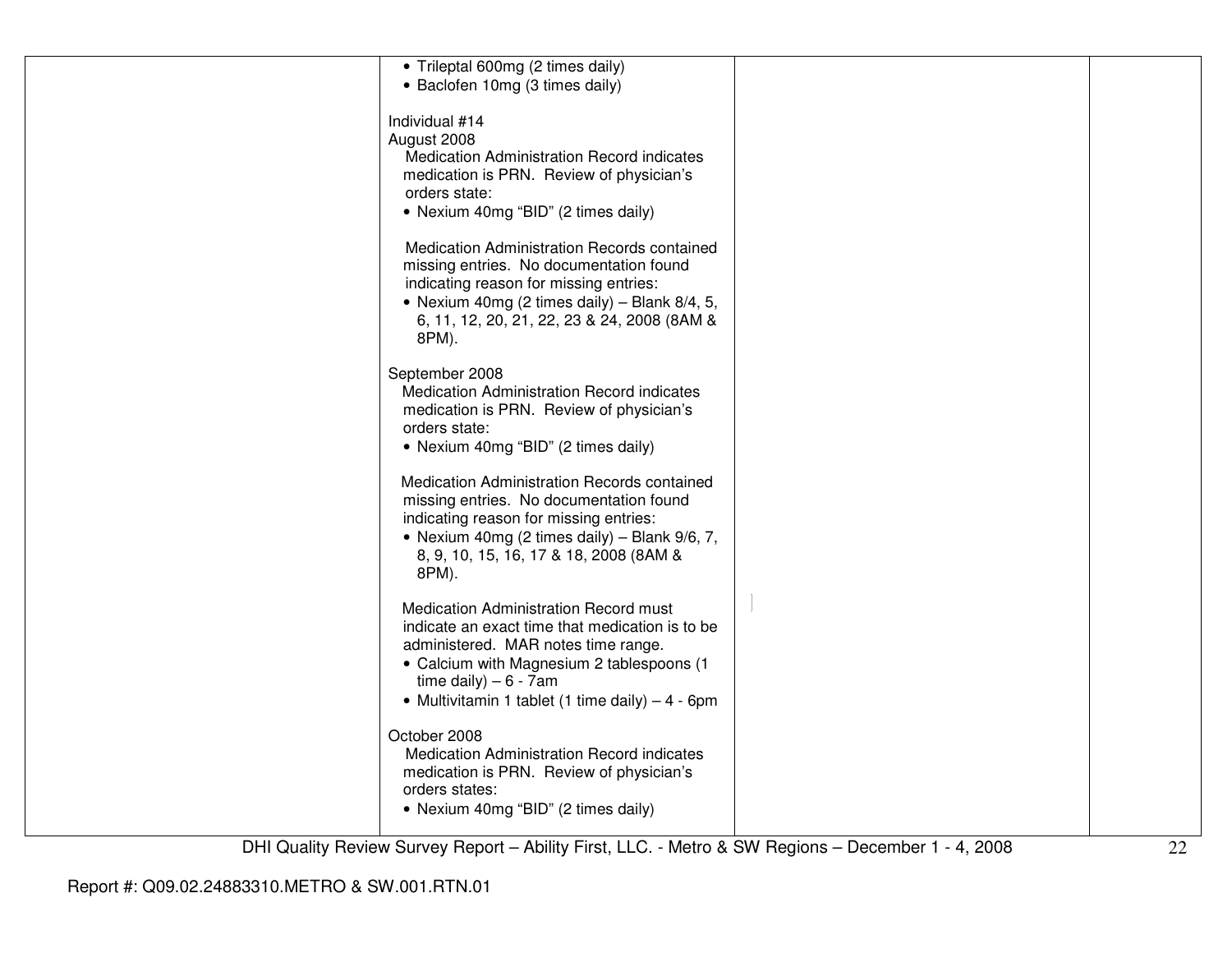| | • Trileptal 600mg (2 times daily)<br>• Baclofen 10mg (3 times daily)<br><br>Individual #14<br>August 2008<br>Medication Administration Record indicates medication is PRN. Review of physician's orders state:<br>• Nexium 40mg "BID" (2 times daily)<br><br>Medication Administration Records contained missing entries. No documentation found indicating reason for missing entries:<br>• Nexium 40mg (2 times daily) – Blank 8/4, 5, 6, 11, 12, 20, 21, 22, 23 & 24, 2008 (8AM & 8PM).<br><br>September 2008<br>Medication Administration Record indicates medication is PRN. Review of physician's orders state:<br>• Nexium 40mg "BID" (2 times daily)<br><br>Medication Administration Records contained missing entries. No documentation found indicating reason for missing entries:<br>• Nexium 40mg (2 times daily) – Blank 9/6, 7, 8, 9, 10, 15, 16, 17 & 18, 2008 (8AM & 8PM).<br><br>Medication Administration Record must indicate an exact time that medication is to be administered. MAR notes time range.<br>• Calcium with Magnesium 2 tablespoons (1 time daily) – 6 - 7am<br>• Multivitamin 1 tablet (1 time daily) – 4 - 6pm<br><br>October 2008<br>Medication Administration Record indicates medication is PRN. Review of physician's orders states:<br>• Nexium 40mg "BID" (2 times daily) | | |
|---|---|---|---|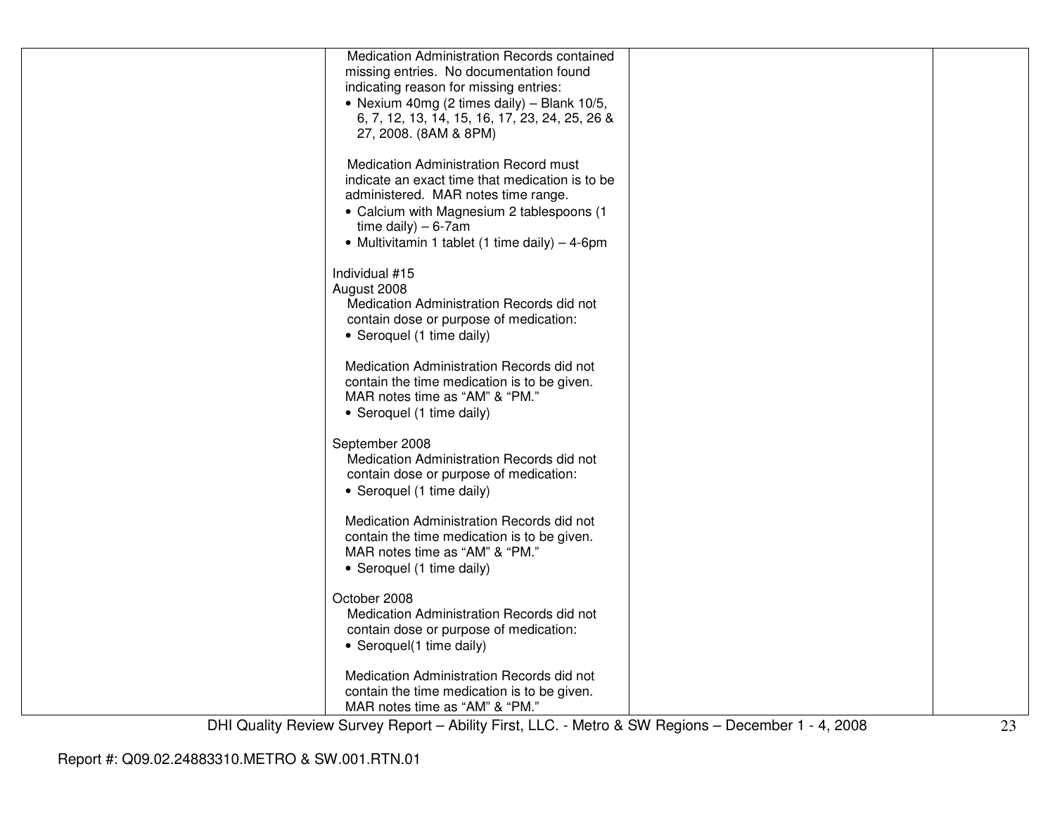|  | Medication Administration Records contained missing entries. No documentation found indicating reason for missing entries:<br>• Nexium 40mg (2 times daily) – Blank 10/5, 6, 7, 12, 13, 14, 15, 16, 17, 23, 24, 25, 26 & 27, 2008. (8AM & 8PM)<br><br>Medication Administration Record must indicate an exact time that medication is to be administered. MAR notes time range.<br>• Calcium with Magnesium 2 tablespoons (1 time daily) – 6-7am<br>• Multivitamin 1 tablet (1 time daily) – 4-6pm<br><br>Individual #15<br>August 2008<br>Medication Administration Records did not contain dose or purpose of medication:<br>• Seroquel (1 time daily)<br><br>Medication Administration Records did not contain the time medication is to be given. MAR notes time as "AM" & "PM."<br>• Seroquel (1 time daily)<br><br>September 2008<br>Medication Administration Records did not contain dose or purpose of medication:<br>• Seroquel (1 time daily)<br><br>Medication Administration Records did not contain the time medication is to be given. MAR notes time as "AM" & "PM."<br>• Seroquel (1 time daily)<br><br>October 2008<br>Medication Administration Records did not contain dose or purpose of medication:<br>• Seroquel(1 time daily)<br><br>Medication Administration Records did not contain the time medication is to be given. MAR notes time as "AM" & "PM." |  |  |
|---|---|---|---|

Report #: Q09.02.24883310.METRO & SW.001.RTN.01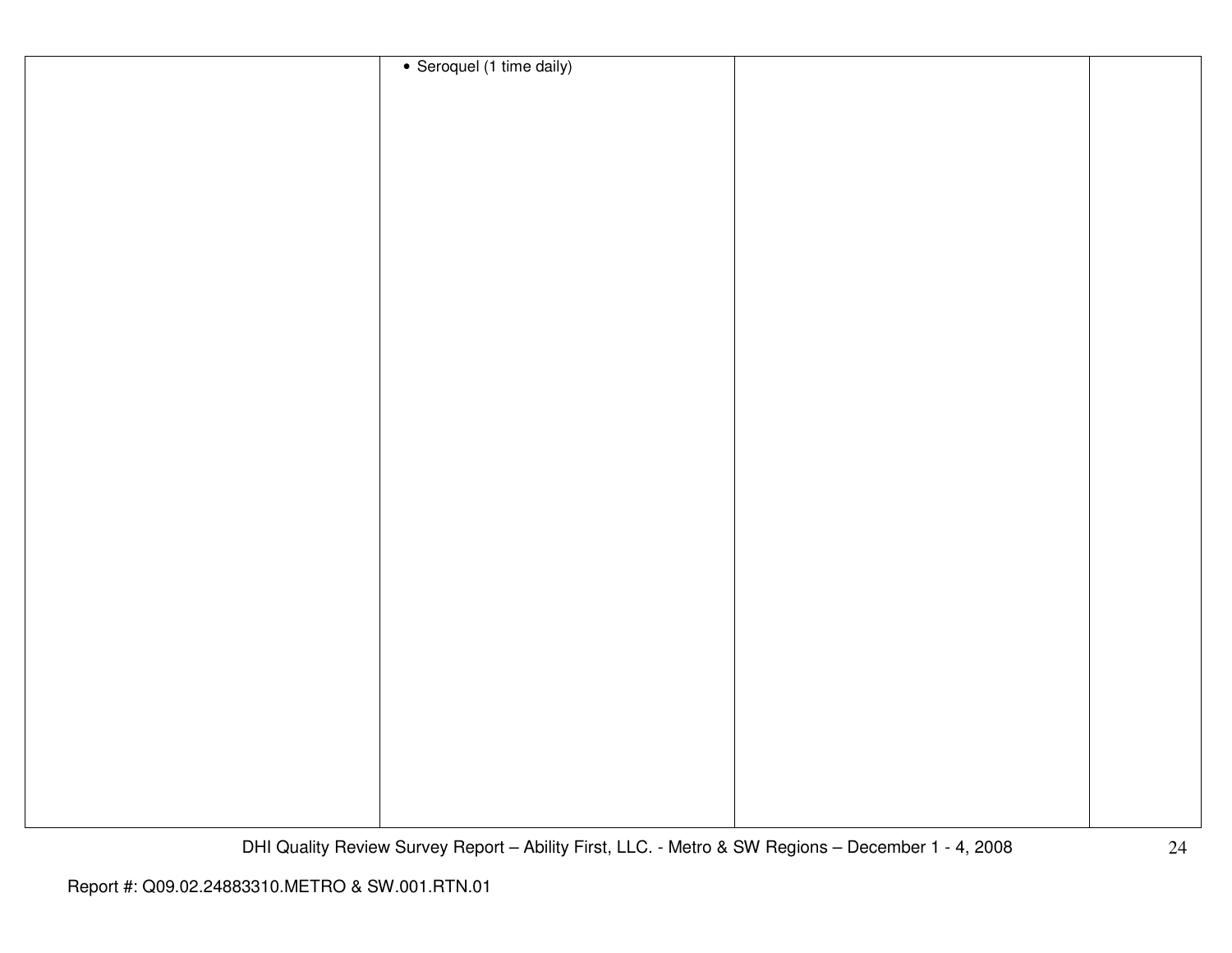|  |  |  |  |
|---|---|---|---|
|  | • Seroquel (1 time daily) |  |  |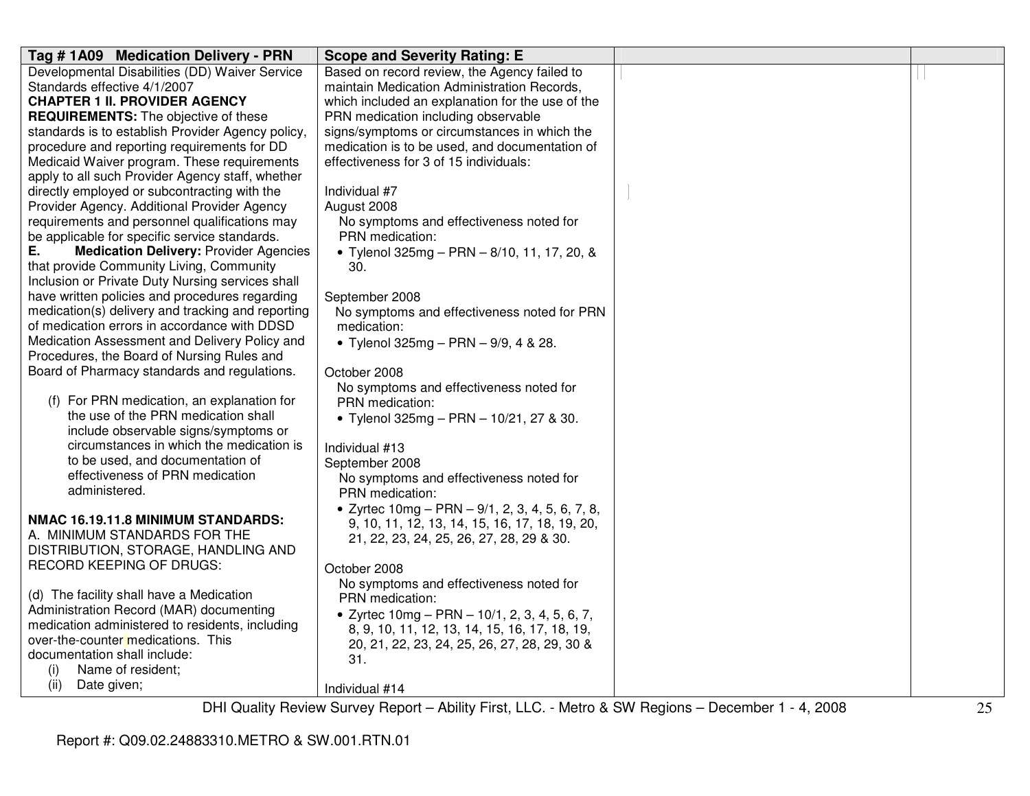| Tag # 1A09 Medication Delivery - PRN | Scope and Severity Rating: E | | |
|---|---|---|---|
| Developmental Disabilities (DD) Waiver Service Standards effective 4/1/2007<br>**CHAPTER 1 II. PROVIDER AGENCY REQUIREMENTS:** The objective of these standards is to establish Provider Agency policy, procedure and reporting requirements for DD Medicaid Waiver program. These requirements apply to all such Provider Agency staff, whether directly employed or subcontracting with the Provider Agency. Additional Provider Agency requirements and personnel qualifications may be applicable for specific service standards.<br>**E. Medication Delivery:** Provider Agencies that provide Community Living, Community Inclusion or Private Duty Nursing services shall have written policies and procedures regarding medication(s) delivery and tracking and reporting of medication errors in accordance with DDSD Medication Assessment and Delivery Policy and Procedures, the Board of Nursing Rules and Board of Pharmacy standards and regulations.<br><br>(f) For PRN medication, an explanation for the use of the PRN medication shall include observable signs/symptoms or circumstances in which the medication is to be used, and documentation of effectiveness of PRN medication administered.<br><br>**NMAC 16.19.11.8 MINIMUM STANDARDS:**<br>A. MINIMUM STANDARDS FOR THE DISTRIBUTION, STORAGE, HANDLING AND RECORD KEEPING OF DRUGS:<br><br>(d) The facility shall have a Medication Administration Record (MAR) documenting medication administered to residents, including over-the-counter medications. This documentation shall include:<br>(i) Name of resident;<br>(ii) Date given; | Based on record review, the Agency failed to maintain Medication Administration Records, which included an explanation for the use of the PRN medication including observable signs/symptoms or circumstances in which the medication is to be used, and documentation of effectiveness for 3 of 15 individuals:<br><br>Individual #7<br>August 2008<br>No symptoms and effectiveness noted for PRN medication:<br>• Tylenol 325mg – PRN – 8/10, 11, 17, 20, & 30.<br><br>September 2008<br>No symptoms and effectiveness noted for PRN medication:<br>• Tylenol 325mg – PRN – 9/9, 4 & 28.<br><br>October 2008<br>No symptoms and effectiveness noted for PRN medication:<br>• Tylenol 325mg – PRN – 10/21, 27 & 30.<br><br>Individual #13<br>September 2008<br>No symptoms and effectiveness noted for PRN medication:<br>• Zyrtec 10mg – PRN – 9/1, 2, 3, 4, 5, 6, 7, 8, 9, 10, 11, 12, 13, 14, 15, 16, 17, 18, 19, 20, 21, 22, 23, 24, 25, 26, 27, 28, 29 & 30.<br><br>October 2008<br>No symptoms and effectiveness noted for PRN medication:<br>• Zyrtec 10mg – PRN – 10/1, 2, 3, 4, 5, 6, 7, 8, 9, 10, 11, 12, 13, 14, 15, 16, 17, 18, 19, 20, 21, 22, 23, 24, 25, 26, 27, 28, 29, 30 & 31.<br><br>Individual #14 | | |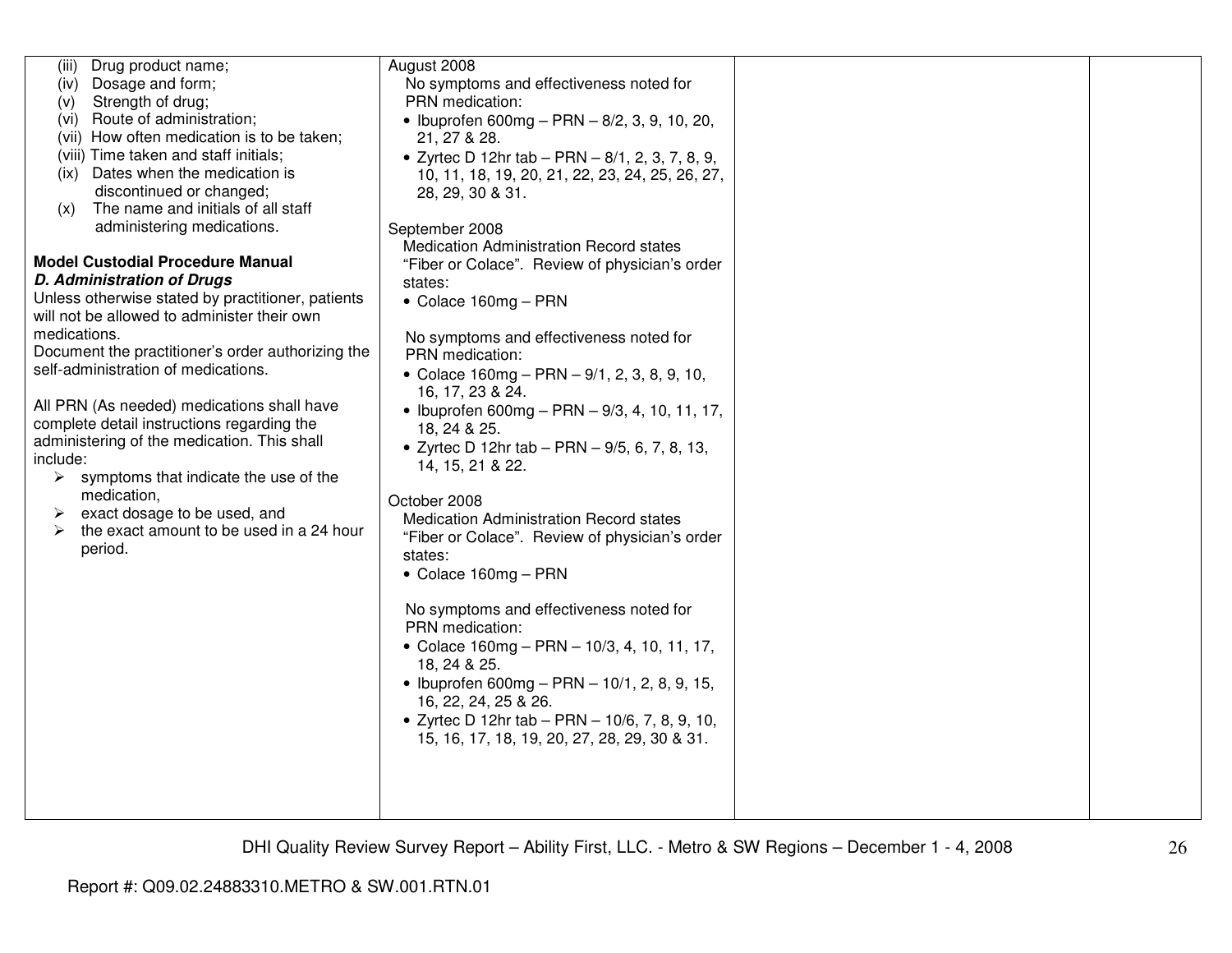| | | | |
|---|---|---|---|
| (iii) Drug product name;<br>(iv) Dosage and form;<br>(v) Strength of drug;<br>(vi) Route of administration;<br>(vii) How often medication is to be taken;<br>(viii) Time taken and staff initials;<br>(ix) Dates when the medication is discontinued or changed;<br>(x) The name and initials of all staff administering medications.<br><br>**Model Custodial Procedure Manual**<br>***D. Administration of Drugs***<br>Unless otherwise stated by practitioner, patients will not be allowed to administer their own medications.<br>Document the practitioner's order authorizing the self-administration of medications.<br><br>All PRN (As needed) medications shall have complete detail instructions regarding the administering of the medication. This shall include:<br>➢ symptoms that indicate the use of the medication,<br>➢ exact dosage to be used, and<br>➢ the exact amount to be used in a 24 hour period. | August 2008<br>No symptoms and effectiveness noted for PRN medication:<br>• Ibuprofen 600mg – PRN – 8/2, 3, 9, 10, 20, 21, 27 & 28.<br>• Zyrtec D 12hr tab – PRN – 8/1, 2, 3, 7, 8, 9, 10, 11, 18, 19, 20, 21, 22, 23, 24, 25, 26, 27, 28, 29, 30 & 31.<br><br>September 2008<br>Medication Administration Record states "Fiber or Colace". Review of physician's order states:<br>• Colace 160mg – PRN<br><br>No symptoms and effectiveness noted for PRN medication:<br>• Colace 160mg – PRN – 9/1, 2, 3, 8, 9, 10, 16, 17, 23 & 24.<br>• Ibuprofen 600mg – PRN – 9/3, 4, 10, 11, 17, 18, 24 & 25.<br>• Zyrtec D 12hr tab – PRN – 9/5, 6, 7, 8, 13, 14, 15, 21 & 22.<br><br>October 2008<br>Medication Administration Record states "Fiber or Colace". Review of physician's order states:<br>• Colace 160mg – PRN<br><br>No symptoms and effectiveness noted for PRN medication:<br>• Colace 160mg – PRN – 10/3, 4, 10, 11, 17, 18, 24 & 25.<br>• Ibuprofen 600mg – PRN – 10/1, 2, 8, 9, 15, 16, 22, 24, 25 & 26.<br>• Zyrtec D 12hr tab – PRN – 10/6, 7, 8, 9, 10, 15, 16, 17, 18, 19, 20, 27, 28, 29, 30 & 31. | | |

DHI Quality Review Survey Report – Ability First, LLC. - Metro & SW Regions – December 1 - 4, 2008

Report #: Q09.02.24883310.METRO & SW.001.RTN.01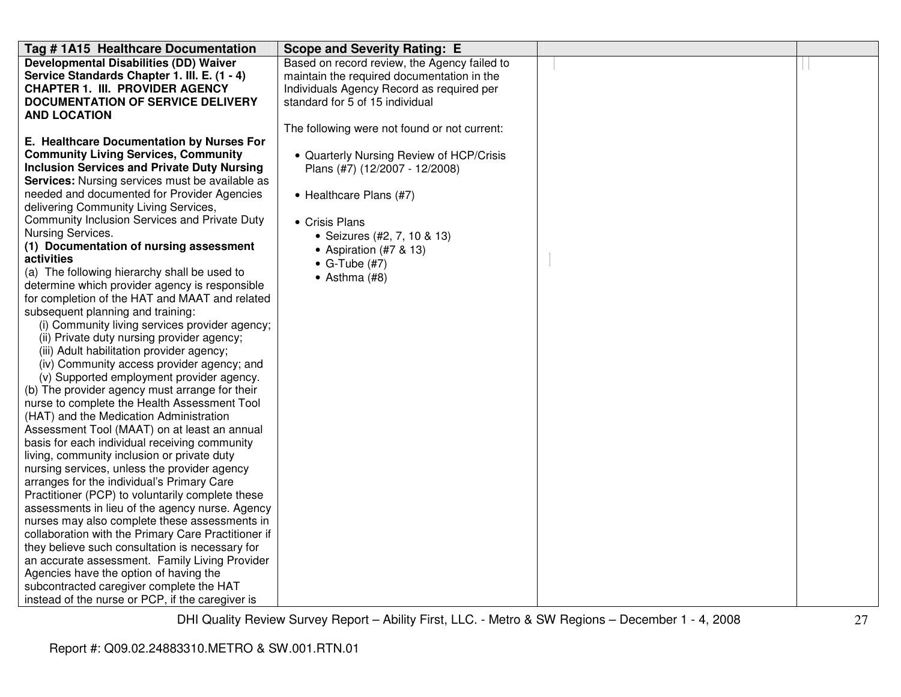| Tag # 1A15 Healthcare Documentation | Scope and Severity Rating: E | | |
|---|---|---|---|
| **Developmental Disabilities (DD) Waiver Service Standards Chapter 1. III. E. (1 - 4) CHAPTER 1. III. PROVIDER AGENCY DOCUMENTATION OF SERVICE DELIVERY AND LOCATION**<br><br>**E. Healthcare Documentation by Nurses For Community Living Services, Community Inclusion Services and Private Duty Nursing Services:** Nursing services must be available as needed and documented for Provider Agencies delivering Community Living Services, Community Inclusion Services and Private Duty Nursing Services.<br>**(1) Documentation of nursing assessment activities**<br>(a) The following hierarchy shall be used to determine which provider agency is responsible for completion of the HAT and MAAT and related subsequent planning and training:<br>(i) Community living services provider agency;<br>(ii) Private duty nursing provider agency;<br>(iii) Adult habilitation provider agency;<br>(iv) Community access provider agency; and<br>(v) Supported employment provider agency.<br>(b) The provider agency must arrange for their nurse to complete the Health Assessment Tool (HAT) and the Medication Administration Assessment Tool (MAAT) on at least an annual basis for each individual receiving community living, community inclusion or private duty nursing services, unless the provider agency arranges for the individual's Primary Care Practitioner (PCP) to voluntarily complete these assessments in lieu of the agency nurse. Agency nurses may also complete these assessments in collaboration with the Primary Care Practitioner if they believe such consultation is necessary for an accurate assessment. Family Living Provider Agencies have the option of having the subcontracted caregiver complete the HAT instead of the nurse or PCP, if the caregiver is | Based on record review, the Agency failed to maintain the required documentation in the Individuals Agency Record as required per standard for 5 of 15 individual<br><br>The following were not found or not current:<br><br>• Quarterly Nursing Review of HCP/Crisis Plans (#7) (12/2007 - 12/2008)<br><br>• Healthcare Plans (#7)<br><br>• Crisis Plans<br>&nbsp;&nbsp;• Seizures (#2, 7, 10 & 13)<br>&nbsp;&nbsp;• Aspiration (#7 & 13)<br>&nbsp;&nbsp;• G-Tube (#7)<br>&nbsp;&nbsp;• Asthma (#8) | | |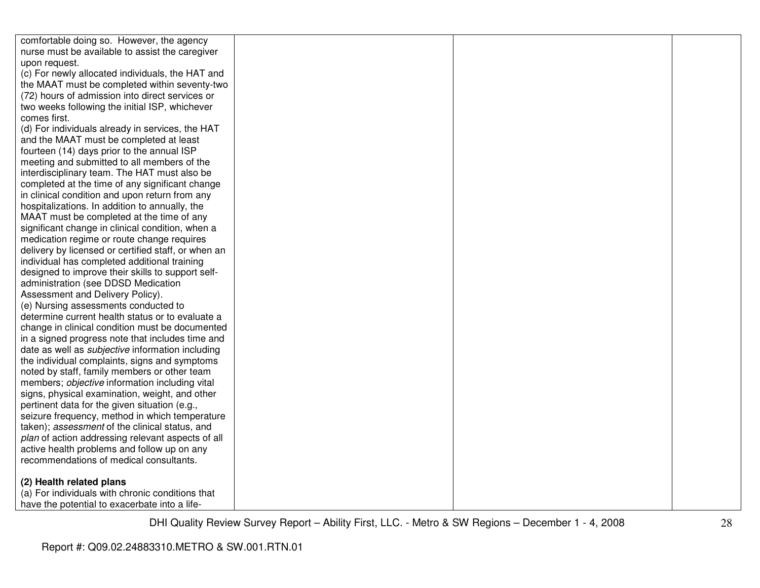| | | | |
|---|---|---|---|
| comfortable doing so. However, the agency nurse must be available to assist the caregiver upon request.<br>(c) For newly allocated individuals, the HAT and the MAAT must be completed within seventy-two (72) hours of admission into direct services or two weeks following the initial ISP, whichever comes first.<br>(d) For individuals already in services, the HAT and the MAAT must be completed at least fourteen (14) days prior to the annual ISP meeting and submitted to all members of the interdisciplinary team. The HAT must also be completed at the time of any significant change in clinical condition and upon return from any hospitalizations. In addition to annually, the MAAT must be completed at the time of any significant change in clinical condition, when a medication regime or route change requires delivery by licensed or certified staff, or when an individual has completed additional training designed to improve their skills to support self-administration (see DDSD Medication Assessment and Delivery Policy).<br>(e) Nursing assessments conducted to determine current health status or to evaluate a change in clinical condition must be documented in a signed progress note that includes time and date as well as *subjective* information including the individual complaints, signs and symptoms noted by staff, family members or other team members; *objective* information including vital signs, physical examination, weight, and other pertinent data for the given situation (e.g., seizure frequency, method in which temperature taken); *assessment* of the clinical status, and *plan* of action addressing relevant aspects of all active health problems and follow up on any recommendations of medical consultants.<br><br>**(2) Health related plans**<br>(a) For individuals with chronic conditions that have the potential to exacerbate into a life- | | | |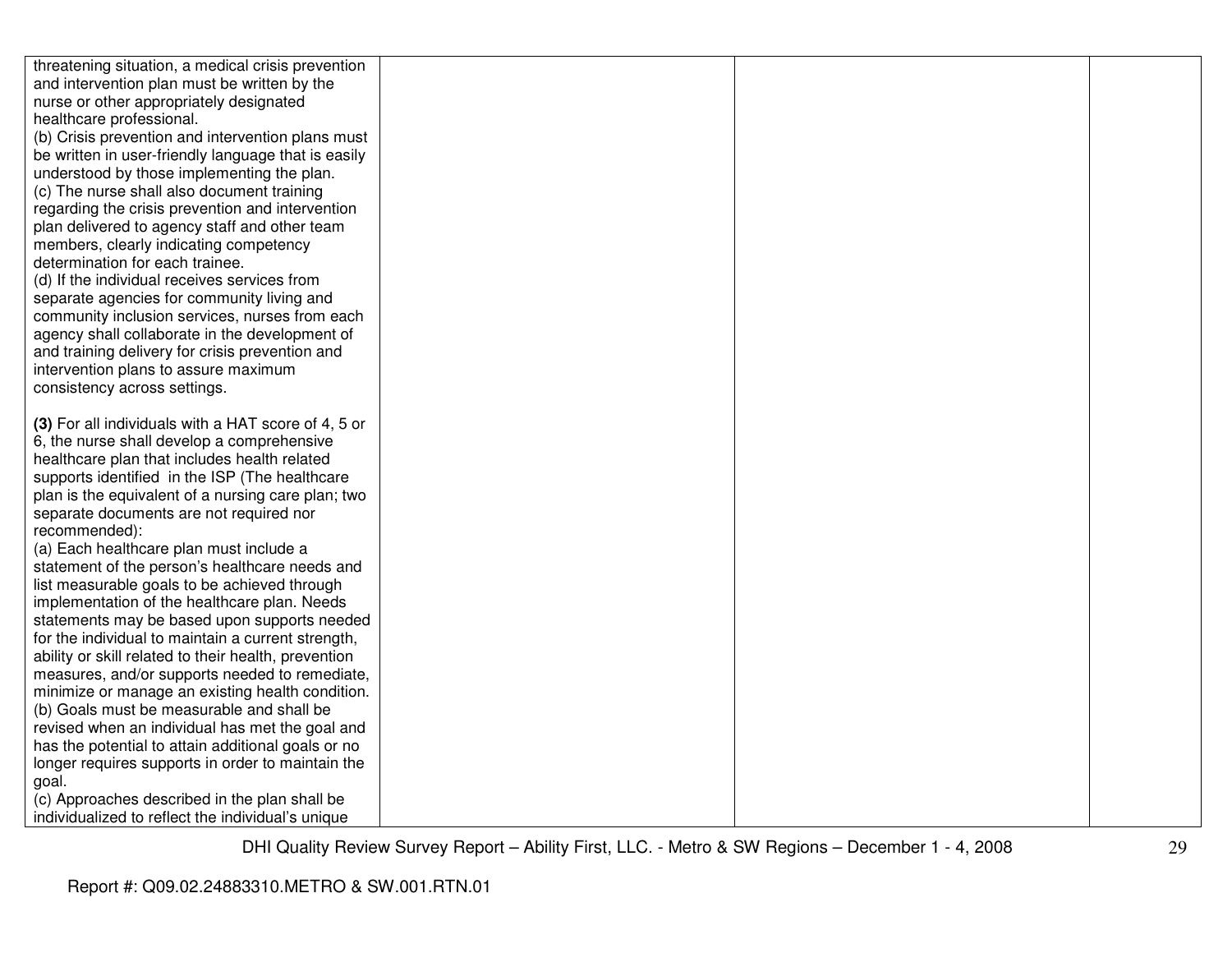| | | | |
|---|---|---|---|
| threatening situation, a medical crisis prevention and intervention plan must be written by the nurse or other appropriately designated healthcare professional.<br>(b) Crisis prevention and intervention plans must be written in user-friendly language that is easily understood by those implementing the plan.<br>(c) The nurse shall also document training regarding the crisis prevention and intervention plan delivered to agency staff and other team members, clearly indicating competency determination for each trainee.<br>(d) If the individual receives services from separate agencies for community living and community inclusion services, nurses from each agency shall collaborate in the development of and training delivery for crisis prevention and intervention plans to assure maximum consistency across settings.<br><br>**(3)** For all individuals with a HAT score of 4, 5 or 6, the nurse shall develop a comprehensive healthcare plan that includes health related supports identified in the ISP (The healthcare plan is the equivalent of a nursing care plan; two separate documents are not required nor recommended):<br>(a) Each healthcare plan must include a statement of the person's healthcare needs and list measurable goals to be achieved through implementation of the healthcare plan. Needs statements may be based upon supports needed for the individual to maintain a current strength, ability or skill related to their health, prevention measures, and/or supports needed to remediate, minimize or manage an existing health condition.<br>(b) Goals must be measurable and shall be revised when an individual has met the goal and has the potential to attain additional goals or no longer requires supports in order to maintain the goal.<br>(c) Approaches described in the plan shall be individualized to reflect the individual's unique | | | |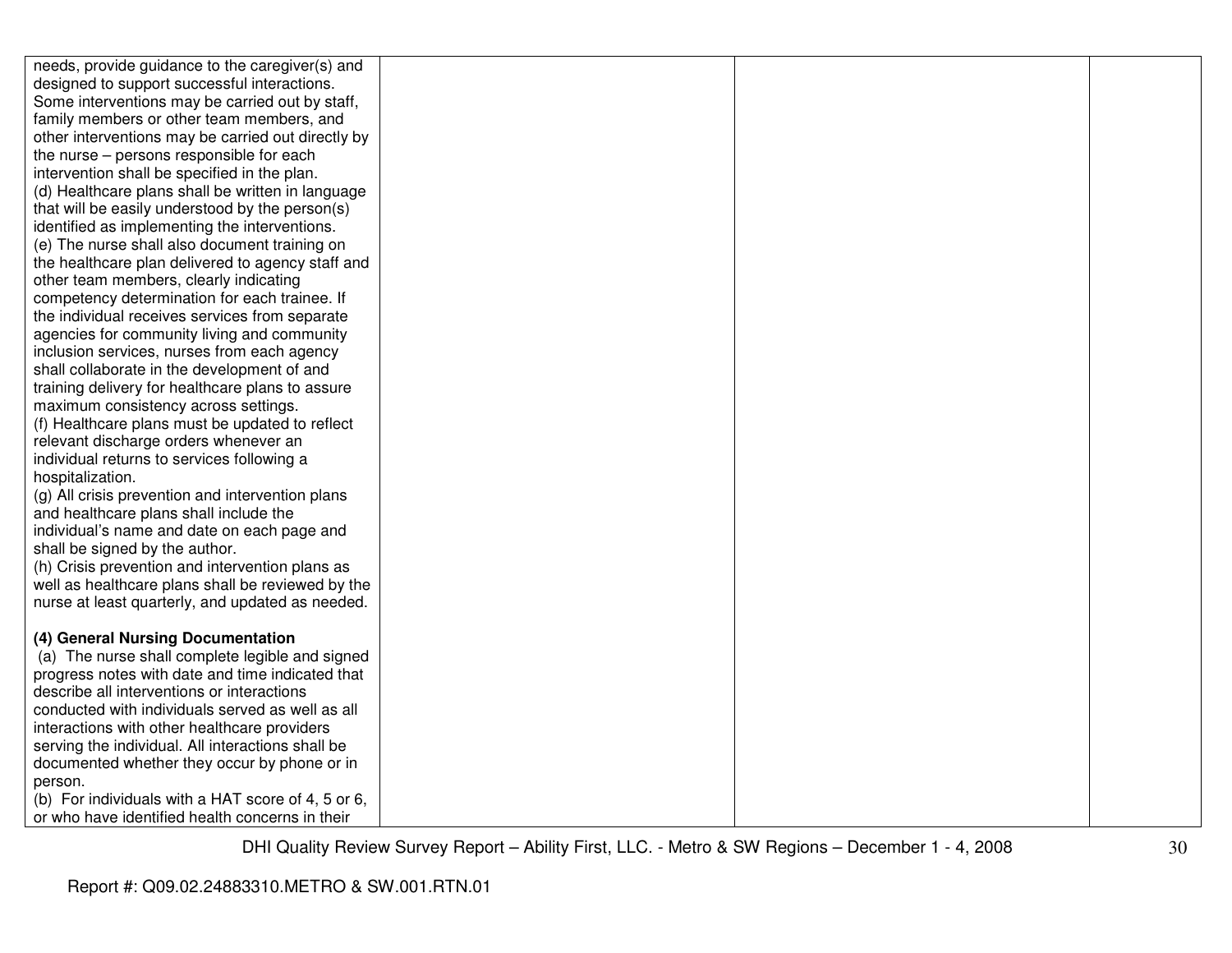| | | | |
|---|---|---|---|
| needs, provide guidance to the caregiver(s) and designed to support successful interactions. Some interventions may be carried out by staff, family members or other team members, and other interventions may be carried out directly by the nurse – persons responsible for each intervention shall be specified in the plan.<br>(d) Healthcare plans shall be written in language that will be easily understood by the person(s) identified as implementing the interventions.<br>(e) The nurse shall also document training on the healthcare plan delivered to agency staff and other team members, clearly indicating competency determination for each trainee. If the individual receives services from separate agencies for community living and community inclusion services, nurses from each agency shall collaborate in the development of and training delivery for healthcare plans to assure maximum consistency across settings.<br>(f) Healthcare plans must be updated to reflect relevant discharge orders whenever an individual returns to services following a hospitalization.<br>(g) All crisis prevention and intervention plans and healthcare plans shall include the individual's name and date on each page and shall be signed by the author.<br>(h) Crisis prevention and intervention plans as well as healthcare plans shall be reviewed by the nurse at least quarterly, and updated as needed.<br><br>**(4) General Nursing Documentation**<br>(a) The nurse shall complete legible and signed progress notes with date and time indicated that describe all interventions or interactions conducted with individuals served as well as all interactions with other healthcare providers serving the individual. All interactions shall be documented whether they occur by phone or in person.<br>(b) For individuals with a HAT score of 4, 5 or 6, or who have identified health concerns in their | | | |

Report #: Q09.02.24883310.METRO & SW.001.RTN.01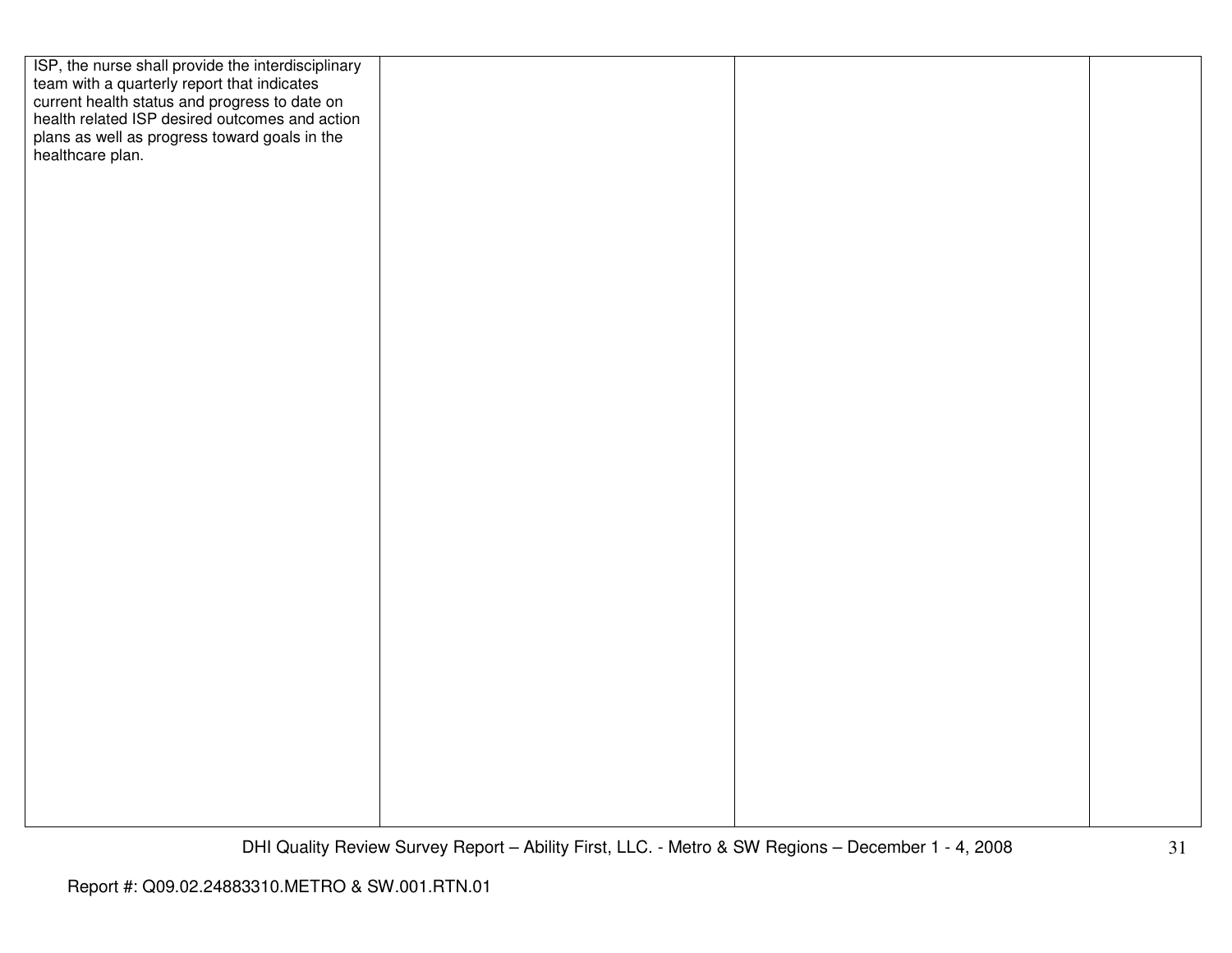| | | | |
|---|---|---|---|
| ISP, the nurse shall provide the interdisciplinary team with a quarterly report that indicates current health status and progress to date on health related ISP desired outcomes and action plans as well as progress toward goals in the healthcare plan. | | | |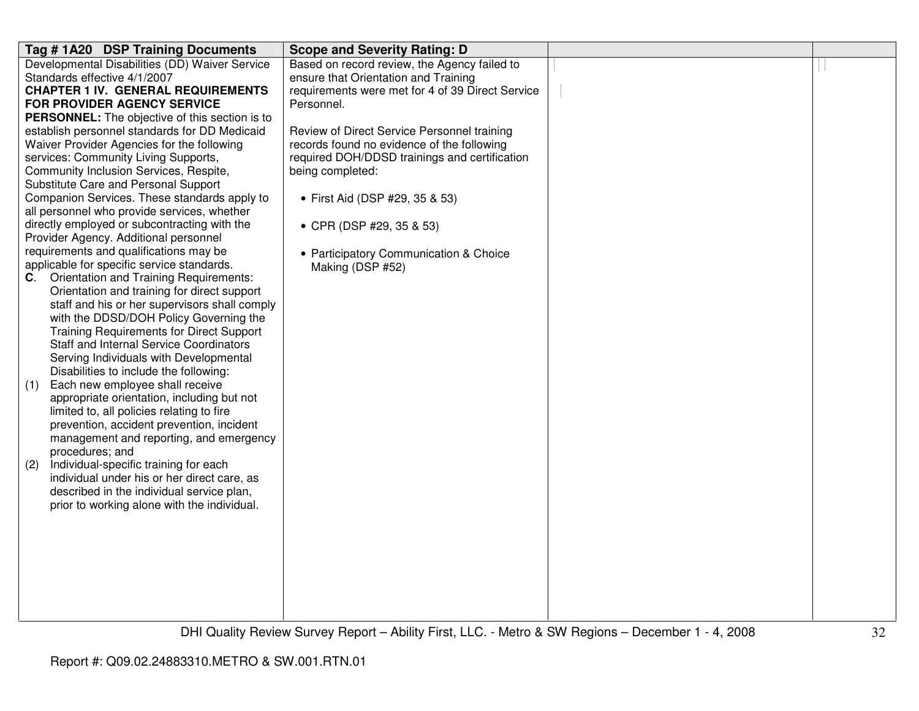| Tag # 1A20 DSP Training Documents | Scope and Severity Rating: D | | |
|---|---|---|---|
| Developmental Disabilities (DD) Waiver Service Standards effective 4/1/2007<br>**CHAPTER 1 IV. GENERAL REQUIREMENTS FOR PROVIDER AGENCY SERVICE PERSONNEL:** The objective of this section is to establish personnel standards for DD Medicaid Waiver Provider Agencies for the following services: Community Living Supports, Community Inclusion Services, Respite, Substitute Care and Personal Support Companion Services. These standards apply to all personnel who provide services, whether directly employed or subcontracting with the Provider Agency. Additional personnel requirements and qualifications may be applicable for specific service standards.<br>**C**. Orientation and Training Requirements: Orientation and training for direct support staff and his or her supervisors shall comply with the DDSD/DOH Policy Governing the Training Requirements for Direct Support Staff and Internal Service Coordinators Serving Individuals with Developmental Disabilities to include the following:<br>(1) Each new employee shall receive appropriate orientation, including but not limited to, all policies relating to fire prevention, accident prevention, incident management and reporting, and emergency procedures; and<br>(2) Individual-specific training for each individual under his or her direct care, as described in the individual service plan, prior to working alone with the individual. | Based on record review, the Agency failed to ensure that Orientation and Training requirements were met for 4 of 39 Direct Service Personnel.<br><br>Review of Direct Service Personnel training records found no evidence of the following required DOH/DDSD trainings and certification being completed:<br><br>• First Aid (DSP #29, 35 & 53)<br><br>• CPR (DSP #29, 35 & 53)<br><br>• Participatory Communication & Choice Making (DSP #52) | | |

Report #: Q09.02.24883310.METRO & SW.001.RTN.01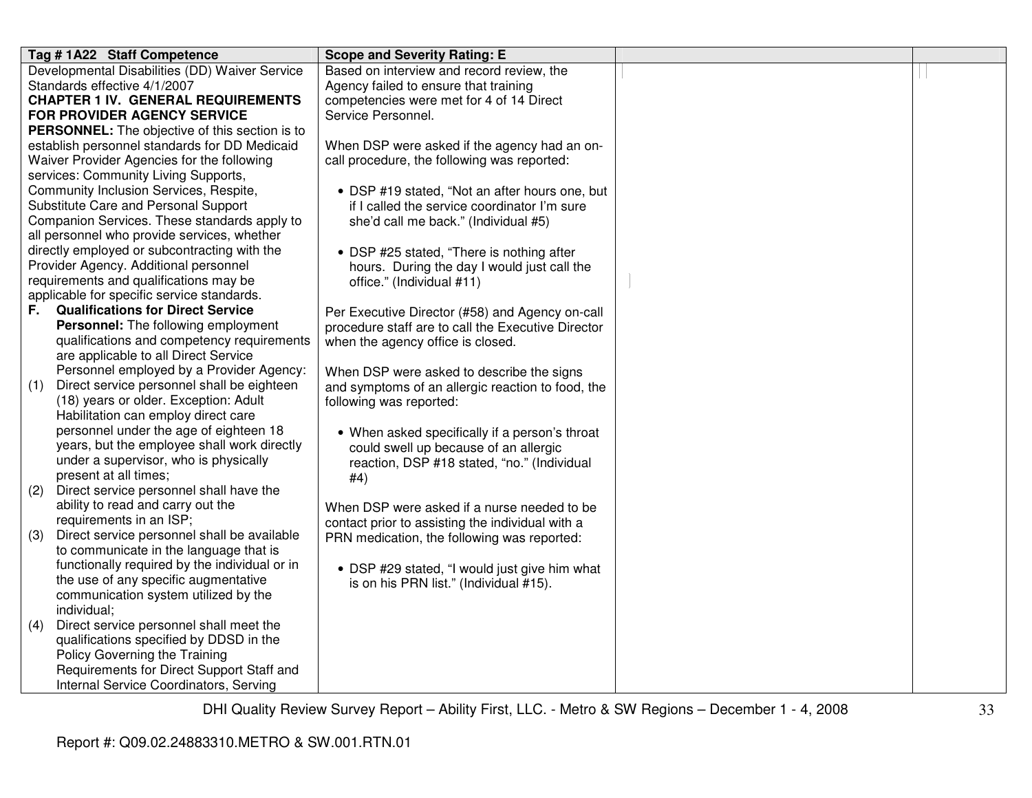| Tag # 1A22 Staff Competence | Scope and Severity Rating: E | | |
|---|---|---|---|
| Developmental Disabilities (DD) Waiver Service Standards effective 4/1/2007<br>**CHAPTER 1 IV. GENERAL REQUIREMENTS FOR PROVIDER AGENCY SERVICE PERSONNEL:** The objective of this section is to establish personnel standards for DD Medicaid Waiver Provider Agencies for the following services: Community Living Supports, Community Inclusion Services, Respite, Substitute Care and Personal Support Companion Services. These standards apply to all personnel who provide services, whether directly employed or subcontracting with the Provider Agency. Additional personnel requirements and qualifications may be applicable for specific service standards.<br>**F. Qualifications for Direct Service Personnel:** The following employment qualifications and competency requirements are applicable to all Direct Service Personnel employed by a Provider Agency:<br>(1) Direct service personnel shall be eighteen (18) years or older. Exception: Adult Habilitation can employ direct care personnel under the age of eighteen 18 years, but the employee shall work directly under a supervisor, who is physically present at all times;<br>(2) Direct service personnel shall have the ability to read and carry out the requirements in an ISP;<br>(3) Direct service personnel shall be available to communicate in the language that is functionally required by the individual or in the use of any specific augmentative communication system utilized by the individual;<br>(4) Direct service personnel shall meet the qualifications specified by DDSD in the Policy Governing the Training Requirements for Direct Support Staff and Internal Service Coordinators, Serving | Based on interview and record review, the Agency failed to ensure that training competencies were met for 4 of 14 Direct Service Personnel.<br><br>When DSP were asked if the agency had an on-call procedure, the following was reported:<br><br>• DSP #19 stated, "Not an after hours one, but if I called the service coordinator I'm sure she'd call me back." (Individual #5)<br><br>• DSP #25 stated, "There is nothing after hours. During the day I would just call the office." (Individual #11)<br><br>Per Executive Director (#58) and Agency on-call procedure staff are to call the Executive Director when the agency office is closed.<br><br>When DSP were asked to describe the signs and symptoms of an allergic reaction to food, the following was reported:<br><br>• When asked specifically if a person's throat could swell up because of an allergic reaction, DSP #18 stated, "no." (Individual #4)<br><br>When DSP were asked if a nurse needed to be contact prior to assisting the individual with a PRN medication, the following was reported:<br><br>• DSP #29 stated, "I would just give him what is on his PRN list." (Individual #15). | | |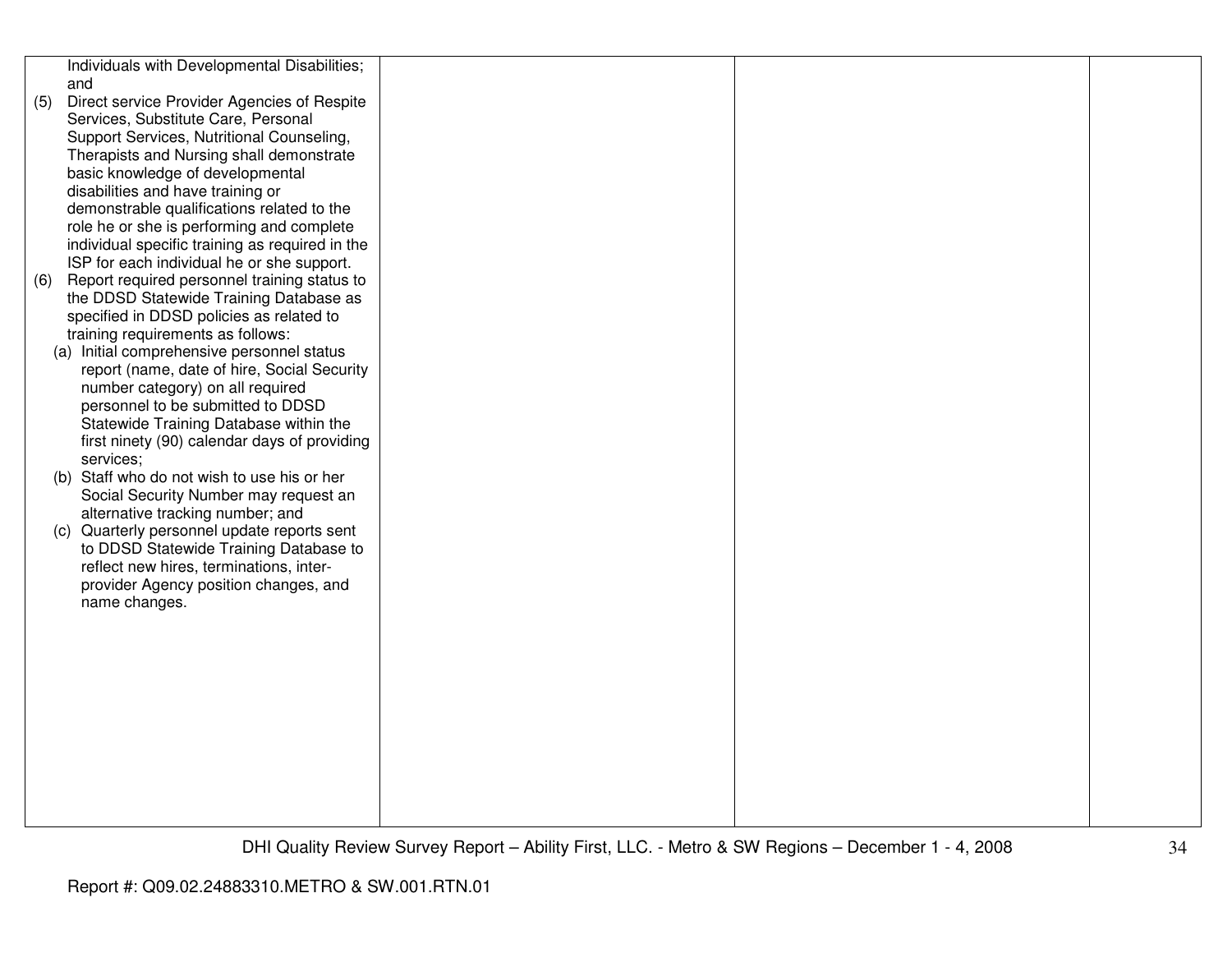| | | | |
|---|---|---|---|
| Individuals with Developmental Disabilities; and<br>(5) Direct service Provider Agencies of Respite Services, Substitute Care, Personal Support Services, Nutritional Counseling, Therapists and Nursing shall demonstrate basic knowledge of developmental disabilities and have training or demonstrable qualifications related to the role he or she is performing and complete individual specific training as required in the ISP for each individual he or she support.<br>(6) Report required personnel training status to the DDSD Statewide Training Database as specified in DDSD policies as related to training requirements as follows:<br>(a) Initial comprehensive personnel status report (name, date of hire, Social Security number category) on all required personnel to be submitted to DDSD Statewide Training Database within the first ninety (90) calendar days of providing services;<br>(b) Staff who do not wish to use his or her Social Security Number may request an alternative tracking number; and<br>(c) Quarterly personnel update reports sent to DDSD Statewide Training Database to reflect new hires, terminations, inter-provider Agency position changes, and name changes. | | | |

Report #: Q09.02.24883310.METRO & SW.001.RTN.01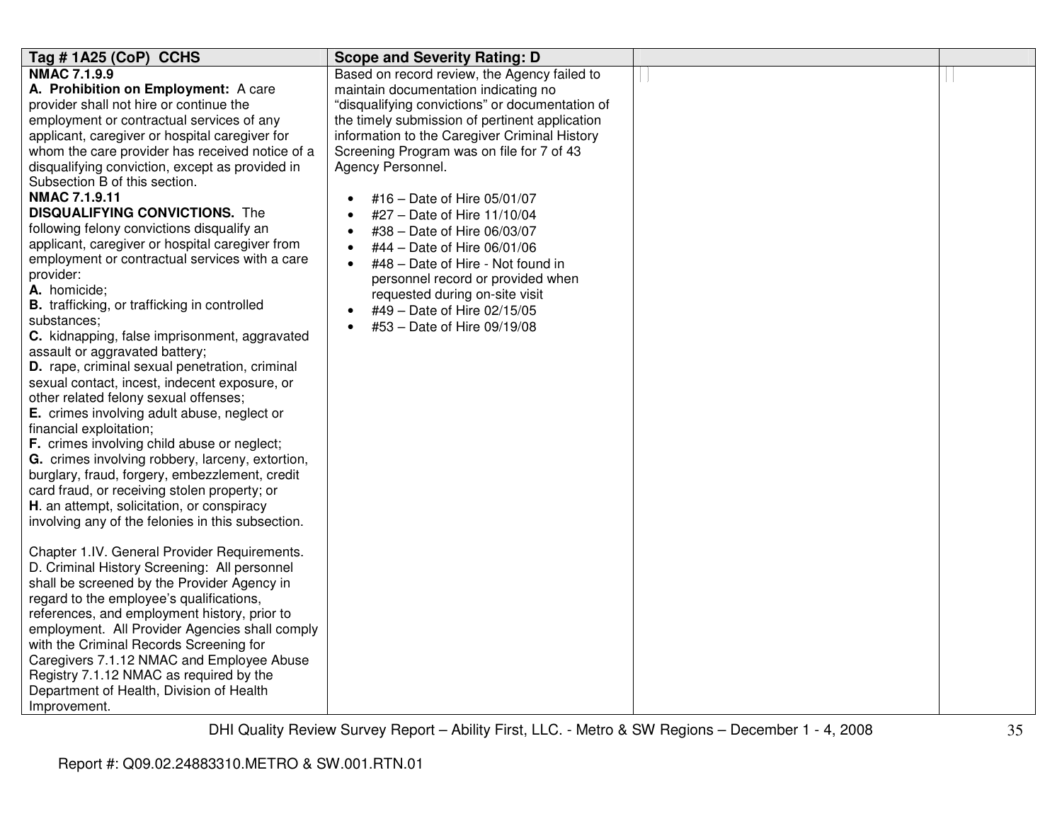| Tag # 1A25 (CoP) CCHS | Scope and Severity Rating: D | | |
|---|---|---|---|
| **NMAC 7.1.9.9**<br>**A. Prohibition on Employment:** A care provider shall not hire or continue the employment or contractual services of any applicant, caregiver or hospital caregiver for whom the care provider has received notice of a disqualifying conviction, except as provided in Subsection B of this section.<br>**NMAC 7.1.9.11**<br>**DISQUALIFYING CONVICTIONS.** The following felony convictions disqualify an applicant, caregiver or hospital caregiver from employment or contractual services with a care provider:<br>**A.** homicide;<br>**B.** trafficking, or trafficking in controlled substances;<br>**C.** kidnapping, false imprisonment, aggravated assault or aggravated battery;<br>**D.** rape, criminal sexual penetration, criminal sexual contact, incest, indecent exposure, or other related felony sexual offenses;<br>**E.** crimes involving adult abuse, neglect or financial exploitation;<br>**F.** crimes involving child abuse or neglect;<br>**G.** crimes involving robbery, larceny, extortion, burglary, fraud, forgery, embezzlement, credit card fraud, or receiving stolen property; or<br>**H**. an attempt, solicitation, or conspiracy involving any of the felonies in this subsection.<br><br>Chapter 1.IV. General Provider Requirements. D. Criminal History Screening: All personnel shall be screened by the Provider Agency in regard to the employee's qualifications, references, and employment history, prior to employment. All Provider Agencies shall comply with the Criminal Records Screening for Caregivers 7.1.12 NMAC and Employee Abuse Registry 7.1.12 NMAC as required by the Department of Health, Division of Health Improvement. | Based on record review, the Agency failed to maintain documentation indicating no "disqualifying convictions" or documentation of the timely submission of pertinent application information to the Caregiver Criminal History Screening Program was on file for 7 of 43 Agency Personnel.<br><br>• #16 – Date of Hire 05/01/07<br>• #27 – Date of Hire 11/10/04<br>• #38 – Date of Hire 06/03/07<br>• #44 – Date of Hire 06/01/06<br>• #48 – Date of Hire - Not found in personnel record or provided when requested during on-site visit<br>• #49 – Date of Hire 02/15/05<br>• #53 – Date of Hire 09/19/08 | | |

DHI Quality Review Survey Report – Ability First, LLC. - Metro & SW Regions – December 1 - 4, 2008

Report #: Q09.02.24883310.METRO & SW.001.RTN.01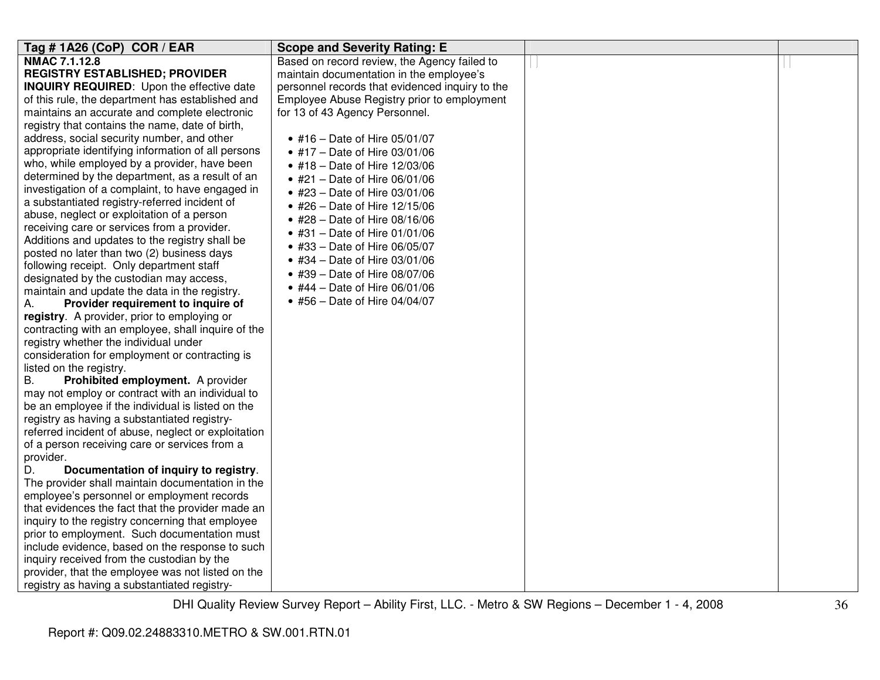| Tag # 1A26 (CoP) COR / EAR | Scope and Severity Rating: E | | |
|---|---|---|---|
| **NMAC 7.1.12.8**<br>**REGISTRY ESTABLISHED; PROVIDER INQUIRY REQUIRED**: Upon the effective date of this rule, the department has established and maintains an accurate and complete electronic registry that contains the name, date of birth, address, social security number, and other appropriate identifying information of all persons who, while employed by a provider, have been determined by the department, as a result of an investigation of a complaint, to have engaged in a substantiated registry-referred incident of abuse, neglect or exploitation of a person receiving care or services from a provider. Additions and updates to the registry shall be posted no later than two (2) business days following receipt. Only department staff designated by the custodian may access, maintain and update the data in the registry.<br>A. **Provider requirement to inquire of registry**. A provider, prior to employing or contracting with an employee, shall inquire of the registry whether the individual under consideration for employment or contracting is listed on the registry.<br>B. **Prohibited employment.** A provider may not employ or contract with an individual to be an employee if the individual is listed on the registry as having a substantiated registry-referred incident of abuse, neglect or exploitation of a person receiving care or services from a provider.<br>D. **Documentation of inquiry to registry**. The provider shall maintain documentation in the employee's personnel or employment records that evidences the fact that the provider made an inquiry to the registry concerning that employee prior to employment. Such documentation must include evidence, based on the response to such inquiry received from the custodian by the provider, that the employee was not listed on the registry as having a substantiated registry- | Based on record review, the Agency failed to maintain documentation in the employee's personnel records that evidenced inquiry to the Employee Abuse Registry prior to employment for 13 of 43 Agency Personnel.<br><br>• #16 – Date of Hire 05/01/07<br>• #17 – Date of Hire 03/01/06<br>• #18 – Date of Hire 12/03/06<br>• #21 – Date of Hire 06/01/06<br>• #23 – Date of Hire 03/01/06<br>• #26 – Date of Hire 12/15/06<br>• #28 – Date of Hire 08/16/06<br>• #31 – Date of Hire 01/01/06<br>• #33 – Date of Hire 06/05/07<br>• #34 – Date of Hire 03/01/06<br>• #39 – Date of Hire 08/07/06<br>• #44 – Date of Hire 06/01/06<br>• #56 – Date of Hire 04/04/07 | | |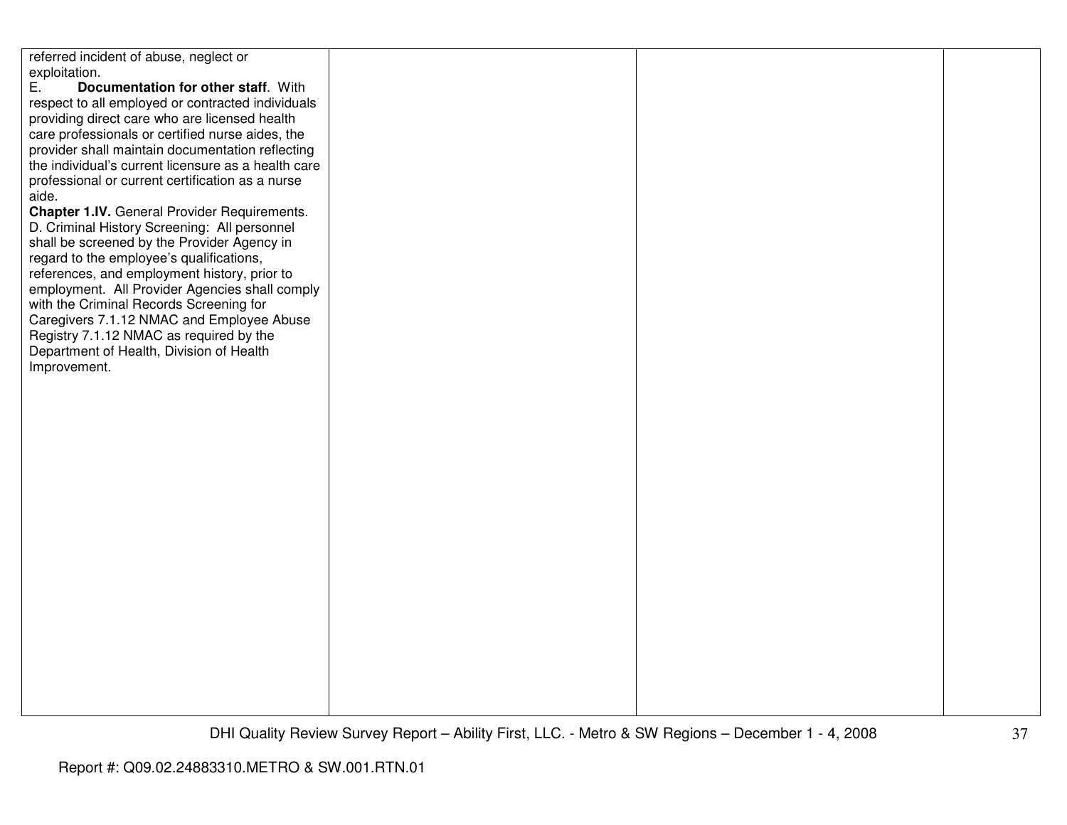| | | | |
|---|---|---|---|
| referred incident of abuse, neglect or exploitation.<br>E. **Documentation for other staff**. With respect to all employed or contracted individuals providing direct care who are licensed health care professionals or certified nurse aides, the provider shall maintain documentation reflecting the individual's current licensure as a health care professional or current certification as a nurse aide.<br>**Chapter 1.IV.** General Provider Requirements. D. Criminal History Screening: All personnel shall be screened by the Provider Agency in regard to the employee's qualifications, references, and employment history, prior to employment. All Provider Agencies shall comply with the Criminal Records Screening for Caregivers 7.1.12 NMAC and Employee Abuse Registry 7.1.12 NMAC as required by the Department of Health, Division of Health Improvement. | | | |

DHI Quality Review Survey Report – Ability First, LLC. - Metro & SW Regions – December 1 - 4, 2008

Report #: Q09.02.24883310.METRO & SW.001.RTN.01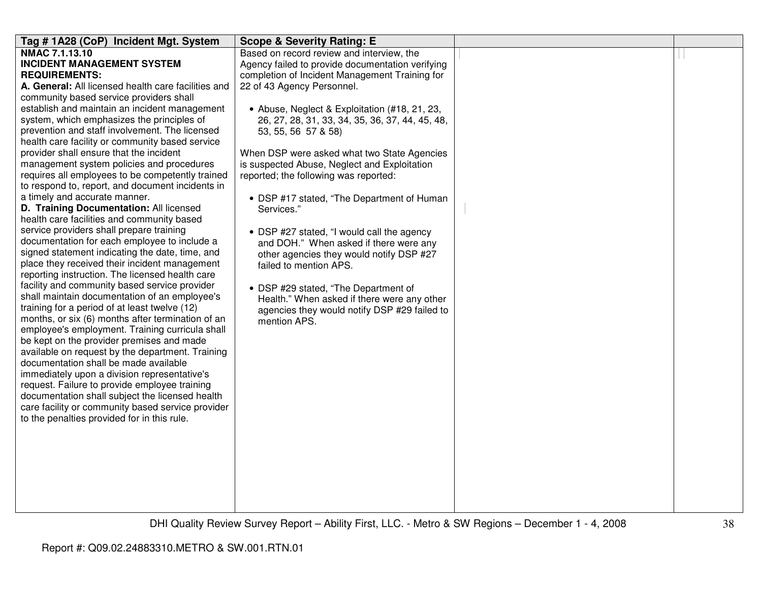| Tag # 1A28 (CoP) Incident Mgt. System | Scope & Severity Rating: E | | |
|---|---|---|---|
| **NMAC 7.1.13.10**<br>**INCIDENT MANAGEMENT SYSTEM REQUIREMENTS:**<br>**A. General:** All licensed health care facilities and community based service providers shall establish and maintain an incident management system, which emphasizes the principles of prevention and staff involvement. The licensed health care facility or community based service provider shall ensure that the incident management system policies and procedures requires all employees to be competently trained to respond to, report, and document incidents in a timely and accurate manner.<br>**D. Training Documentation:** All licensed health care facilities and community based service providers shall prepare training documentation for each employee to include a signed statement indicating the date, time, and place they received their incident management reporting instruction. The licensed health care facility and community based service provider shall maintain documentation of an employee's training for a period of at least twelve (12) months, or six (6) months after termination of an employee's employment. Training curricula shall be kept on the provider premises and made available on request by the department. Training documentation shall be made available immediately upon a division representative's request. Failure to provide employee training documentation shall subject the licensed health care facility or community based service provider to the penalties provided for in this rule. | Based on record review and interview, the Agency failed to provide documentation verifying completion of Incident Management Training for 22 of 43 Agency Personnel.<br><br>• Abuse, Neglect & Exploitation (#18, 21, 23, 26, 27, 28, 31, 33, 34, 35, 36, 37, 44, 45, 48, 53, 55, 56 57 & 58)<br><br>When DSP were asked what two State Agencies is suspected Abuse, Neglect and Exploitation reported; the following was reported:<br><br>• DSP #17 stated, "The Department of Human Services."<br><br>• DSP #27 stated, "I would call the agency and DOH." When asked if there were any other agencies they would notify DSP #27 failed to mention APS.<br><br>• DSP #29 stated, "The Department of Health." When asked if there were any other agencies they would notify DSP #29 failed to mention APS. | | |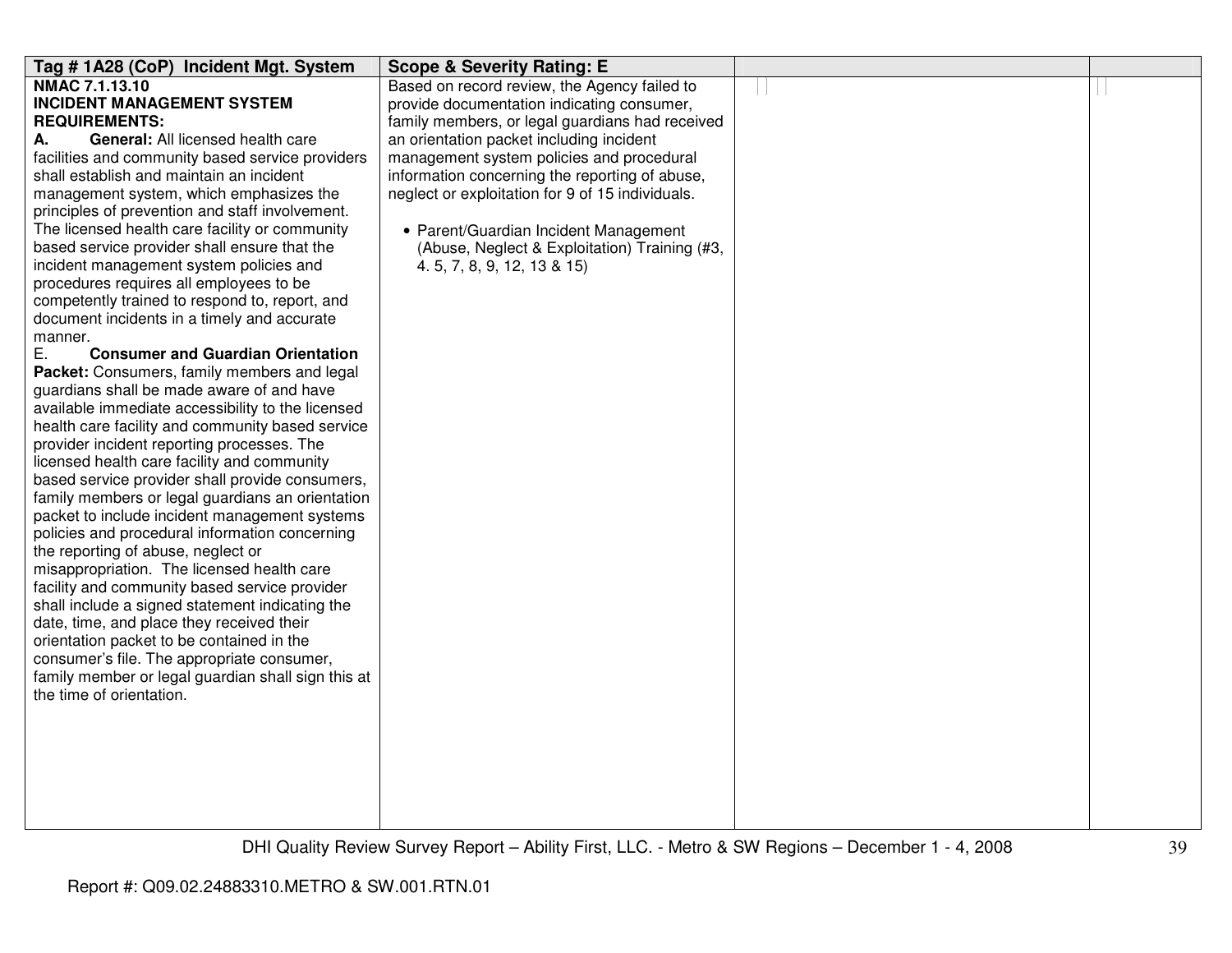| Tag # 1A28 (CoP) Incident Mgt. System | Scope & Severity Rating: E | | |
|---|---|---|---|
| **NMAC 7.1.13.10**<br>**INCIDENT MANAGEMENT SYSTEM REQUIREMENTS:**<br>**A. General:** All licensed health care facilities and community based service providers shall establish and maintain an incident management system, which emphasizes the principles of prevention and staff involvement. The licensed health care facility or community based service provider shall ensure that the incident management system policies and procedures requires all employees to be competently trained to respond to, report, and document incidents in a timely and accurate manner.<br>E. **Consumer and Guardian Orientation Packet:** Consumers, family members and legal guardians shall be made aware of and have available immediate accessibility to the licensed health care facility and community based service provider incident reporting processes. The licensed health care facility and community based service provider shall provide consumers, family members or legal guardians an orientation packet to include incident management systems policies and procedural information concerning the reporting of abuse, neglect or misappropriation. The licensed health care facility and community based service provider shall include a signed statement indicating the date, time, and place they received their orientation packet to be contained in the consumer's file. The appropriate consumer, family member or legal guardian shall sign this at the time of orientation. | Based on record review, the Agency failed to provide documentation indicating consumer, family members, or legal guardians had received an orientation packet including incident management system policies and procedural information concerning the reporting of abuse, neglect or exploitation for 9 of 15 individuals.<br><br>• Parent/Guardian Incident Management (Abuse, Neglect & Exploitation) Training (#3, 4. 5, 7, 8, 9, 12, 13 & 15) | | |

Report #: Q09.02.24883310.METRO & SW.001.RTN.01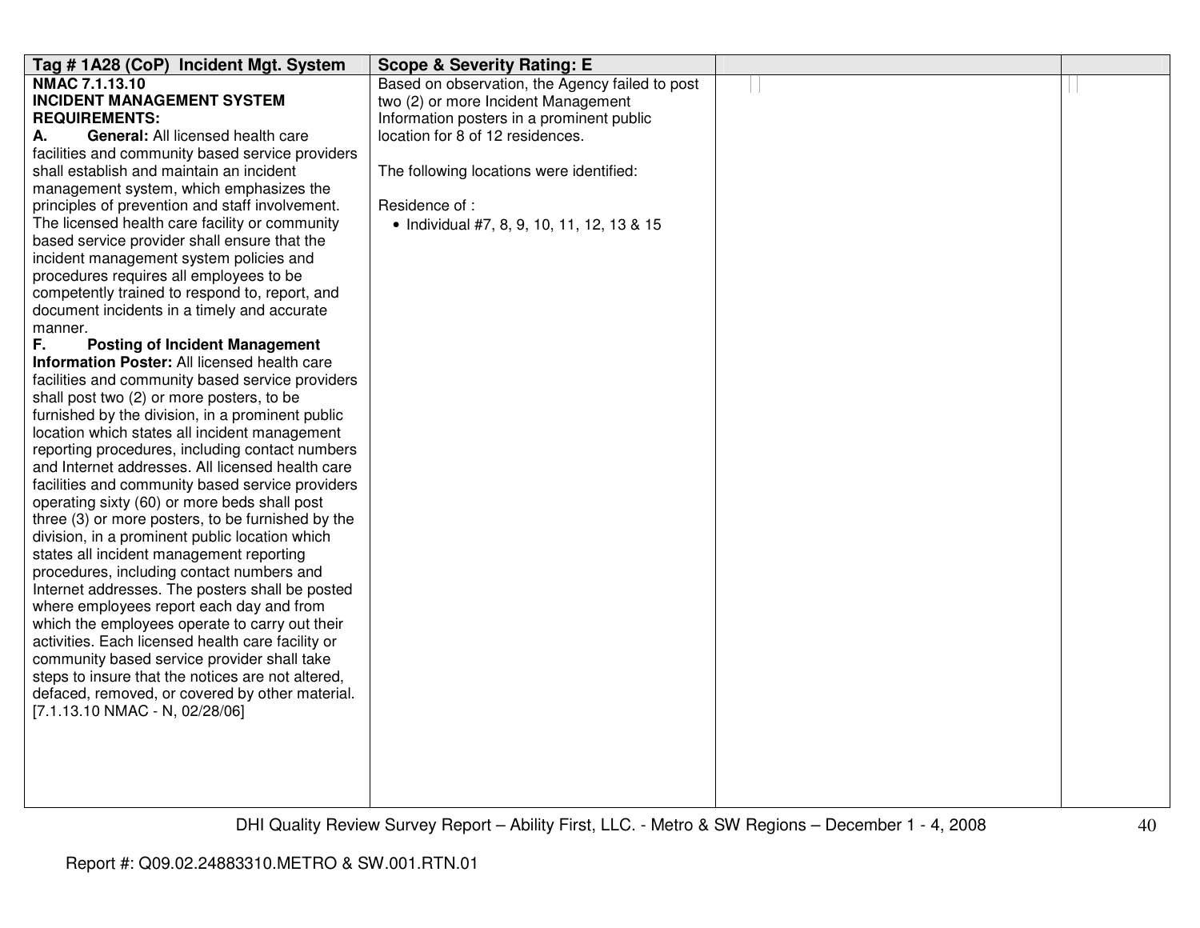| Tag # 1A28 (CoP) Incident Mgt. System | Scope & Severity Rating: E | | |
|---|---|---|---|
| **NMAC 7.1.13.10**<br>**INCIDENT MANAGEMENT SYSTEM REQUIREMENTS:**<br>**A. General:** All licensed health care facilities and community based service providers shall establish and maintain an incident management system, which emphasizes the principles of prevention and staff involvement. The licensed health care facility or community based service provider shall ensure that the incident management system policies and procedures requires all employees to be competently trained to respond to, report, and document incidents in a timely and accurate manner.<br>**F. Posting of Incident Management Information Poster:** All licensed health care facilities and community based service providers shall post two (2) or more posters, to be furnished by the division, in a prominent public location which states all incident management reporting procedures, including contact numbers and Internet addresses. All licensed health care facilities and community based service providers operating sixty (60) or more beds shall post three (3) or more posters, to be furnished by the division, in a prominent public location which states all incident management reporting procedures, including contact numbers and Internet addresses. The posters shall be posted where employees report each day and from which the employees operate to carry out their activities. Each licensed health care facility or community based service provider shall take steps to insure that the notices are not altered, defaced, removed, or covered by other material.<br>[7.1.13.10 NMAC - N, 02/28/06] | Based on observation, the Agency failed to post two (2) or more Incident Management Information posters in a prominent public location for 8 of 12 residences.<br><br>The following locations were identified:<br><br>Residence of :<br>• Individual #7, 8, 9, 10, 11, 12, 13 & 15 | | |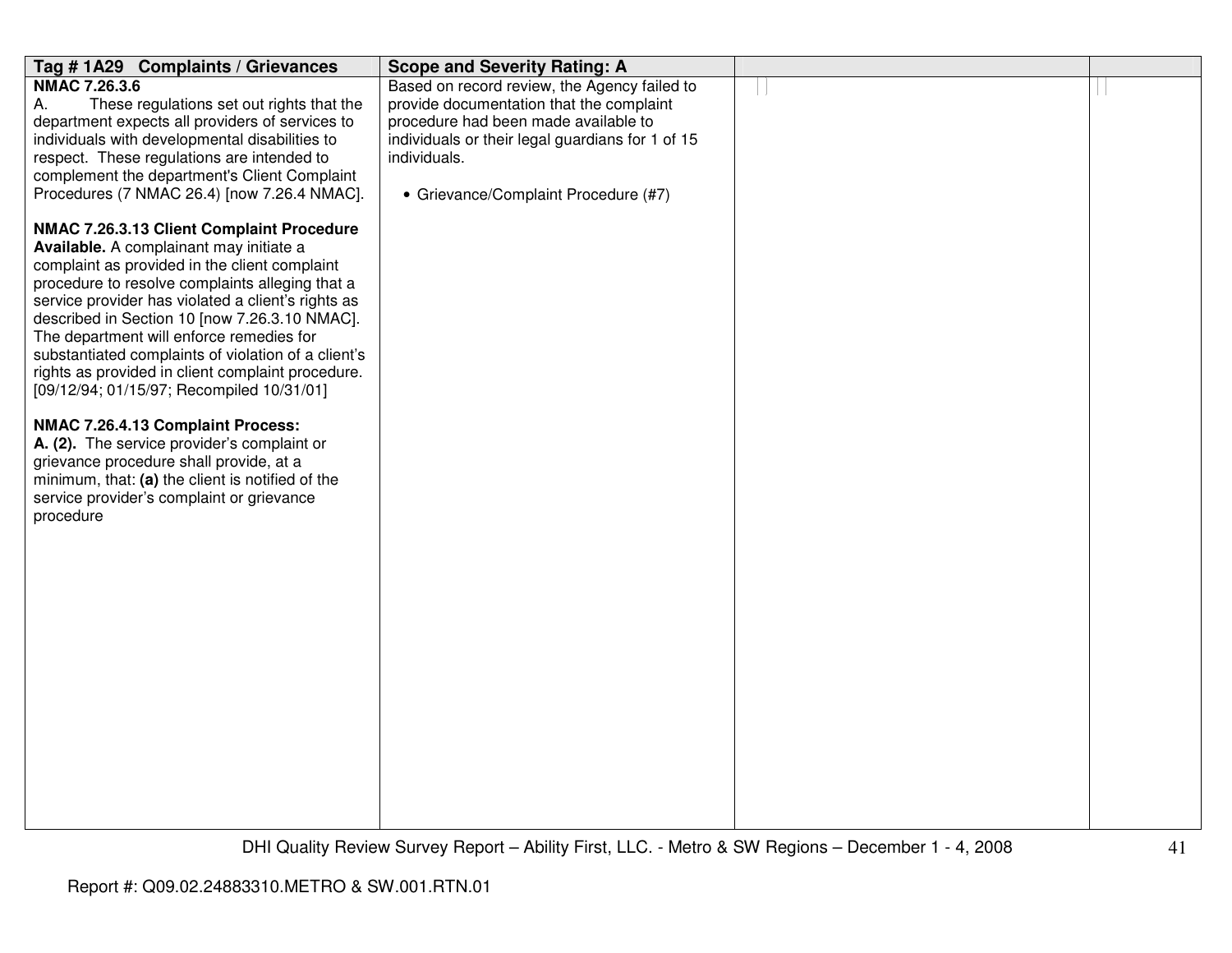| Tag # 1A29 Complaints / Grievances | Scope and Severity Rating: A | | |
|---|---|---|---|
| **NMAC 7.26.3.6**<br>A. These regulations set out rights that the department expects all providers of services to individuals with developmental disabilities to respect. These regulations are intended to complement the department's Client Complaint Procedures (7 NMAC 26.4) [now 7.26.4 NMAC].<br><br>**NMAC 7.26.3.13 Client Complaint Procedure Available.** A complainant may initiate a complaint as provided in the client complaint procedure to resolve complaints alleging that a service provider has violated a client's rights as described in Section 10 [now 7.26.3.10 NMAC]. The department will enforce remedies for substantiated complaints of violation of a client's rights as provided in client complaint procedure. [09/12/94; 01/15/97; Recompiled 10/31/01]<br><br>**NMAC 7.26.4.13 Complaint Process:**<br>**A. (2).** The service provider's complaint or grievance procedure shall provide, at a minimum, that: **(a)** the client is notified of the service provider's complaint or grievance procedure | Based on record review, the Agency failed to provide documentation that the complaint procedure had been made available to individuals or their legal guardians for 1 of 15 individuals.<br><br>• Grievance/Complaint Procedure (#7) | | |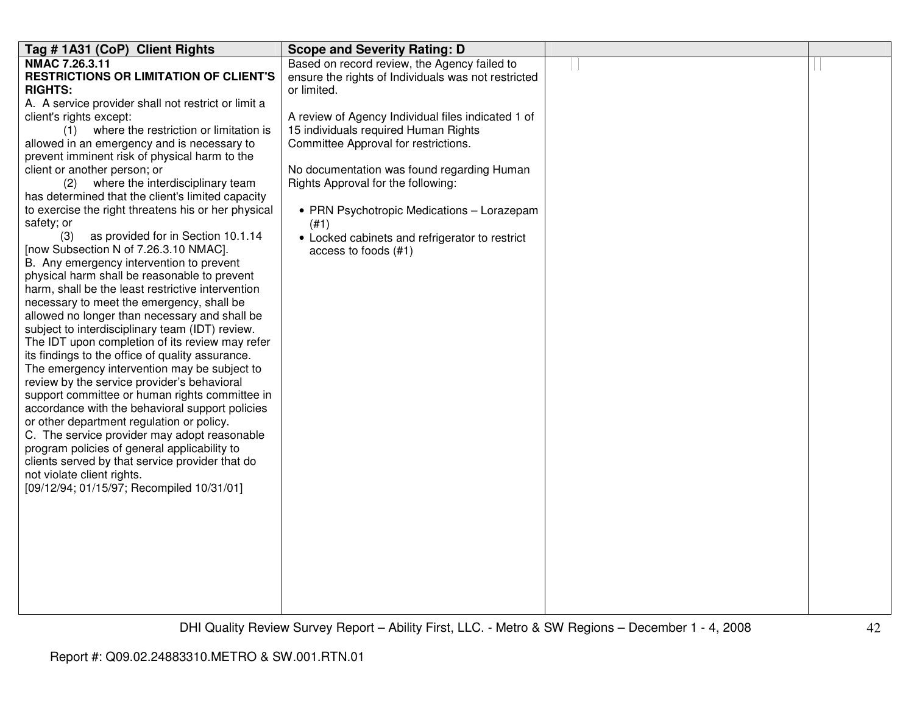| Tag # 1A31 (CoP) Client Rights | Scope and Severity Rating: D | | |
|---|---|---|---|
| **NMAC 7.26.3.11**<br>**RESTRICTIONS OR LIMITATION OF CLIENT'S RIGHTS:**<br>A. A service provider shall not restrict or limit a client's rights except:<br>(1) where the restriction or limitation is allowed in an emergency and is necessary to prevent imminent risk of physical harm to the client or another person; or<br>(2) where the interdisciplinary team has determined that the client's limited capacity to exercise the right threatens his or her physical safety; or<br>(3) as provided for in Section 10.1.14 [now Subsection N of 7.26.3.10 NMAC].<br>B. Any emergency intervention to prevent physical harm shall be reasonable to prevent harm, shall be the least restrictive intervention necessary to meet the emergency, shall be allowed no longer than necessary and shall be subject to interdisciplinary team (IDT) review. The IDT upon completion of its review may refer its findings to the office of quality assurance. The emergency intervention may be subject to review by the service provider's behavioral support committee or human rights committee in accordance with the behavioral support policies or other department regulation or policy.<br>C. The service provider may adopt reasonable program policies of general applicability to clients served by that service provider that do not violate client rights.<br>[09/12/94; 01/15/97; Recompiled 10/31/01] | Based on record review, the Agency failed to ensure the rights of Individuals was not restricted or limited.<br><br>A review of Agency Individual files indicated 1 of 15 individuals required Human Rights Committee Approval for restrictions.<br><br>No documentation was found regarding Human Rights Approval for the following:<br><br>• PRN Psychotropic Medications – Lorazepam (#1)<br>• Locked cabinets and refrigerator to restrict access to foods (#1) | | |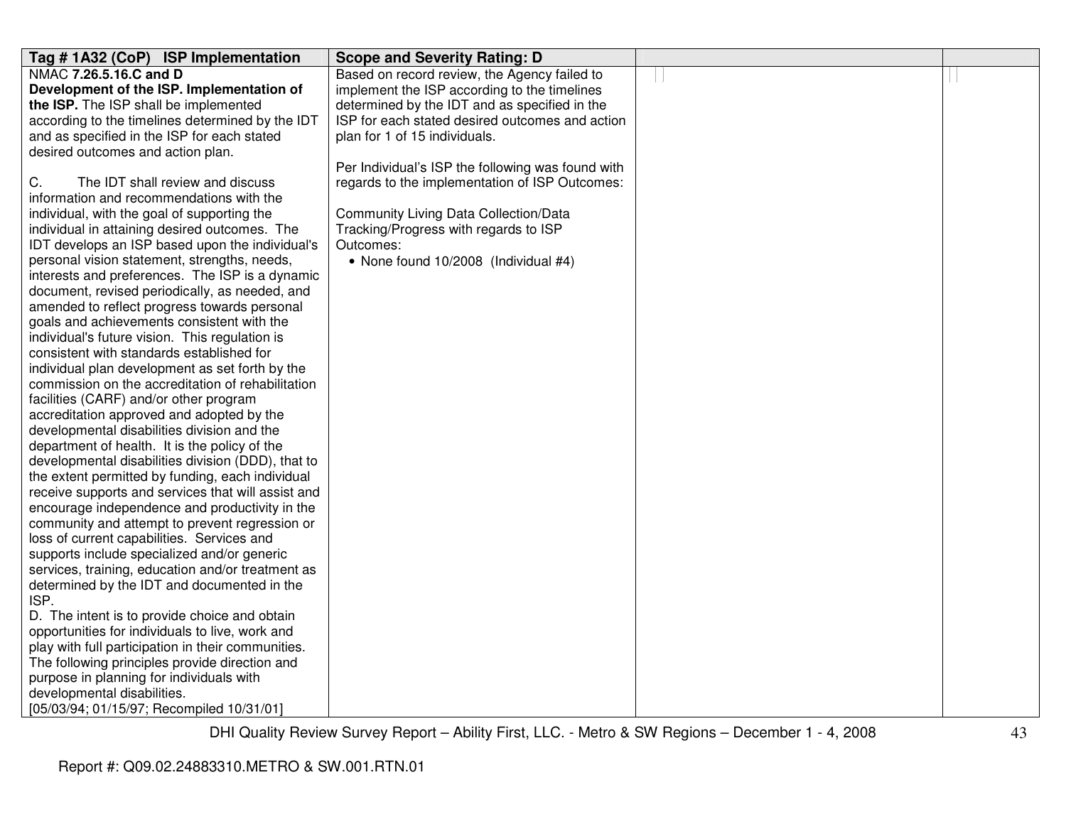| Tag # 1A32 (CoP) ISP Implementation | Scope and Severity Rating: D | | |
|---|---|---|---|
| NMAC **7.26.5.16.C and D**<br>**Development of the ISP. Implementation of the ISP.** The ISP shall be implemented according to the timelines determined by the IDT and as specified in the ISP for each stated desired outcomes and action plan.<br><br>C. The IDT shall review and discuss information and recommendations with the individual, with the goal of supporting the individual in attaining desired outcomes. The IDT develops an ISP based upon the individual's personal vision statement, strengths, needs, interests and preferences. The ISP is a dynamic document, revised periodically, as needed, and amended to reflect progress towards personal goals and achievements consistent with the individual's future vision. This regulation is consistent with standards established for individual plan development as set forth by the commission on the accreditation of rehabilitation facilities (CARF) and/or other program accreditation approved and adopted by the developmental disabilities division and the department of health. It is the policy of the developmental disabilities division (DDD), that to the extent permitted by funding, each individual receive supports and services that will assist and encourage independence and productivity in the community and attempt to prevent regression or loss of current capabilities. Services and supports include specialized and/or generic services, training, education and/or treatment as determined by the IDT and documented in the ISP.<br>D. The intent is to provide choice and obtain opportunities for individuals to live, work and play with full participation in their communities. The following principles provide direction and purpose in planning for individuals with developmental disabilities.<br>[05/03/94; 01/15/97; Recompiled 10/31/01] | Based on record review, the Agency failed to implement the ISP according to the timelines determined by the IDT and as specified in the ISP for each stated desired outcomes and action plan for 1 of 15 individuals.<br><br>Per Individual's ISP the following was found with regards to the implementation of ISP Outcomes:<br><br>Community Living Data Collection/Data Tracking/Progress with regards to ISP Outcomes:<br>• None found 10/2008 (Individual #4) | | |

DHI Quality Review Survey Report – Ability First, LLC. - Metro & SW Regions – December 1 - 4, 2008

Report #: Q09.02.24883310.METRO & SW.001.RTN.01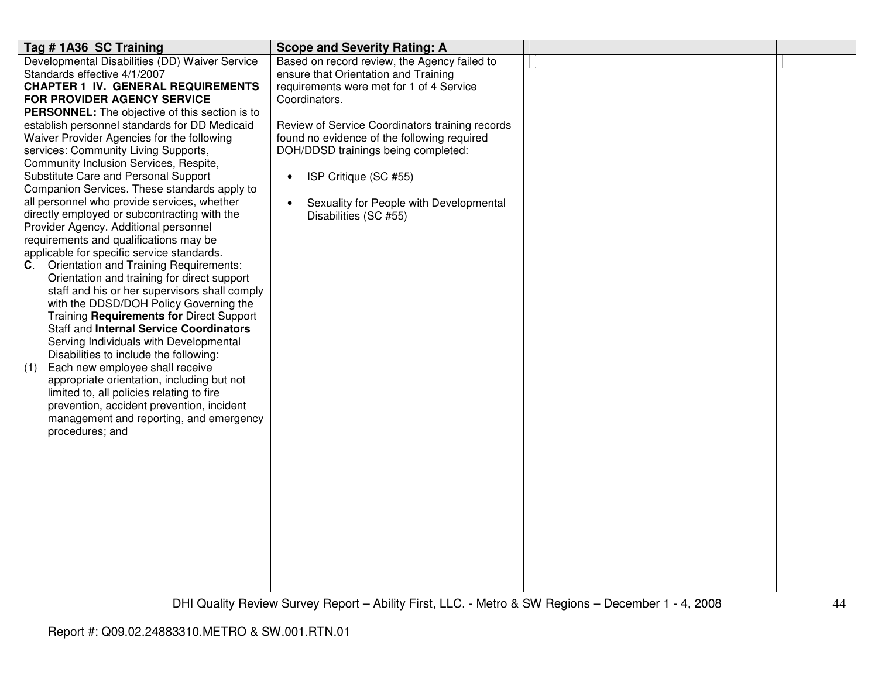| Tag # 1A36 SC Training | Scope and Severity Rating: A | | |
|---|---|---|---|
| Developmental Disabilities (DD) Waiver Service Standards effective 4/1/2007<br>**CHAPTER 1 IV. GENERAL REQUIREMENTS FOR PROVIDER AGENCY SERVICE PERSONNEL:** The objective of this section is to establish personnel standards for DD Medicaid Waiver Provider Agencies for the following services: Community Living Supports, Community Inclusion Services, Respite, Substitute Care and Personal Support Companion Services. These standards apply to all personnel who provide services, whether directly employed or subcontracting with the Provider Agency. Additional personnel requirements and qualifications may be applicable for specific service standards.<br>**C**. Orientation and Training Requirements: Orientation and training for direct support staff and his or her supervisors shall comply with the DDSD/DOH Policy Governing the Training **Requirements for** Direct Support Staff and **Internal Service Coordinators** Serving Individuals with Developmental Disabilities to include the following:<br>(1) Each new employee shall receive appropriate orientation, including but not limited to, all policies relating to fire prevention, accident prevention, incident management and reporting, and emergency procedures; and | Based on record review, the Agency failed to ensure that Orientation and Training requirements were met for 1 of 4 Service Coordinators.<br><br>Review of Service Coordinators training records found no evidence of the following required DOH/DDSD trainings being completed:<br><br>• ISP Critique (SC #55)<br><br>• Sexuality for People with Developmental Disabilities (SC #55) | | |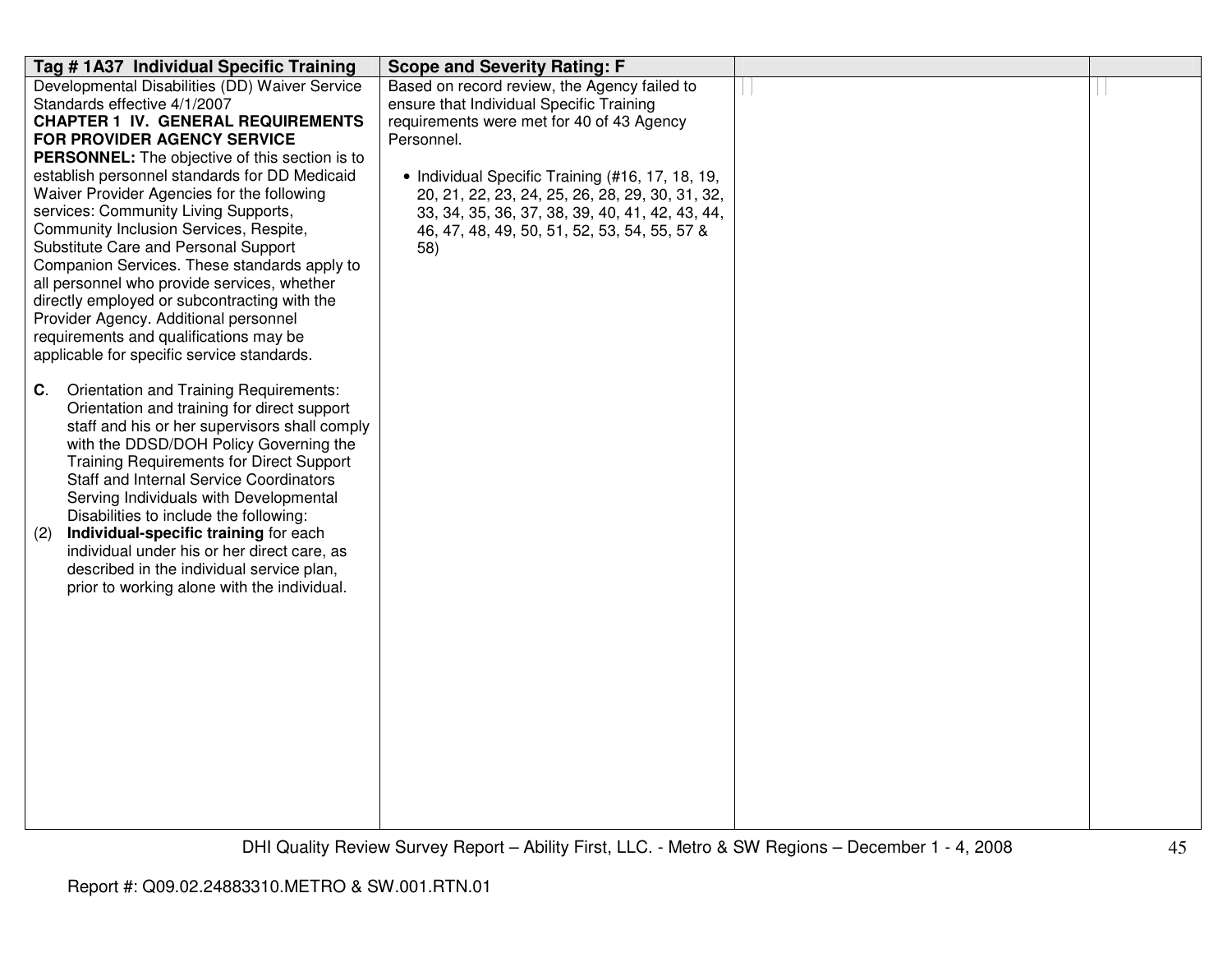| Tag # 1A37 Individual Specific Training | Scope and Severity Rating: F | | |
|---|---|---|---|
| Developmental Disabilities (DD) Waiver Service Standards effective 4/1/2007<br>**CHAPTER 1 IV. GENERAL REQUIREMENTS FOR PROVIDER AGENCY SERVICE PERSONNEL:** The objective of this section is to establish personnel standards for DD Medicaid Waiver Provider Agencies for the following services: Community Living Supports, Community Inclusion Services, Respite, Substitute Care and Personal Support Companion Services. These standards apply to all personnel who provide services, whether directly employed or subcontracting with the Provider Agency. Additional personnel requirements and qualifications may be applicable for specific service standards.<br><br>**C**. Orientation and Training Requirements: Orientation and training for direct support staff and his or her supervisors shall comply with the DDSD/DOH Policy Governing the Training Requirements for Direct Support Staff and Internal Service Coordinators Serving Individuals with Developmental Disabilities to include the following:<br>(2) **Individual-specific training** for each individual under his or her direct care, as described in the individual service plan, prior to working alone with the individual. | Based on record review, the Agency failed to ensure that Individual Specific Training requirements were met for 40 of 43 Agency Personnel.<br><br>• Individual Specific Training (#16, 17, 18, 19, 20, 21, 22, 23, 24, 25, 26, 28, 29, 30, 31, 32, 33, 34, 35, 36, 37, 38, 39, 40, 41, 42, 43, 44, 46, 47, 48, 49, 50, 51, 52, 53, 54, 55, 57 & 58) | | |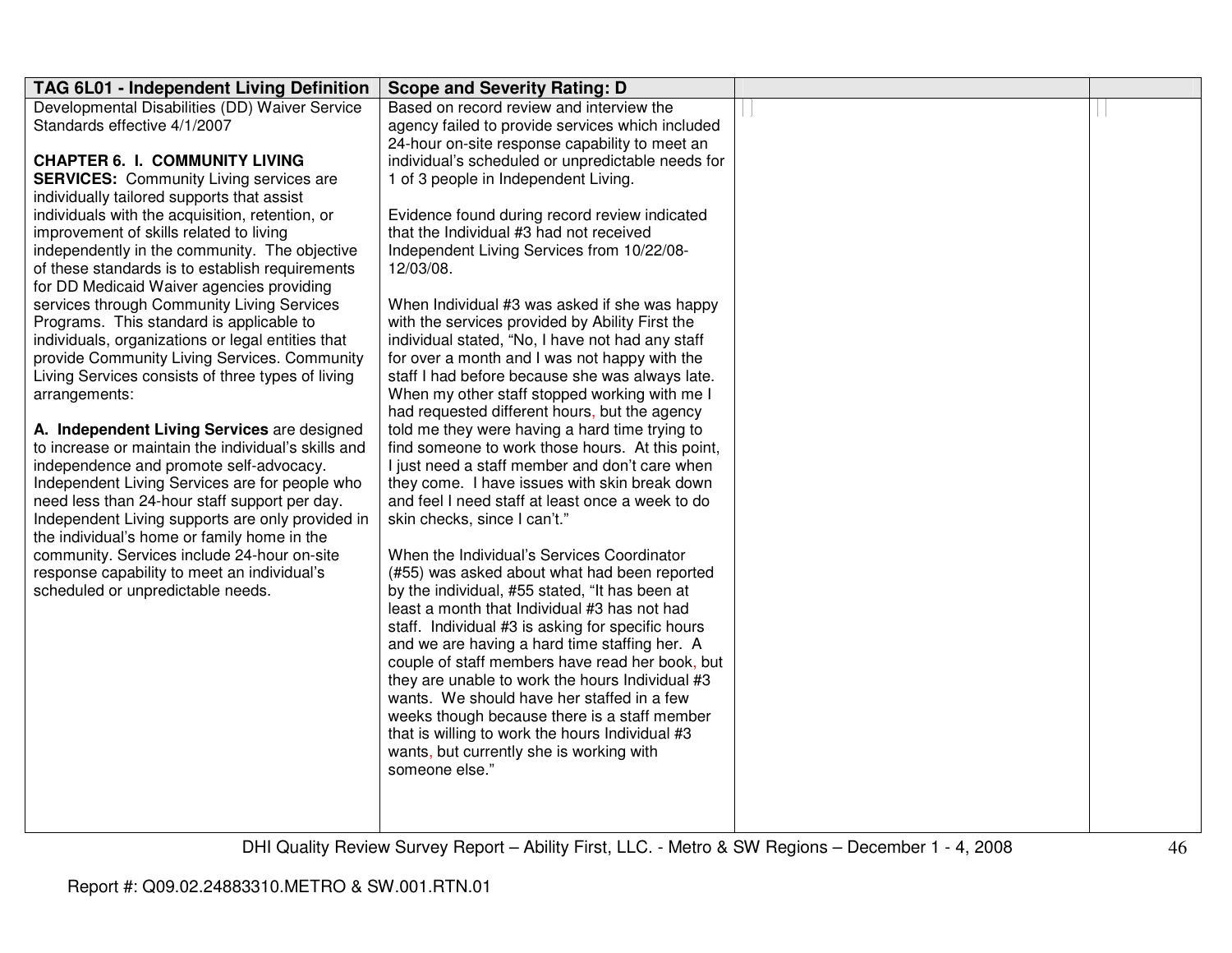| TAG 6L01 - Independent Living Definition | Scope and Severity Rating: D | | |
|---|---|---|---|
| Developmental Disabilities (DD) Waiver Service Standards effective 4/1/2007<br><br>**CHAPTER 6. I. COMMUNITY LIVING SERVICES:** Community Living services are individually tailored supports that assist individuals with the acquisition, retention, or improvement of skills related to living independently in the community. The objective of these standards is to establish requirements for DD Medicaid Waiver agencies providing services through Community Living Services Programs. This standard is applicable to individuals, organizations or legal entities that provide Community Living Services. Community Living Services consists of three types of living arrangements:<br><br>**A. Independent Living Services** are designed to increase or maintain the individual's skills and independence and promote self-advocacy. Independent Living Services are for people who need less than 24-hour staff support per day. Independent Living supports are only provided in the individual's home or family home in the community. Services include 24-hour on-site response capability to meet an individual's scheduled or unpredictable needs. | Based on record review and interview the agency failed to provide services which included 24-hour on-site response capability to meet an individual's scheduled or unpredictable needs for 1 of 3 people in Independent Living.<br><br>Evidence found during record review indicated that the Individual #3 had not received Independent Living Services from 10/22/08-12/03/08.<br><br>When Individual #3 was asked if she was happy with the services provided by Ability First the individual stated, "No, I have not had any staff for over a month and I was not happy with the staff I had before because she was always late. When my other staff stopped working with me I had requested different hours, but the agency told me they were having a hard time trying to find someone to work those hours. At this point, I just need a staff member and don't care when they come. I have issues with skin break down and feel I need staff at least once a week to do skin checks, since I can't."<br><br>When the Individual's Services Coordinator (#55) was asked about what had been reported by the individual, #55 stated, "It has been at least a month that Individual #3 has not had staff. Individual #3 is asking for specific hours and we are having a hard time staffing her. A couple of staff members have read her book, but they are unable to work the hours Individual #3 wants. We should have her staffed in a few weeks though because there is a staff member that is willing to work the hours Individual #3 wants, but currently she is working with someone else." | | |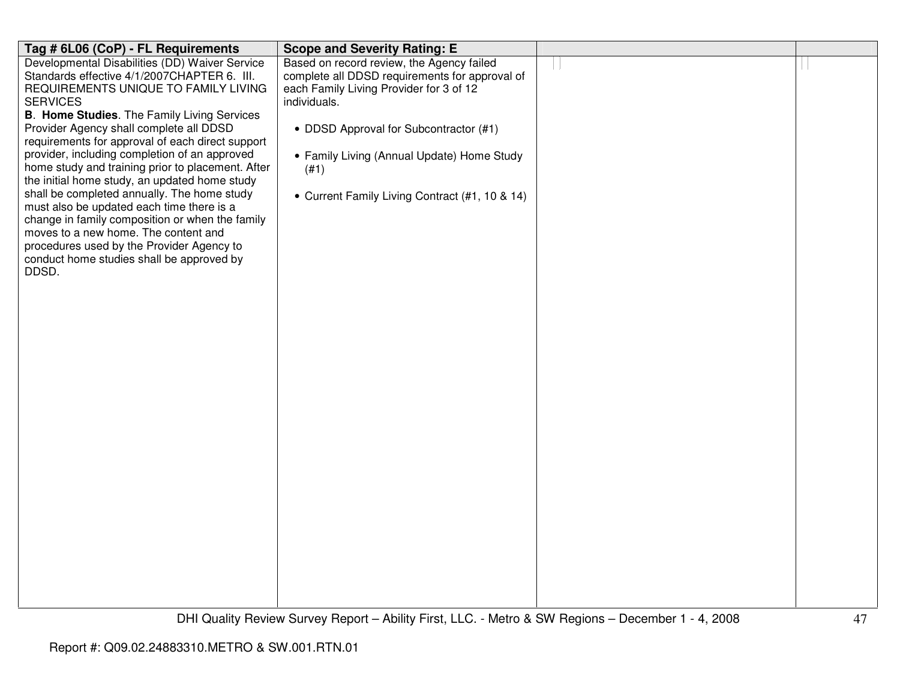| Tag # 6L06 (CoP) - FL Requirements | Scope and Severity Rating: E | | |
|---|---|---|---|
| Developmental Disabilities (DD) Waiver Service Standards effective 4/1/2007CHAPTER 6. III. REQUIREMENTS UNIQUE TO FAMILY LIVING SERVICES<br>**B. Home Studies**. The Family Living Services Provider Agency shall complete all DDSD requirements for approval of each direct support provider, including completion of an approved home study and training prior to placement. After the initial home study, an updated home study shall be completed annually. The home study must also be updated each time there is a change in family composition or when the family moves to a new home. The content and procedures used by the Provider Agency to conduct home studies shall be approved by DDSD. | Based on record review, the Agency failed complete all DDSD requirements for approval of each Family Living Provider for 3 of 12 individuals.<br><br>• DDSD Approval for Subcontractor (#1)<br><br>• Family Living (Annual Update) Home Study (#1)<br><br>• Current Family Living Contract (#1, 10 & 14) | | |

Report #: Q09.02.24883310.METRO & SW.001.RTN.01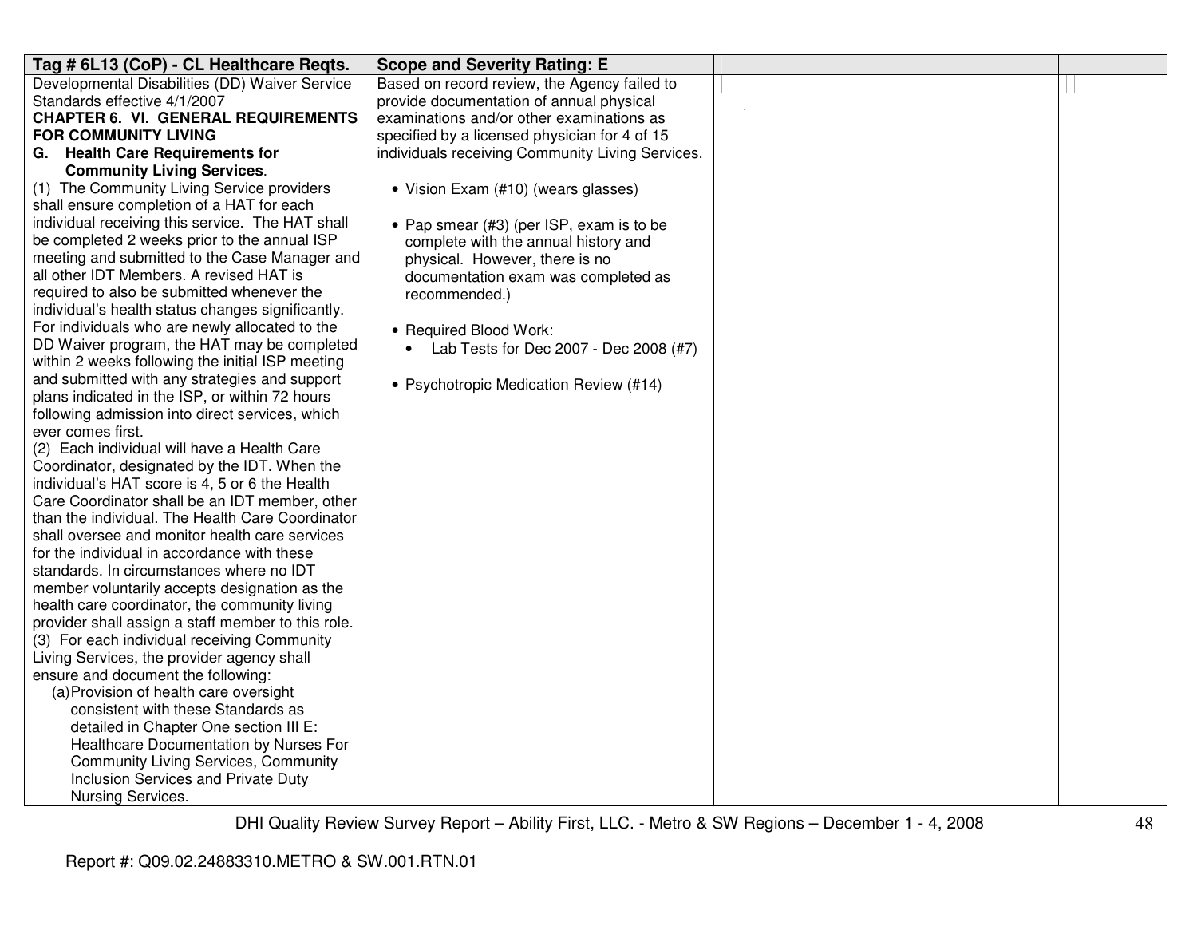| Tag # 6L13 (CoP) - CL Healthcare Reqts. | Scope and Severity Rating: E | | |
|---|---|---|---|
| Developmental Disabilities (DD) Waiver Service Standards effective 4/1/2007<br>**CHAPTER 6. VI. GENERAL REQUIREMENTS FOR COMMUNITY LIVING**<br>**G. Health Care Requirements for Community Living Services**.<br>(1) The Community Living Service providers shall ensure completion of a HAT for each individual receiving this service. The HAT shall be completed 2 weeks prior to the annual ISP meeting and submitted to the Case Manager and all other IDT Members. A revised HAT is required to also be submitted whenever the individual's health status changes significantly. For individuals who are newly allocated to the DD Waiver program, the HAT may be completed within 2 weeks following the initial ISP meeting and submitted with any strategies and support plans indicated in the ISP, or within 72 hours following admission into direct services, which ever comes first.<br>(2) Each individual will have a Health Care Coordinator, designated by the IDT. When the individual's HAT score is 4, 5 or 6 the Health Care Coordinator shall be an IDT member, other than the individual. The Health Care Coordinator shall oversee and monitor health care services for the individual in accordance with these standards. In circumstances where no IDT member voluntarily accepts designation as the health care coordinator, the community living provider shall assign a staff member to this role.<br>(3) For each individual receiving Community Living Services, the provider agency shall ensure and document the following:<br>(a) Provision of health care oversight consistent with these Standards as detailed in Chapter One section III E: Healthcare Documentation by Nurses For Community Living Services, Community Inclusion Services and Private Duty Nursing Services. | Based on record review, the Agency failed to provide documentation of annual physical examinations and/or other examinations as specified by a licensed physician for 4 of 15 individuals receiving Community Living Services.<br><br>• Vision Exam (#10) (wears glasses)<br><br>• Pap smear (#3) (per ISP, exam is to be complete with the annual history and physical. However, there is no documentation exam was completed as recommended.)<br><br>• Required Blood Work:<br>&nbsp;&nbsp;• Lab Tests for Dec 2007 - Dec 2008 (#7)<br><br>• Psychotropic Medication Review (#14) | | |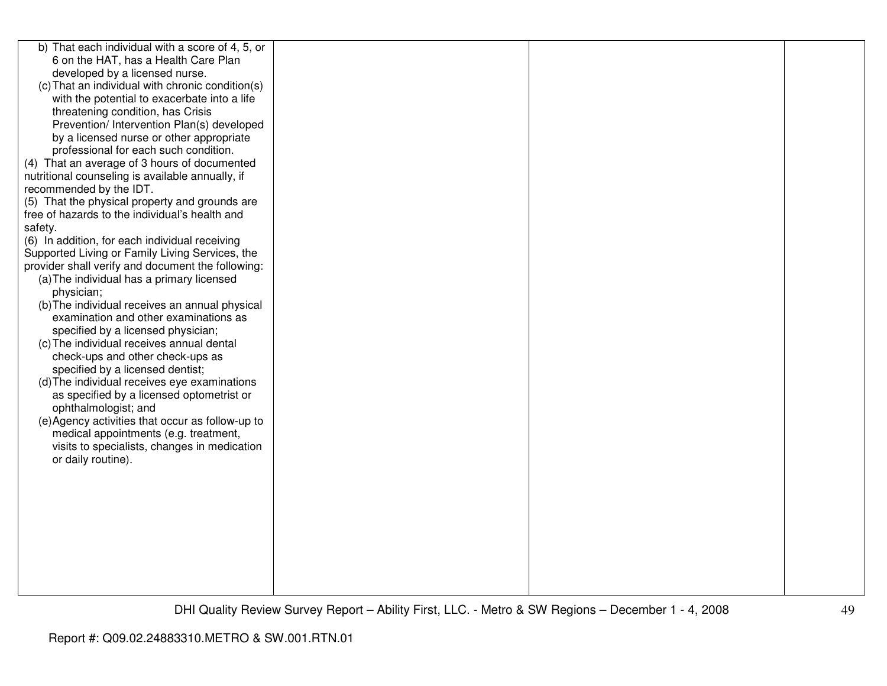| | | | |
|---|---|---|---|
| b) That each individual with a score of 4, 5, or 6 on the HAT, has a Health Care Plan developed by a licensed nurse.<br>(c) That an individual with chronic condition(s) with the potential to exacerbate into a life threatening condition, has Crisis Prevention/ Intervention Plan(s) developed by a licensed nurse or other appropriate professional for each such condition.<br>(4) That an average of 3 hours of documented nutritional counseling is available annually, if recommended by the IDT.<br>(5) That the physical property and grounds are free of hazards to the individual's health and safety.<br>(6) In addition, for each individual receiving Supported Living or Family Living Services, the provider shall verify and document the following:<br>(a) The individual has a primary licensed physician;<br>(b) The individual receives an annual physical examination and other examinations as specified by a licensed physician;<br>(c) The individual receives annual dental check-ups and other check-ups as specified by a licensed dentist;<br>(d) The individual receives eye examinations as specified by a licensed optometrist or ophthalmologist; and<br>(e) Agency activities that occur as follow-up to medical appointments (e.g. treatment, visits to specialists, changes in medication or daily routine). | | | |

Report #: Q09.02.24883310.METRO & SW.001.RTN.01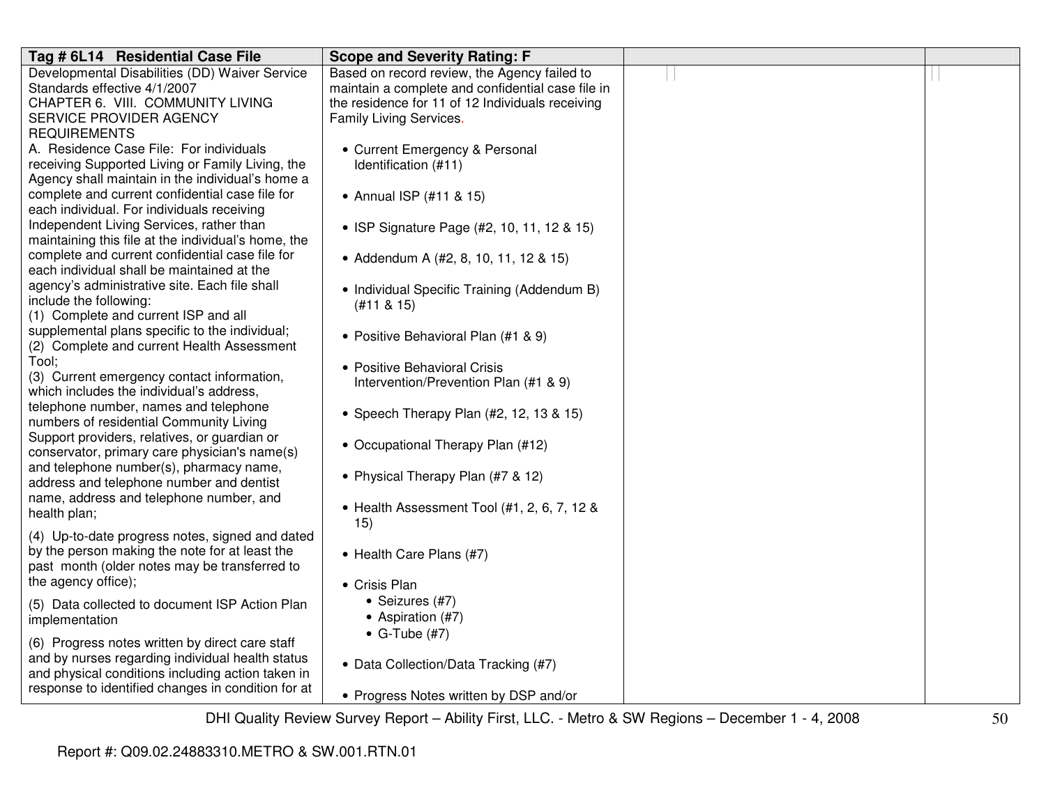| Tag # 6L14 Residential Case File | Scope and Severity Rating: F | | |
|---|---|---|---|
| Developmental Disabilities (DD) Waiver Service Standards effective 4/1/2007<br>CHAPTER 6. VIII. COMMUNITY LIVING SERVICE PROVIDER AGENCY REQUIREMENTS<br>A. Residence Case File: For individuals receiving Supported Living or Family Living, the Agency shall maintain in the individual's home a complete and current confidential case file for each individual. For individuals receiving Independent Living Services, rather than maintaining this file at the individual's home, the complete and current confidential case file for each individual shall be maintained at the agency's administrative site. Each file shall include the following:<br>(1) Complete and current ISP and all supplemental plans specific to the individual;<br>(2) Complete and current Health Assessment Tool;<br>(3) Current emergency contact information, which includes the individual's address, telephone number, names and telephone numbers of residential Community Living Support providers, relatives, or guardian or conservator, primary care physician's name(s) and telephone number(s), pharmacy name, address and telephone number and dentist name, address and telephone number, and health plan;<br>(4) Up-to-date progress notes, signed and dated by the person making the note for at least the past month (older notes may be transferred to the agency office);<br>(5) Data collected to document ISP Action Plan implementation<br>(6) Progress notes written by direct care staff and by nurses regarding individual health status and physical conditions including action taken in response to identified changes in condition for at | Based on record review, the Agency failed to maintain a complete and confidential case file in the residence for 11 of 12 Individuals receiving Family Living Services.<br><br>• Current Emergency & Personal Identification (#11)<br>• Annual ISP (#11 & 15)<br>• ISP Signature Page (#2, 10, 11, 12 & 15)<br>• Addendum A (#2, 8, 10, 11, 12 & 15)<br>• Individual Specific Training (Addendum B) (#11 & 15)<br>• Positive Behavioral Plan (#1 & 9)<br>• Positive Behavioral Crisis Intervention/Prevention Plan (#1 & 9)<br>• Speech Therapy Plan (#2, 12, 13 & 15)<br>• Occupational Therapy Plan (#12)<br>• Physical Therapy Plan (#7 & 12)<br>• Health Assessment Tool (#1, 2, 6, 7, 12 & 15)<br>• Health Care Plans (#7)<br>• Crisis Plan<br>&nbsp;&nbsp;• Seizures (#7)<br>&nbsp;&nbsp;• Aspiration (#7)<br>&nbsp;&nbsp;• G-Tube (#7)<br>• Data Collection/Data Tracking (#7)<br>• Progress Notes written by DSP and/or | | |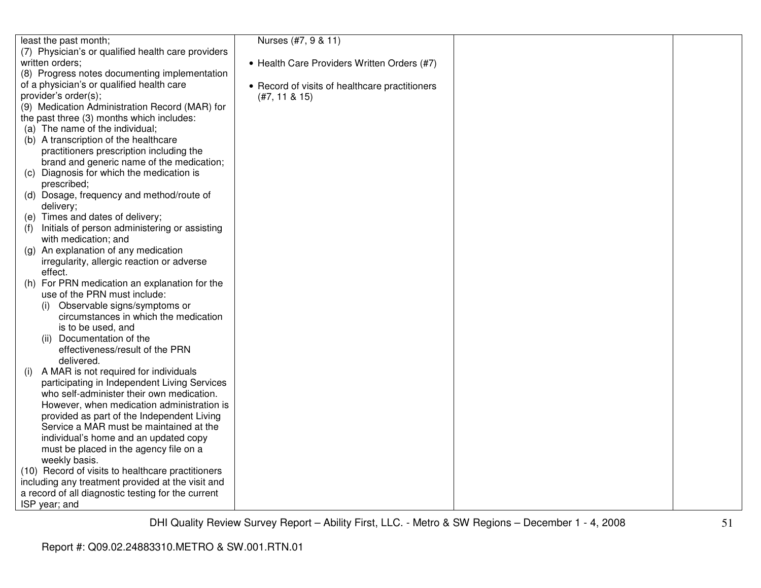| | | | |
|---|---|---|---|
| least the past month;<br>(7) Physician's or qualified health care providers written orders;<br>(8) Progress notes documenting implementation of a physician's or qualified health care provider's order(s);<br>(9) Medication Administration Record (MAR) for the past three (3) months which includes:<br>(a) The name of the individual;<br>(b) A transcription of the healthcare practitioners prescription including the brand and generic name of the medication;<br>(c) Diagnosis for which the medication is prescribed;<br>(d) Dosage, frequency and method/route of delivery;<br>(e) Times and dates of delivery;<br>(f) Initials of person administering or assisting with medication; and<br>(g) An explanation of any medication irregularity, allergic reaction or adverse effect.<br>(h) For PRN medication an explanation for the use of the PRN must include:<br>(i) Observable signs/symptoms or circumstances in which the medication is to be used, and<br>(ii) Documentation of the effectiveness/result of the PRN delivered.<br>(i) A MAR is not required for individuals participating in Independent Living Services who self-administer their own medication. However, when medication administration is provided as part of the Independent Living Service a MAR must be maintained at the individual's home and an updated copy must be placed in the agency file on a weekly basis.<br>(10) Record of visits to healthcare practitioners including any treatment provided at the visit and a record of all diagnostic testing for the current ISP year; and | Nurses (#7, 9 & 11)<br><br>• Health Care Providers Written Orders (#7)<br><br>• Record of visits of healthcare practitioners (#7, 11 & 15) | | |

Report #: Q09.02.24883310.METRO & SW.001.RTN.01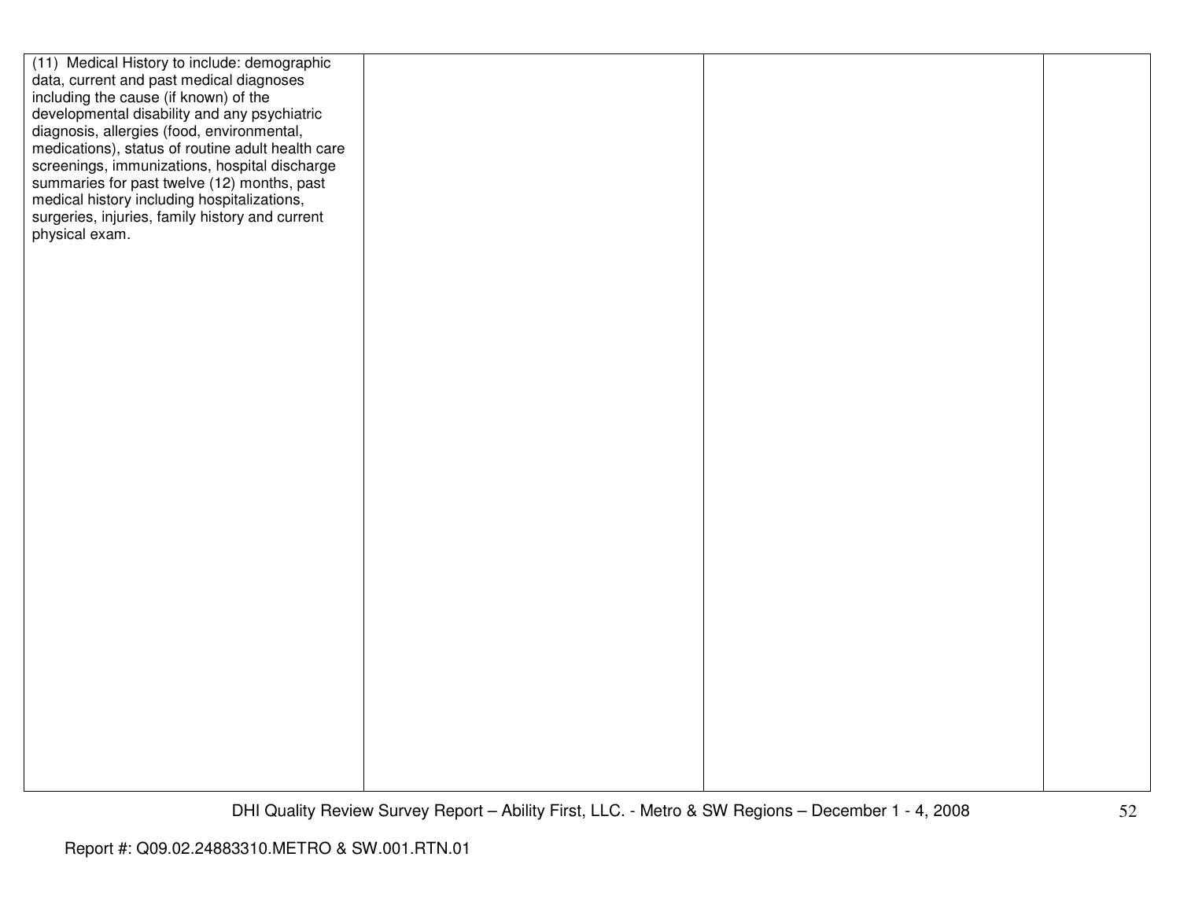| | | | |
|---|---|---|---|
| (11) Medical History to include: demographic data, current and past medical diagnoses including the cause (if known) of the developmental disability and any psychiatric diagnosis, allergies (food, environmental, medications), status of routine adult health care screenings, immunizations, hospital discharge summaries for past twelve (12) months, past medical history including hospitalizations, surgeries, injuries, family history and current physical exam. | | | |

Report #: Q09.02.24883310.METRO & SW.001.RTN.01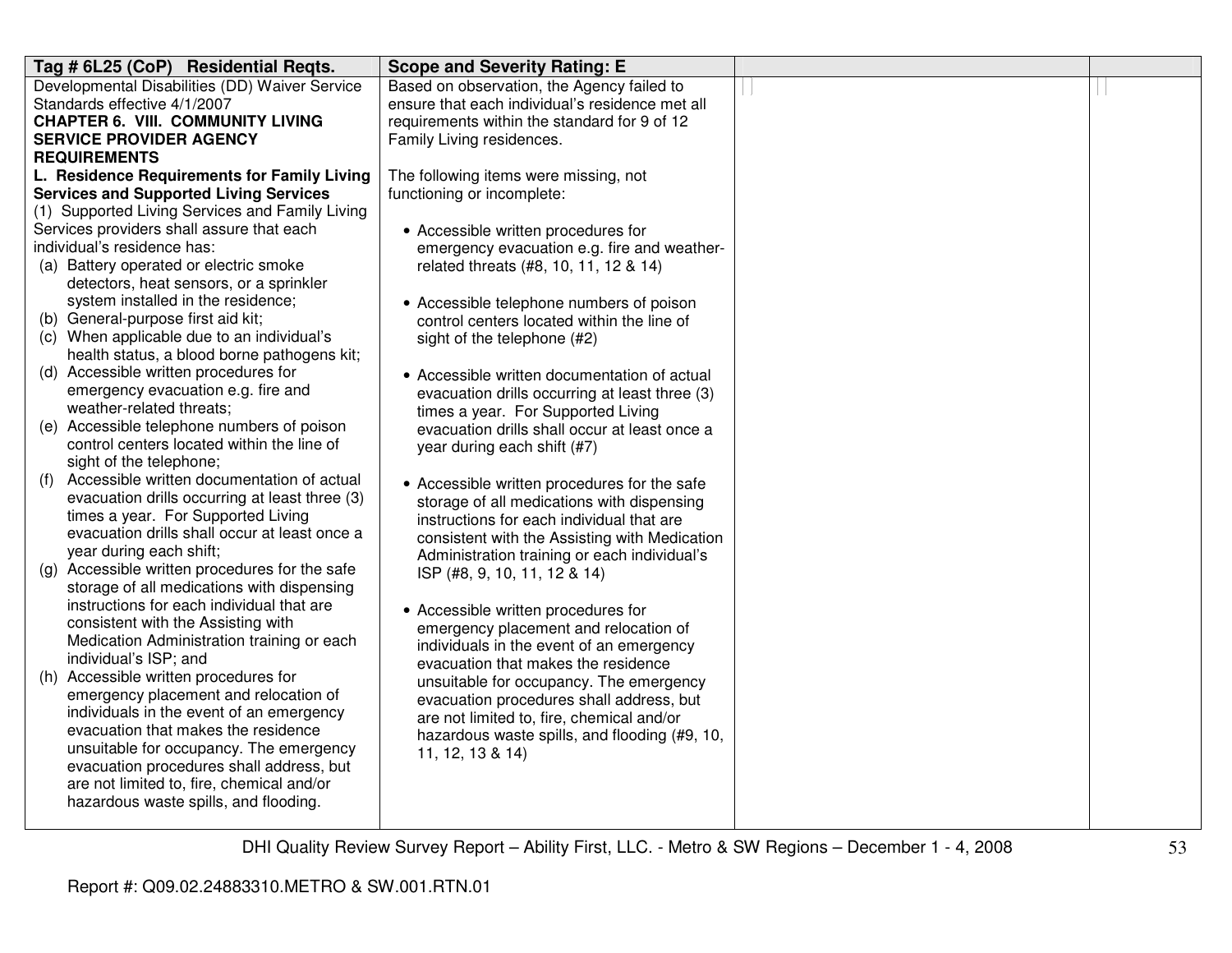| Tag # 6L25 (CoP) Residential Reqts. | Scope and Severity Rating: E | | |
|---|---|---|---|
| Developmental Disabilities (DD) Waiver Service Standards effective 4/1/2007<br>**CHAPTER 6. VIII. COMMUNITY LIVING SERVICE PROVIDER AGENCY REQUIREMENTS**<br>**L. Residence Requirements for Family Living Services and Supported Living Services**<br>(1) Supported Living Services and Family Living Services providers shall assure that each individual's residence has:<br>(a) Battery operated or electric smoke detectors, heat sensors, or a sprinkler system installed in the residence;<br>(b) General-purpose first aid kit;<br>(c) When applicable due to an individual's health status, a blood borne pathogens kit;<br>(d) Accessible written procedures for emergency evacuation e.g. fire and weather-related threats;<br>(e) Accessible telephone numbers of poison control centers located within the line of sight of the telephone;<br>(f) Accessible written documentation of actual evacuation drills occurring at least three (3) times a year. For Supported Living evacuation drills shall occur at least once a year during each shift;<br>(g) Accessible written procedures for the safe storage of all medications with dispensing instructions for each individual that are consistent with the Assisting with Medication Administration training or each individual's ISP; and<br>(h) Accessible written procedures for emergency placement and relocation of individuals in the event of an emergency evacuation that makes the residence unsuitable for occupancy. The emergency evacuation procedures shall address, but are not limited to, fire, chemical and/or hazardous waste spills, and flooding. | Based on observation, the Agency failed to ensure that each individual's residence met all requirements within the standard for 9 of 12 Family Living residences.<br><br>The following items were missing, not functioning or incomplete:<br><br>• Accessible written procedures for emergency evacuation e.g. fire and weather-related threats (#8, 10, 11, 12 & 14)<br><br>• Accessible telephone numbers of poison control centers located within the line of sight of the telephone (#2)<br><br>• Accessible written documentation of actual evacuation drills occurring at least three (3) times a year. For Supported Living evacuation drills shall occur at least once a year during each shift (#7)<br><br>• Accessible written procedures for the safe storage of all medications with dispensing instructions for each individual that are consistent with the Assisting with Medication Administration training or each individual's ISP (#8, 9, 10, 11, 12 & 14)<br><br>• Accessible written procedures for emergency placement and relocation of individuals in the event of an emergency evacuation that makes the residence unsuitable for occupancy. The emergency evacuation procedures shall address, but are not limited to, fire, chemical and/or hazardous waste spills, and flooding (#9, 10, 11, 12, 13 & 14) | | |

DHI Quality Review Survey Report – Ability First, LLC. - Metro & SW Regions – December 1 - 4, 2008

Report #: Q09.02.24883310.METRO & SW.001.RTN.01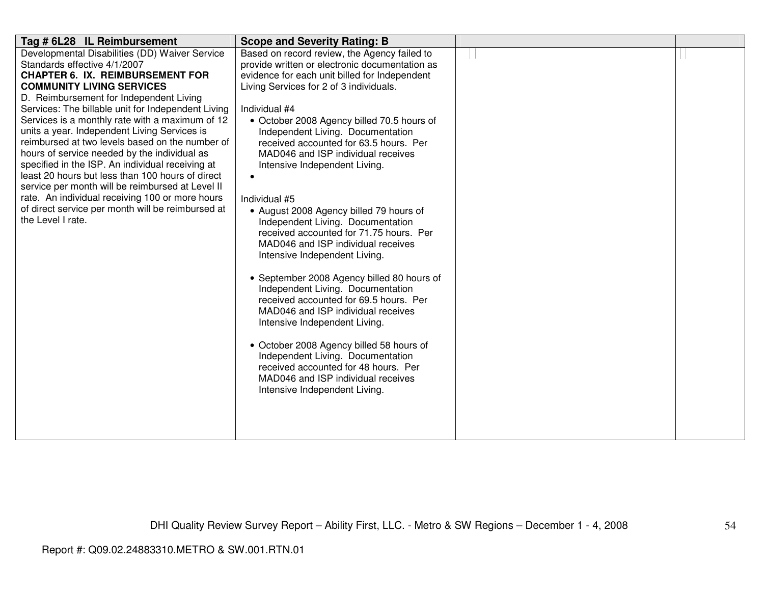| Tag # 6L28 IL Reimbursement | Scope and Severity Rating: B | | |
|---|---|---|---|
| Developmental Disabilities (DD) Waiver Service Standards effective 4/1/2007<br>**CHAPTER 6. IX. REIMBURSEMENT FOR COMMUNITY LIVING SERVICES**<br>D. Reimbursement for Independent Living Services: The billable unit for Independent Living Services is a monthly rate with a maximum of 12 units a year. Independent Living Services is reimbursed at two levels based on the number of hours of service needed by the individual as specified in the ISP. An individual receiving at least 20 hours but less than 100 hours of direct service per month will be reimbursed at Level II rate. An individual receiving 100 or more hours of direct service per month will be reimbursed at the Level I rate. | Based on record review, the Agency failed to provide written or electronic documentation as evidence for each unit billed for Independent Living Services for 2 of 3 individuals.<br><br>Individual #4<br>• October 2008 Agency billed 70.5 hours of Independent Living. Documentation received accounted for 63.5 hours. Per MAD046 and ISP individual receives Intensive Independent Living.<br>•<br><br>Individual #5<br>• August 2008 Agency billed 79 hours of Independent Living. Documentation received accounted for 71.75 hours. Per MAD046 and ISP individual receives Intensive Independent Living.<br><br>• September 2008 Agency billed 80 hours of Independent Living. Documentation received accounted for 69.5 hours. Per MAD046 and ISP individual receives Intensive Independent Living.<br><br>• October 2008 Agency billed 58 hours of Independent Living. Documentation received accounted for 48 hours. Per MAD046 and ISP individual receives Intensive Independent Living. | | |